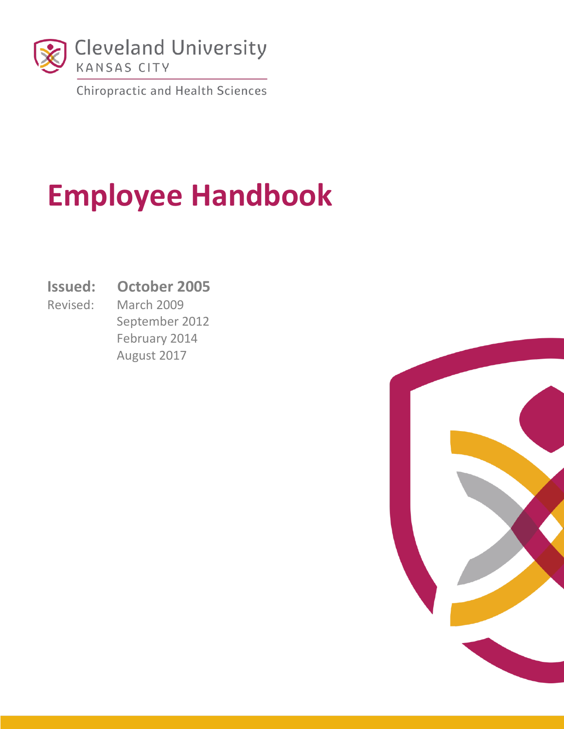Cleveland University
KANSAS CITY

Chiropractic and Health Sciences

# Employee Handbook

**Issued: October 2005**

Revised: March 2009
September 2012
February 2014
August 2017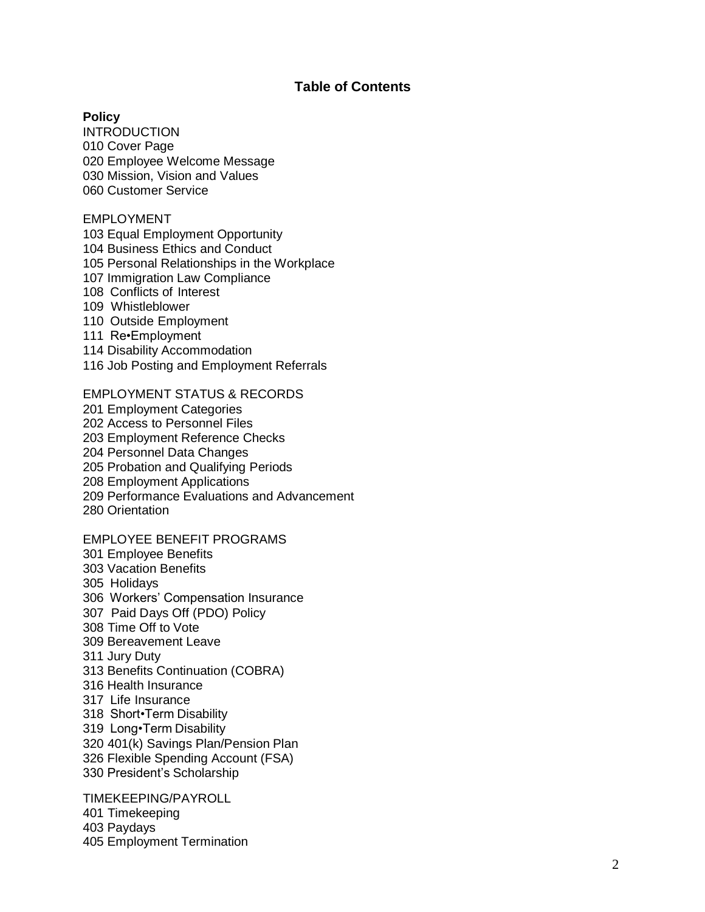# Table of Contents

**Policy**

INTRODUCTION
010 Cover Page
020 Employee Welcome Message
030 Mission, Vision and Values
060 Customer Service

EMPLOYMENT
103 Equal Employment Opportunity
104 Business Ethics and Conduct
105 Personal Relationships in the Workplace
107 Immigration Law Compliance
108 Conflicts of Interest
109 Whistleblower
110 Outside Employment
111 Re•Employment
114 Disability Accommodation
116 Job Posting and Employment Referrals

EMPLOYMENT STATUS & RECORDS
201 Employment Categories
202 Access to Personnel Files
203 Employment Reference Checks
204 Personnel Data Changes
205 Probation and Qualifying Periods
208 Employment Applications
209 Performance Evaluations and Advancement
280 Orientation

EMPLOYEE BENEFIT PROGRAMS
301 Employee Benefits
303 Vacation Benefits
305 Holidays
306 Workers' Compensation Insurance
307 Paid Days Off (PDO) Policy
308 Time Off to Vote
309 Bereavement Leave
311 Jury Duty
313 Benefits Continuation (COBRA)
316 Health Insurance
317 Life Insurance
318 Short•Term Disability
319 Long•Term Disability
320 401(k) Savings Plan/Pension Plan
326 Flexible Spending Account (FSA)
330 President's Scholarship

TIMEKEEPING/PAYROLL
401 Timekeeping
403 Paydays
405 Employment Termination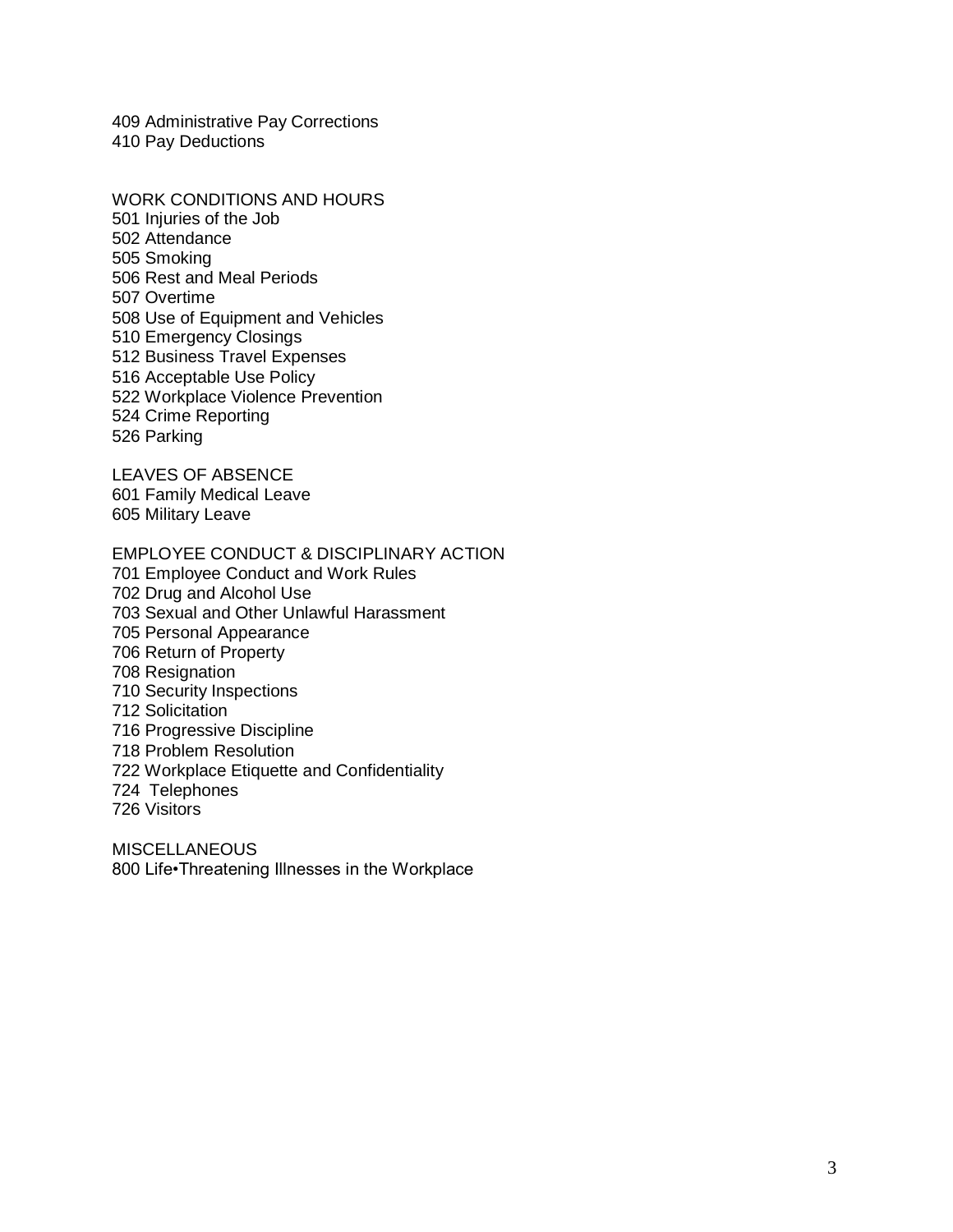409 Administrative Pay Corrections
410 Pay Deductions

WORK CONDITIONS AND HOURS
501 Injuries of the Job
502 Attendance
505 Smoking
506 Rest and Meal Periods
507 Overtime
508 Use of Equipment and Vehicles
510 Emergency Closings
512 Business Travel Expenses
516 Acceptable Use Policy
522 Workplace Violence Prevention
524 Crime Reporting
526 Parking

LEAVES OF ABSENCE
601 Family Medical Leave
605 Military Leave

EMPLOYEE CONDUCT & DISCIPLINARY ACTION
701 Employee Conduct and Work Rules
702 Drug and Alcohol Use
703 Sexual and Other Unlawful Harassment
705 Personal Appearance
706 Return of Property
708 Resignation
710 Security Inspections
712 Solicitation
716 Progressive Discipline
718 Problem Resolution
722 Workplace Etiquette and Confidentiality
724 Telephones
726 Visitors

MISCELLANEOUS
800 Life•Threatening Illnesses in the Workplace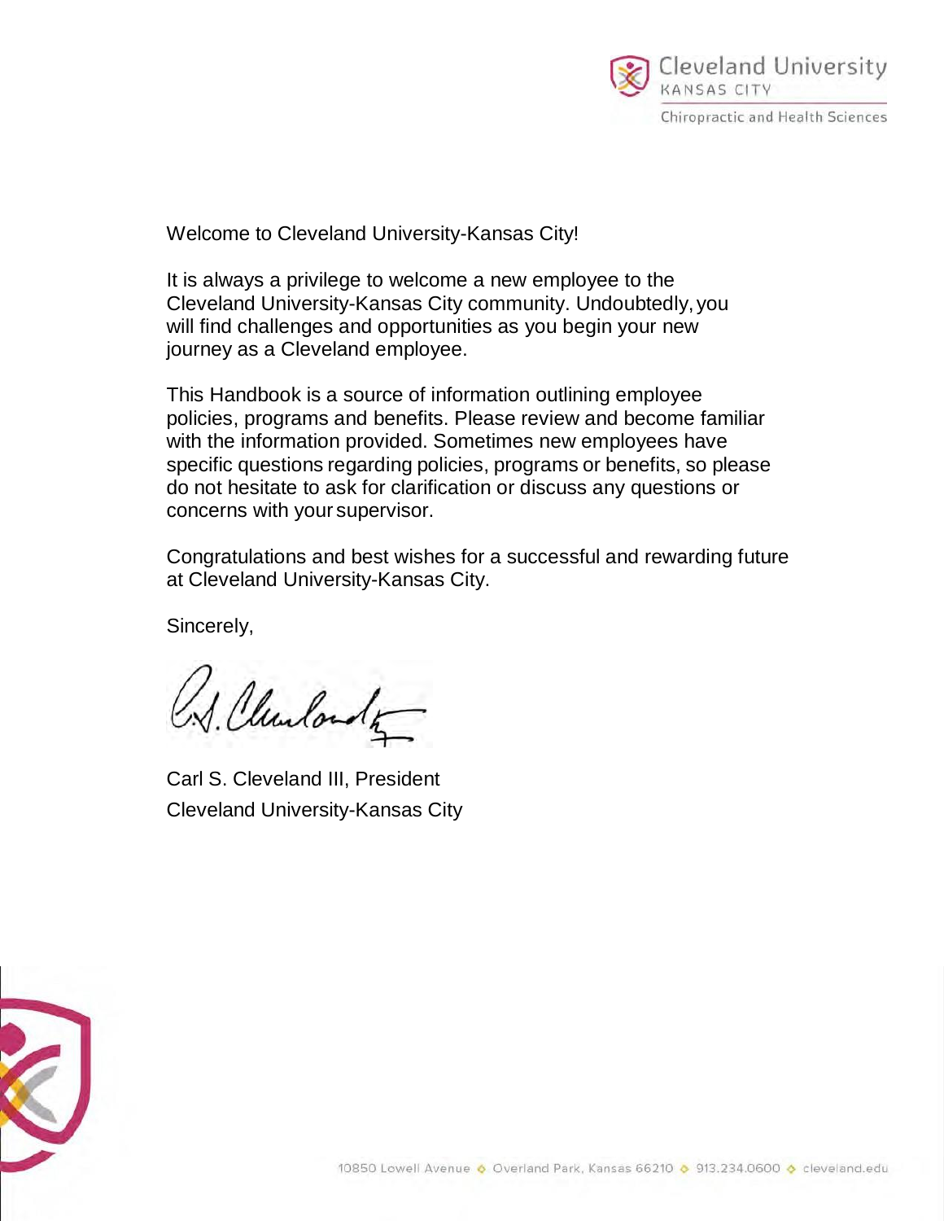Welcome to Cleveland University-Kansas City!

It is always a privilege to welcome a new employee to the Cleveland University-Kansas City community. Undoubtedly, you will find challenges and opportunities as you begin your new journey as a Cleveland employee.

This Handbook is a source of information outlining employee policies, programs and benefits. Please review and become familiar with the information provided. Sometimes new employees have specific questions regarding policies, programs or benefits, so please do not hesitate to ask for clarification or discuss any questions or concerns with your supervisor.

Congratulations and best wishes for a successful and rewarding future at Cleveland University-Kansas City.

Sincerely,

Carl S. Cleveland III, President
Cleveland University-Kansas City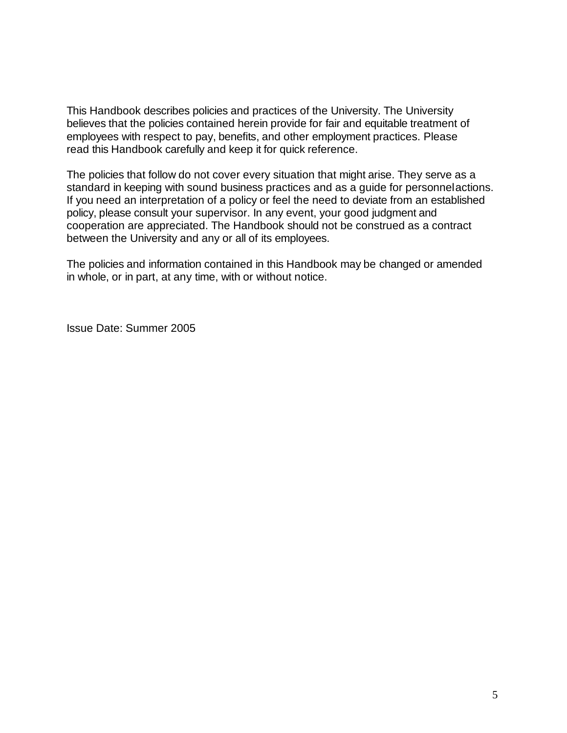This Handbook describes policies and practices of the University. The University believes that the policies contained herein provide for fair and equitable treatment of employees with respect to pay, benefits, and other employment practices. Please read this Handbook carefully and keep it for quick reference.

The policies that follow do not cover every situation that might arise. They serve as a standard in keeping with sound business practices and as a guide for personnel actions. If you need an interpretation of a policy or feel the need to deviate from an established policy, please consult your supervisor. In any event, your good judgment and cooperation are appreciated. The Handbook should not be construed as a contract between the University and any or all of its employees.

The policies and information contained in this Handbook may be changed or amended in whole, or in part, at any time, with or without notice.

Issue Date: Summer 2005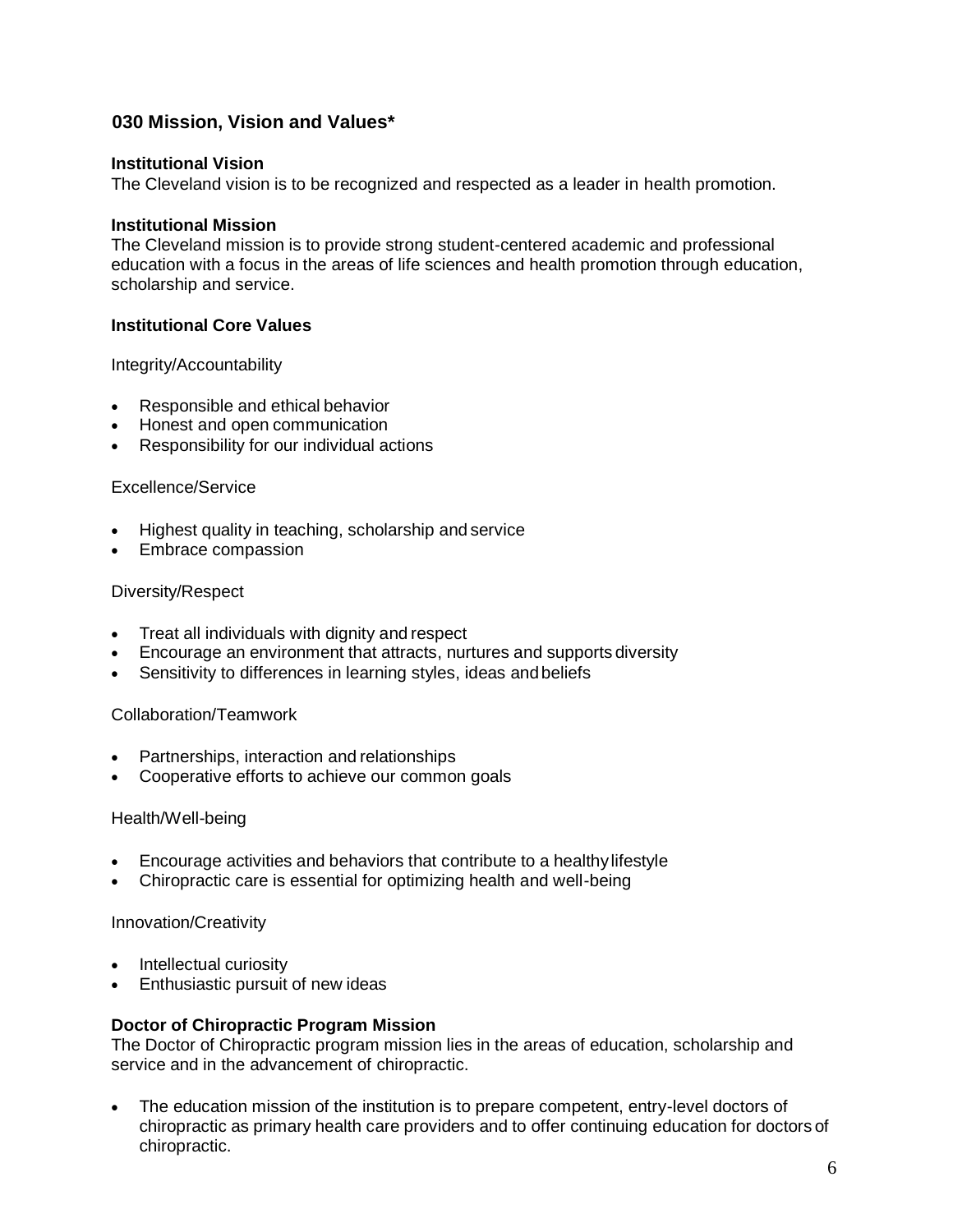## 030 Mission, Vision and Values*

### Institutional Vision

The Cleveland vision is to be recognized and respected as a leader in health promotion.

### Institutional Mission

The Cleveland mission is to provide strong student-centered academic and professional education with a focus in the areas of life sciences and health promotion through education, scholarship and service.

### Institutional Core Values

Integrity/Accountability

- Responsible and ethical behavior
- Honest and open communication
- Responsibility for our individual actions

Excellence/Service

- Highest quality in teaching, scholarship and service
- Embrace compassion

Diversity/Respect

- Treat all individuals with dignity and respect
- Encourage an environment that attracts, nurtures and supports diversity
- Sensitivity to differences in learning styles, ideas and beliefs

Collaboration/Teamwork

- Partnerships, interaction and relationships
- Cooperative efforts to achieve our common goals

Health/Well-being

- Encourage activities and behaviors that contribute to a healthy lifestyle
- Chiropractic care is essential for optimizing health and well-being

Innovation/Creativity

- Intellectual curiosity
- Enthusiastic pursuit of new ideas

### Doctor of Chiropractic Program Mission

The Doctor of Chiropractic program mission lies in the areas of education, scholarship and service and in the advancement of chiropractic.

- The education mission of the institution is to prepare competent, entry-level doctors of chiropractic as primary health care providers and to offer continuing education for doctors of chiropractic.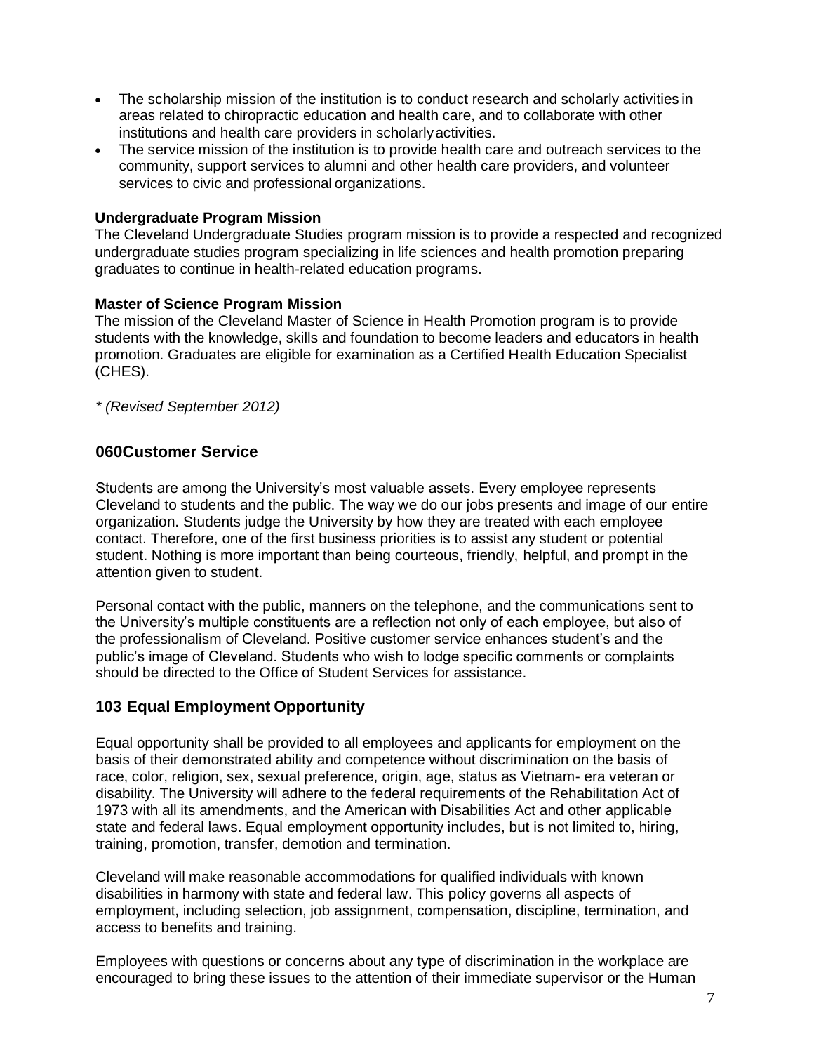- The scholarship mission of the institution is to conduct research and scholarly activities in areas related to chiropractic education and health care, and to collaborate with other institutions and health care providers in scholarly activities.
- The service mission of the institution is to provide health care and outreach services to the community, support services to alumni and other health care providers, and volunteer services to civic and professional organizations.

**Undergraduate Program Mission**

The Cleveland Undergraduate Studies program mission is to provide a respected and recognized undergraduate studies program specializing in life sciences and health promotion preparing graduates to continue in health-related education programs.

**Master of Science Program Mission**

The mission of the Cleveland Master of Science in Health Promotion program is to provide students with the knowledge, skills and foundation to become leaders and educators in health promotion. Graduates are eligible for examination as a Certified Health Education Specialist (CHES).

*\* (Revised September 2012)*

## 060Customer Service

Students are among the University's most valuable assets. Every employee represents Cleveland to students and the public. The way we do our jobs presents and image of our entire organization. Students judge the University by how they are treated with each employee contact. Therefore, one of the first business priorities is to assist any student or potential student. Nothing is more important than being courteous, friendly, helpful, and prompt in the attention given to student.

Personal contact with the public, manners on the telephone, and the communications sent to the University's multiple constituents are a reflection not only of each employee, but also of the professionalism of Cleveland. Positive customer service enhances student's and the public's image of Cleveland. Students who wish to lodge specific comments or complaints should be directed to the Office of Student Services for assistance.

## 103 Equal Employment Opportunity

Equal opportunity shall be provided to all employees and applicants for employment on the basis of their demonstrated ability and competence without discrimination on the basis of race, color, religion, sex, sexual preference, origin, age, status as Vietnam- era veteran or disability. The University will adhere to the federal requirements of the Rehabilitation Act of 1973 with all its amendments, and the American with Disabilities Act and other applicable state and federal laws. Equal employment opportunity includes, but is not limited to, hiring, training, promotion, transfer, demotion and termination.

Cleveland will make reasonable accommodations for qualified individuals with known disabilities in harmony with state and federal law. This policy governs all aspects of employment, including selection, job assignment, compensation, discipline, termination, and access to benefits and training.

Employees with questions or concerns about any type of discrimination in the workplace are encouraged to bring these issues to the attention of their immediate supervisor or the Human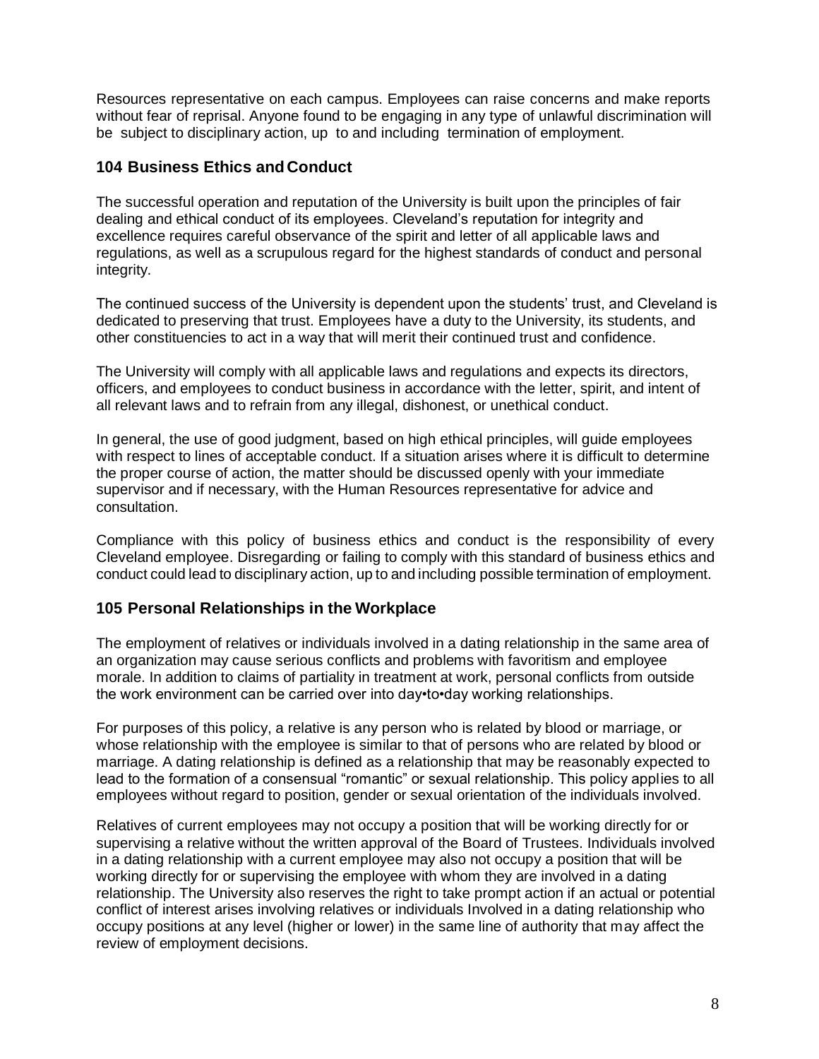Resources representative on each campus. Employees can raise concerns and make reports without fear of reprisal. Anyone found to be engaging in any type of unlawful discrimination will be subject to disciplinary action, up to and including termination of employment.

### 104 Business Ethics and Conduct

The successful operation and reputation of the University is built upon the principles of fair dealing and ethical conduct of its employees. Cleveland's reputation for integrity and excellence requires careful observance of the spirit and letter of all applicable laws and regulations, as well as a scrupulous regard for the highest standards of conduct and personal integrity.

The continued success of the University is dependent upon the students' trust, and Cleveland is dedicated to preserving that trust. Employees have a duty to the University, its students, and other constituencies to act in a way that will merit their continued trust and confidence.

The University will comply with all applicable laws and regulations and expects its directors, officers, and employees to conduct business in accordance with the letter, spirit, and intent of all relevant laws and to refrain from any illegal, dishonest, or unethical conduct.

In general, the use of good judgment, based on high ethical principles, will guide employees with respect to lines of acceptable conduct. If a situation arises where it is difficult to determine the proper course of action, the matter should be discussed openly with your immediate supervisor and if necessary, with the Human Resources representative for advice and consultation.

Compliance with this policy of business ethics and conduct is the responsibility of every Cleveland employee. Disregarding or failing to comply with this standard of business ethics and conduct could lead to disciplinary action, up to and including possible termination of employment.

### 105 Personal Relationships in the Workplace

The employment of relatives or individuals involved in a dating relationship in the same area of an organization may cause serious conflicts and problems with favoritism and employee morale. In addition to claims of partiality in treatment at work, personal conflicts from outside the work environment can be carried over into day•to•day working relationships.

For purposes of this policy, a relative is any person who is related by blood or marriage, or whose relationship with the employee is similar to that of persons who are related by blood or marriage. A dating relationship is defined as a relationship that may be reasonably expected to lead to the formation of a consensual "romantic" or sexual relationship. This policy applies to all employees without regard to position, gender or sexual orientation of the individuals involved.

Relatives of current employees may not occupy a position that will be working directly for or supervising a relative without the written approval of the Board of Trustees. Individuals involved in a dating relationship with a current employee may also not occupy a position that will be working directly for or supervising the employee with whom they are involved in a dating relationship. The University also reserves the right to take prompt action if an actual or potential conflict of interest arises involving relatives or individuals Involved in a dating relationship who occupy positions at any level (higher or lower) in the same line of authority that may affect the review of employment decisions.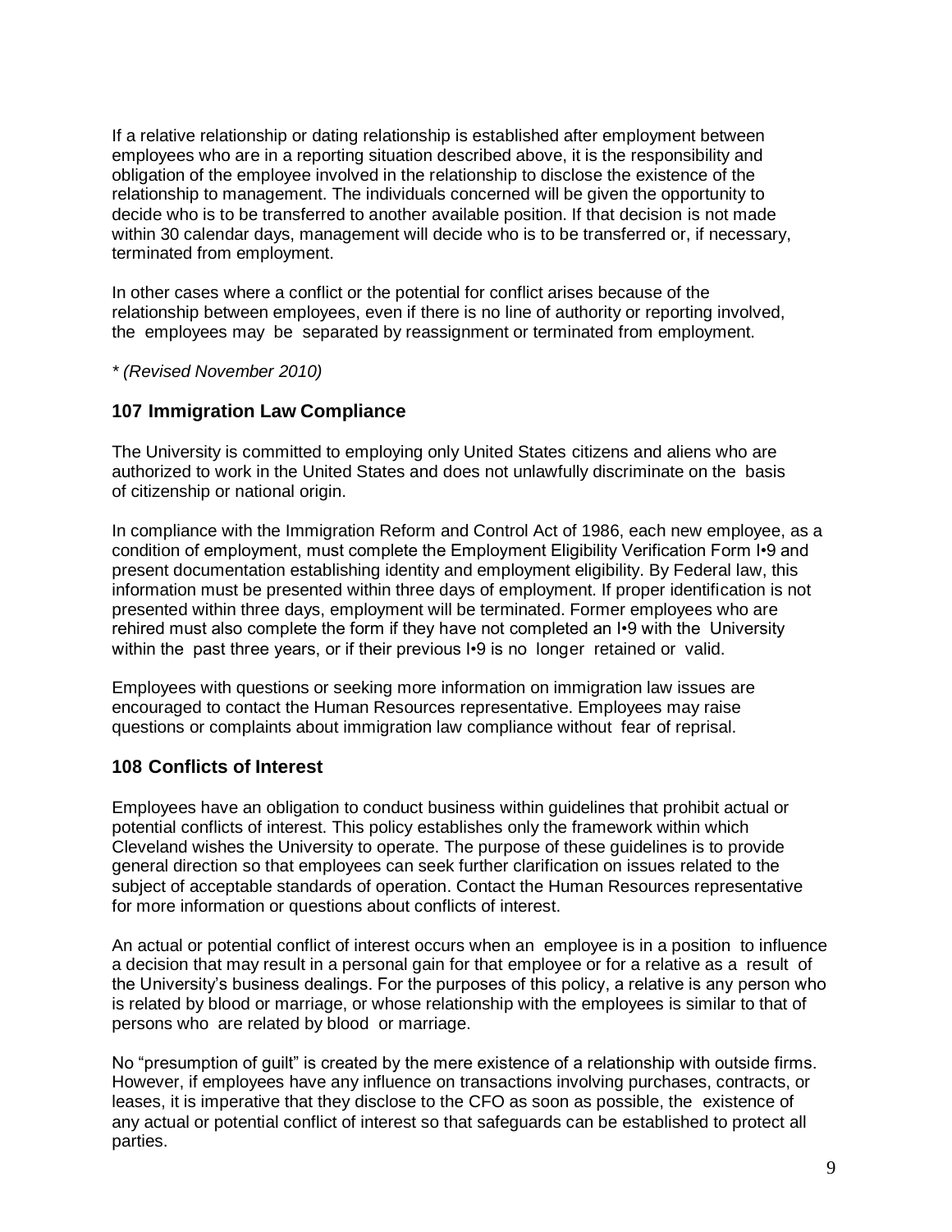If a relative relationship or dating relationship is established after employment between employees who are in a reporting situation described above, it is the responsibility and obligation of the employee involved in the relationship to disclose the existence of the relationship to management. The individuals concerned will be given the opportunity to decide who is to be transferred to another available position. If that decision is not made within 30 calendar days, management will decide who is to be transferred or, if necessary, terminated from employment.

In other cases where a conflict or the potential for conflict arises because of the relationship between employees, even if there is no line of authority or reporting involved, the employees may be separated by reassignment or terminated from employment.

*\* (Revised November 2010)*

## 107 Immigration Law Compliance

The University is committed to employing only United States citizens and aliens who are authorized to work in the United States and does not unlawfully discriminate on the basis of citizenship or national origin.

In compliance with the Immigration Reform and Control Act of 1986, each new employee, as a condition of employment, must complete the Employment Eligibility Verification Form I•9 and present documentation establishing identity and employment eligibility. By Federal law, this information must be presented within three days of employment. If proper identification is not presented within three days, employment will be terminated. Former employees who are rehired must also complete the form if they have not completed an I•9 with the University within the past three years, or if their previous I•9 is no longer retained or valid.

Employees with questions or seeking more information on immigration law issues are encouraged to contact the Human Resources representative. Employees may raise questions or complaints about immigration law compliance without fear of reprisal.

## 108 Conflicts of Interest

Employees have an obligation to conduct business within guidelines that prohibit actual or potential conflicts of interest. This policy establishes only the framework within which Cleveland wishes the University to operate. The purpose of these guidelines is to provide general direction so that employees can seek further clarification on issues related to the subject of acceptable standards of operation. Contact the Human Resources representative for more information or questions about conflicts of interest.

An actual or potential conflict of interest occurs when an employee is in a position to influence a decision that may result in a personal gain for that employee or for a relative as a result of the University's business dealings. For the purposes of this policy, a relative is any person who is related by blood or marriage, or whose relationship with the employees is similar to that of persons who are related by blood or marriage.

No "presumption of guilt" is created by the mere existence of a relationship with outside firms. However, if employees have any influence on transactions involving purchases, contracts, or leases, it is imperative that they disclose to the CFO as soon as possible, the existence of any actual or potential conflict of interest so that safeguards can be established to protect all parties.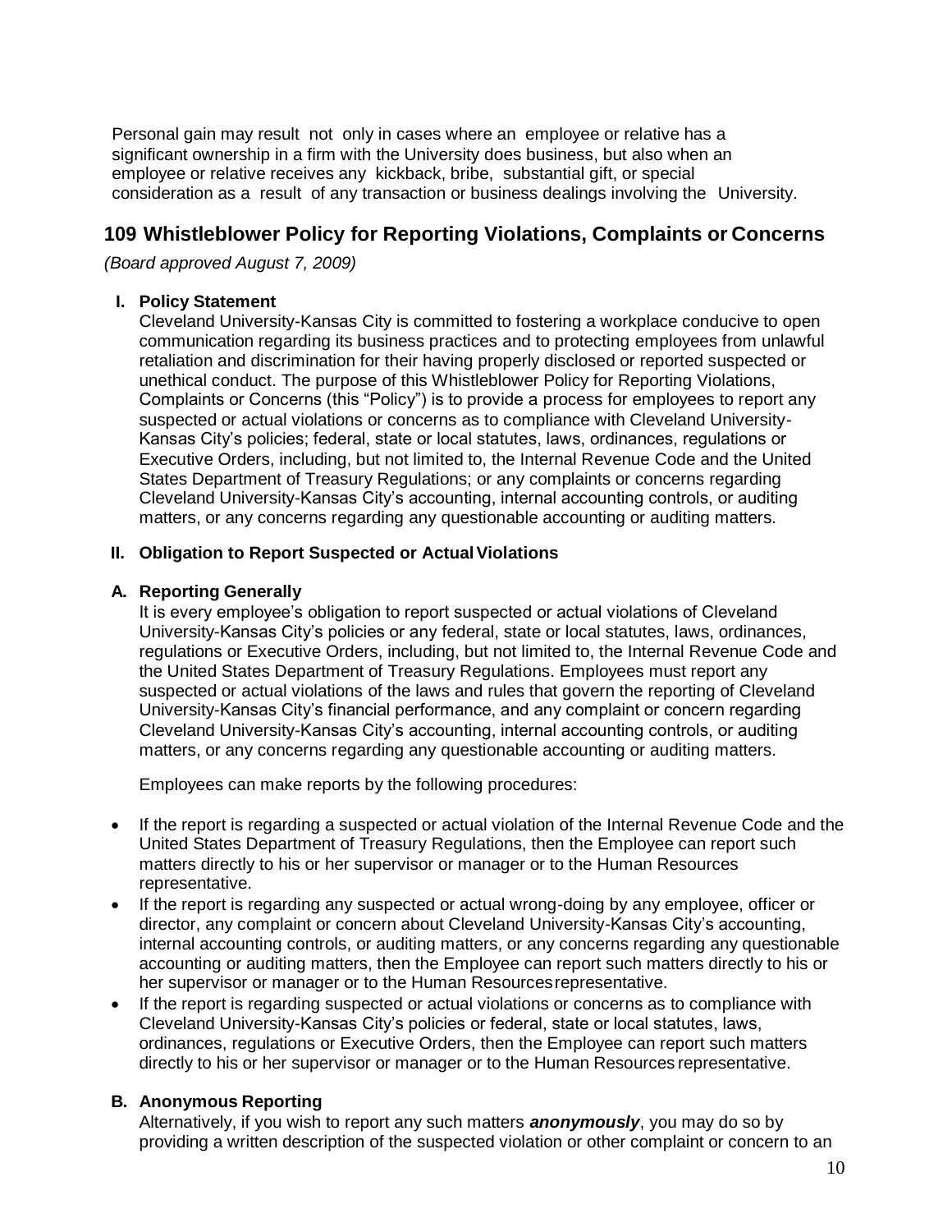Personal gain may result not only in cases where an employee or relative has a significant ownership in a firm with the University does business, but also when an employee or relative receives any kickback, bribe, substantial gift, or special consideration as a result of any transaction or business dealings involving the University.

## 109 Whistleblower Policy for Reporting Violations, Complaints or Concerns

*(Board approved August 7, 2009)*

**I. Policy Statement**

Cleveland University-Kansas City is committed to fostering a workplace conducive to open communication regarding its business practices and to protecting employees from unlawful retaliation and discrimination for their having properly disclosed or reported suspected or unethical conduct. The purpose of this Whistleblower Policy for Reporting Violations, Complaints or Concerns (this "Policy") is to provide a process for employees to report any suspected or actual violations or concerns as to compliance with Cleveland University-Kansas City's policies; federal, state or local statutes, laws, ordinances, regulations or Executive Orders, including, but not limited to, the Internal Revenue Code and the United States Department of Treasury Regulations; or any complaints or concerns regarding Cleveland University-Kansas City's accounting, internal accounting controls, or auditing matters, or any concerns regarding any questionable accounting or auditing matters.

**II. Obligation to Report Suspected or Actual Violations**

**A. Reporting Generally**

It is every employee's obligation to report suspected or actual violations of Cleveland University-Kansas City's policies or any federal, state or local statutes, laws, ordinances, regulations or Executive Orders, including, but not limited to, the Internal Revenue Code and the United States Department of Treasury Regulations. Employees must report any suspected or actual violations of the laws and rules that govern the reporting of Cleveland University-Kansas City's financial performance, and any complaint or concern regarding Cleveland University-Kansas City's accounting, internal accounting controls, or auditing matters, or any concerns regarding any questionable accounting or auditing matters.

Employees can make reports by the following procedures:

- If the report is regarding a suspected or actual violation of the Internal Revenue Code and the United States Department of Treasury Regulations, then the Employee can report such matters directly to his or her supervisor or manager or to the Human Resources representative.
- If the report is regarding any suspected or actual wrong-doing by any employee, officer or director, any complaint or concern about Cleveland University-Kansas City's accounting, internal accounting controls, or auditing matters, or any concerns regarding any questionable accounting or auditing matters, then the Employee can report such matters directly to his or her supervisor or manager or to the Human Resources representative.
- If the report is regarding suspected or actual violations or concerns as to compliance with Cleveland University-Kansas City's policies or federal, state or local statutes, laws, ordinances, regulations or Executive Orders, then the Employee can report such matters directly to his or her supervisor or manager or to the Human Resources representative.

**B. Anonymous Reporting**

Alternatively, if you wish to report any such matters ***anonymously***, you may do so by providing a written description of the suspected violation or other complaint or concern to an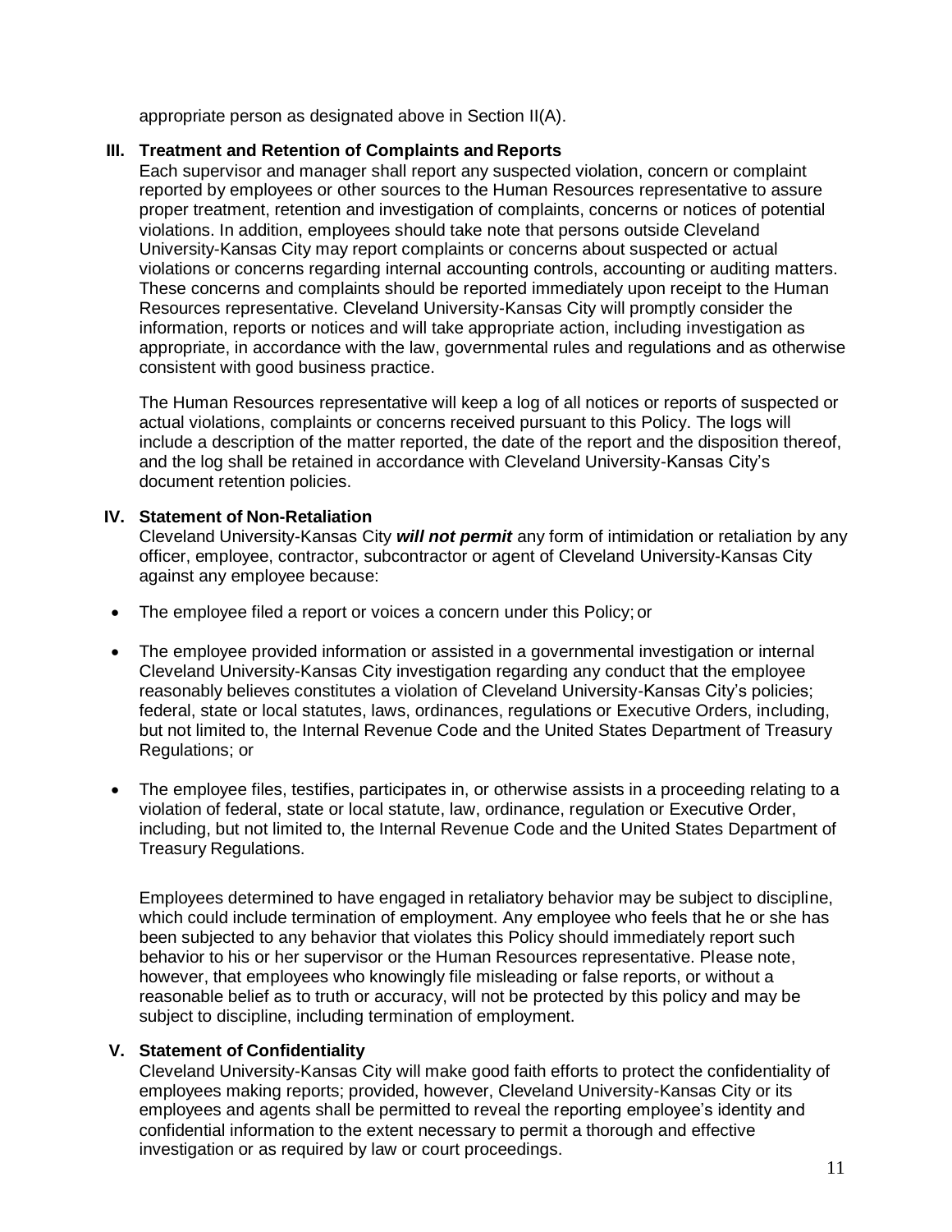appropriate person as designated above in Section II(A).

## III. Treatment and Retention of Complaints and Reports

Each supervisor and manager shall report any suspected violation, concern or complaint reported by employees or other sources to the Human Resources representative to assure proper treatment, retention and investigation of complaints, concerns or notices of potential violations. In addition, employees should take note that persons outside Cleveland University-Kansas City may report complaints or concerns about suspected or actual violations or concerns regarding internal accounting controls, accounting or auditing matters. These concerns and complaints should be reported immediately upon receipt to the Human Resources representative. Cleveland University-Kansas City will promptly consider the information, reports or notices and will take appropriate action, including investigation as appropriate, in accordance with the law, governmental rules and regulations and as otherwise consistent with good business practice.

The Human Resources representative will keep a log of all notices or reports of suspected or actual violations, complaints or concerns received pursuant to this Policy. The logs will include a description of the matter reported, the date of the report and the disposition thereof, and the log shall be retained in accordance with Cleveland University-Kansas City's document retention policies.

## IV. Statement of Non-Retaliation

Cleveland University-Kansas City ***will not permit*** any form of intimidation or retaliation by any officer, employee, contractor, subcontractor or agent of Cleveland University-Kansas City against any employee because:

- The employee filed a report or voices a concern under this Policy; or
- The employee provided information or assisted in a governmental investigation or internal Cleveland University-Kansas City investigation regarding any conduct that the employee reasonably believes constitutes a violation of Cleveland University-Kansas City's policies; federal, state or local statutes, laws, ordinances, regulations or Executive Orders, including, but not limited to, the Internal Revenue Code and the United States Department of Treasury Regulations; or
- The employee files, testifies, participates in, or otherwise assists in a proceeding relating to a violation of federal, state or local statute, law, ordinance, regulation or Executive Order, including, but not limited to, the Internal Revenue Code and the United States Department of Treasury Regulations.

Employees determined to have engaged in retaliatory behavior may be subject to discipline, which could include termination of employment. Any employee who feels that he or she has been subjected to any behavior that violates this Policy should immediately report such behavior to his or her supervisor or the Human Resources representative. Please note, however, that employees who knowingly file misleading or false reports, or without a reasonable belief as to truth or accuracy, will not be protected by this policy and may be subject to discipline, including termination of employment.

## V. Statement of Confidentiality

Cleveland University-Kansas City will make good faith efforts to protect the confidentiality of employees making reports; provided, however, Cleveland University-Kansas City or its employees and agents shall be permitted to reveal the reporting employee's identity and confidential information to the extent necessary to permit a thorough and effective investigation or as required by law or court proceedings.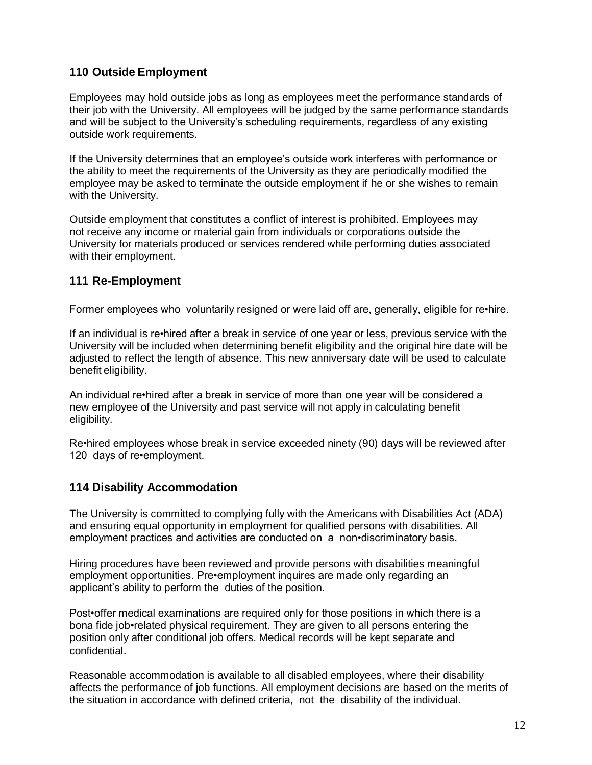## 110 Outside Employment

Employees may hold outside jobs as long as employees meet the performance standards of their job with the University. All employees will be judged by the same performance standards and will be subject to the University's scheduling requirements, regardless of any existing outside work requirements.

If the University determines that an employee's outside work interferes with performance or the ability to meet the requirements of the University as they are periodically modified the employee may be asked to terminate the outside employment if he or she wishes to remain with the University.

Outside employment that constitutes a conflict of interest is prohibited. Employees may not receive any income or material gain from individuals or corporations outside the University for materials produced or services rendered while performing duties associated with their employment.

## 111 Re-Employment

Former employees who voluntarily resigned or were laid off are, generally, eligible for re•hire.

If an individual is re•hired after a break in service of one year or less, previous service with the University will be included when determining benefit eligibility and the original hire date will be adjusted to reflect the length of absence. This new anniversary date will be used to calculate benefit eligibility.

An individual re•hired after a break in service of more than one year will be considered a new employee of the University and past service will not apply in calculating benefit eligibility.

Re•hired employees whose break in service exceeded ninety (90) days will be reviewed after 120 days of re•employment.

## 114 Disability Accommodation

The University is committed to complying fully with the Americans with Disabilities Act (ADA) and ensuring equal opportunity in employment for qualified persons with disabilities. All employment practices and activities are conducted on a non•discriminatory basis.

Hiring procedures have been reviewed and provide persons with disabilities meaningful employment opportunities. Pre•employment inquires are made only regarding an applicant's ability to perform the duties of the position.

Post•offer medical examinations are required only for those positions in which there is a bona fide job•related physical requirement. They are given to all persons entering the position only after conditional job offers. Medical records will be kept separate and confidential.

Reasonable accommodation is available to all disabled employees, where their disability affects the performance of job functions. All employment decisions are based on the merits of the situation in accordance with defined criteria, not the disability of the individual.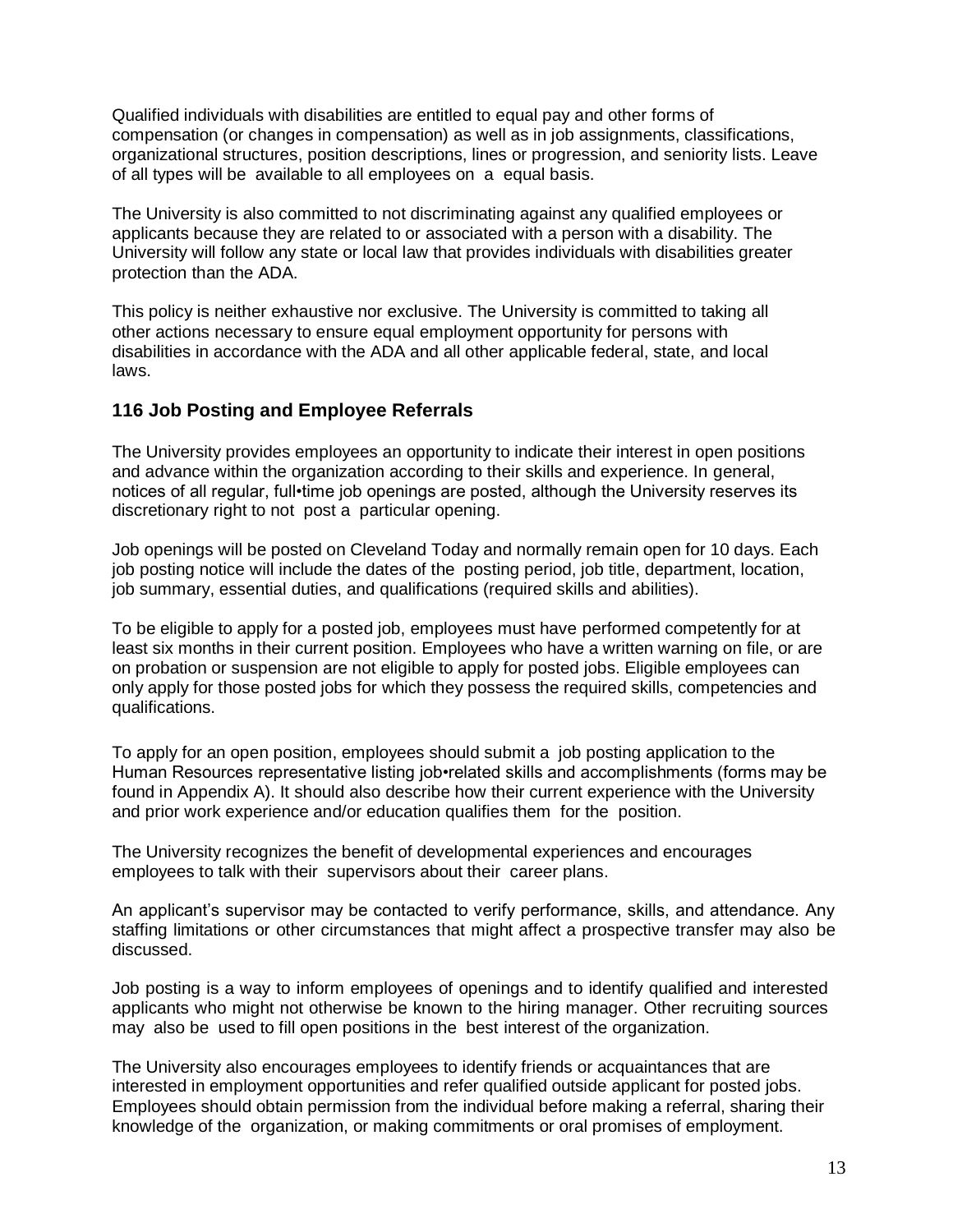Qualified individuals with disabilities are entitled to equal pay and other forms of compensation (or changes in compensation) as well as in job assignments, classifications, organizational structures, position descriptions, lines or progression, and seniority lists. Leave of all types will be available to all employees on a equal basis.

The University is also committed to not discriminating against any qualified employees or applicants because they are related to or associated with a person with a disability. The University will follow any state or local law that provides individuals with disabilities greater protection than the ADA.

This policy is neither exhaustive nor exclusive. The University is committed to taking all other actions necessary to ensure equal employment opportunity for persons with disabilities in accordance with the ADA and all other applicable federal, state, and local laws.

## 116 Job Posting and Employee Referrals

The University provides employees an opportunity to indicate their interest in open positions and advance within the organization according to their skills and experience. In general, notices of all regular, full•time job openings are posted, although the University reserves its discretionary right to not post a particular opening.

Job openings will be posted on Cleveland Today and normally remain open for 10 days. Each job posting notice will include the dates of the posting period, job title, department, location, job summary, essential duties, and qualifications (required skills and abilities).

To be eligible to apply for a posted job, employees must have performed competently for at least six months in their current position. Employees who have a written warning on file, or are on probation or suspension are not eligible to apply for posted jobs. Eligible employees can only apply for those posted jobs for which they possess the required skills, competencies and qualifications.

To apply for an open position, employees should submit a job posting application to the Human Resources representative listing job•related skills and accomplishments (forms may be found in Appendix A). It should also describe how their current experience with the University and prior work experience and/or education qualifies them for the position.

The University recognizes the benefit of developmental experiences and encourages employees to talk with their supervisors about their career plans.

An applicant's supervisor may be contacted to verify performance, skills, and attendance. Any staffing limitations or other circumstances that might affect a prospective transfer may also be discussed.

Job posting is a way to inform employees of openings and to identify qualified and interested applicants who might not otherwise be known to the hiring manager. Other recruiting sources may also be used to fill open positions in the best interest of the organization.

The University also encourages employees to identify friends or acquaintances that are interested in employment opportunities and refer qualified outside applicant for posted jobs. Employees should obtain permission from the individual before making a referral, sharing their knowledge of the organization, or making commitments or oral promises of employment.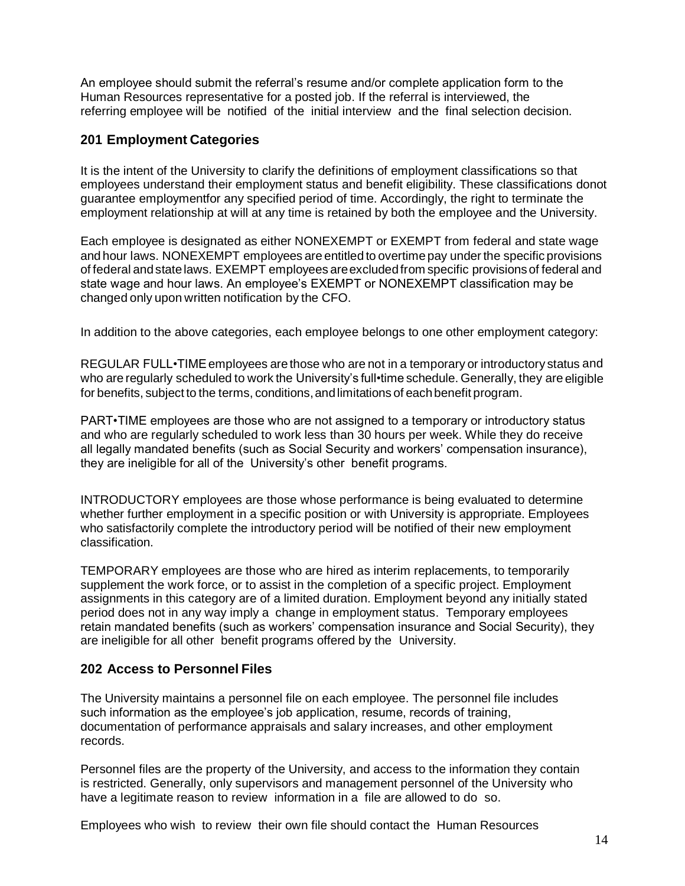An employee should submit the referral's resume and/or complete application form to the Human Resources representative for a posted job. If the referral is interviewed, the referring employee will be notified of the initial interview and the final selection decision.

## 201 Employment Categories

It is the intent of the University to clarify the definitions of employment classifications so that employees understand their employment status and benefit eligibility. These classifications donot guarantee employmentfor any specified period of time. Accordingly, the right to terminate the employment relationship at will at any time is retained by both the employee and the University.

Each employee is designated as either NONEXEMPT or EXEMPT from federal and state wage and hour laws. NONEXEMPT employees are entitled to overtime pay under the specific provisions of federal and state laws. EXEMPT employees are excluded from specific provisions of federal and state wage and hour laws. An employee's EXEMPT or NONEXEMPT classification may be changed only upon written notification by the CFO.

In addition to the above categories, each employee belongs to one other employment category:

REGULAR FULL•TIME employees are those who are not in a temporary or introductory status and who are regularly scheduled to work the University's full•time schedule. Generally, they are eligible for benefits, subject to the terms, conditions, and limitations of each benefit program.

PART•TIME employees are those who are not assigned to a temporary or introductory status and who are regularly scheduled to work less than 30 hours per week. While they do receive all legally mandated benefits (such as Social Security and workers' compensation insurance), they are ineligible for all of the University's other benefit programs.

INTRODUCTORY employees are those whose performance is being evaluated to determine whether further employment in a specific position or with University is appropriate. Employees who satisfactorily complete the introductory period will be notified of their new employment classification.

TEMPORARY employees are those who are hired as interim replacements, to temporarily supplement the work force, or to assist in the completion of a specific project. Employment assignments in this category are of a limited duration. Employment beyond any initially stated period does not in any way imply a change in employment status. Temporary employees retain mandated benefits (such as workers' compensation insurance and Social Security), they are ineligible for all other benefit programs offered by the University.

## 202 Access to Personnel Files

The University maintains a personnel file on each employee. The personnel file includes such information as the employee's job application, resume, records of training, documentation of performance appraisals and salary increases, and other employment records.

Personnel files are the property of the University, and access to the information they contain is restricted. Generally, only supervisors and management personnel of the University who have a legitimate reason to review information in a file are allowed to do so.

Employees who wish to review their own file should contact the Human Resources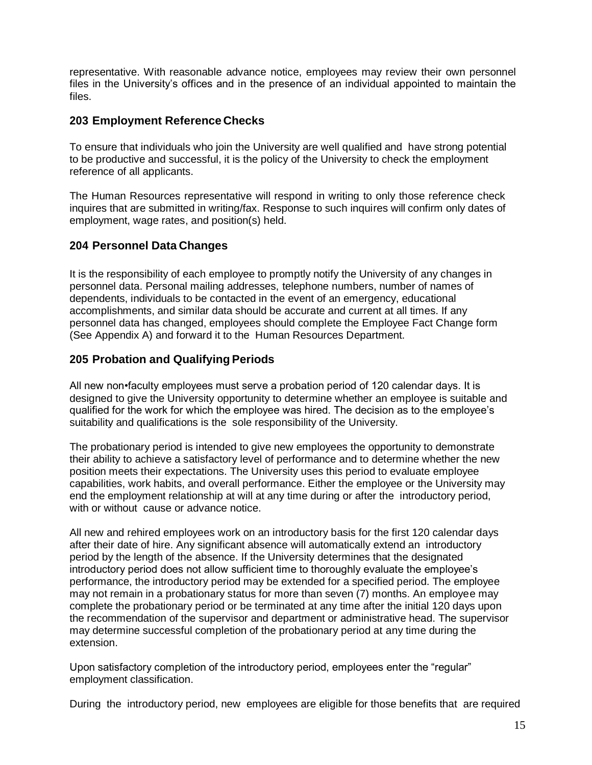representative. With reasonable advance notice, employees may review their own personnel files in the University's offices and in the presence of an individual appointed to maintain the files.

## 203 Employment Reference Checks

To ensure that individuals who join the University are well qualified and have strong potential to be productive and successful, it is the policy of the University to check the employment reference of all applicants.

The Human Resources representative will respond in writing to only those reference check inquires that are submitted in writing/fax. Response to such inquires will confirm only dates of employment, wage rates, and position(s) held.

## 204 Personnel Data Changes

It is the responsibility of each employee to promptly notify the University of any changes in personnel data. Personal mailing addresses, telephone numbers, number of names of dependents, individuals to be contacted in the event of an emergency, educational accomplishments, and similar data should be accurate and current at all times. If any personnel data has changed, employees should complete the Employee Fact Change form (See Appendix A) and forward it to the Human Resources Department.

## 205 Probation and Qualifying Periods

All new non•faculty employees must serve a probation period of 120 calendar days. It is designed to give the University opportunity to determine whether an employee is suitable and qualified for the work for which the employee was hired. The decision as to the employee's suitability and qualifications is the sole responsibility of the University.

The probationary period is intended to give new employees the opportunity to demonstrate their ability to achieve a satisfactory level of performance and to determine whether the new position meets their expectations. The University uses this period to evaluate employee capabilities, work habits, and overall performance. Either the employee or the University may end the employment relationship at will at any time during or after the introductory period, with or without cause or advance notice.

All new and rehired employees work on an introductory basis for the first 120 calendar days after their date of hire. Any significant absence will automatically extend an introductory period by the length of the absence. If the University determines that the designated introductory period does not allow sufficient time to thoroughly evaluate the employee's performance, the introductory period may be extended for a specified period. The employee may not remain in a probationary status for more than seven (7) months. An employee may complete the probationary period or be terminated at any time after the initial 120 days upon the recommendation of the supervisor and department or administrative head. The supervisor may determine successful completion of the probationary period at any time during the extension.

Upon satisfactory completion of the introductory period, employees enter the "regular" employment classification.

During the introductory period, new employees are eligible for those benefits that are required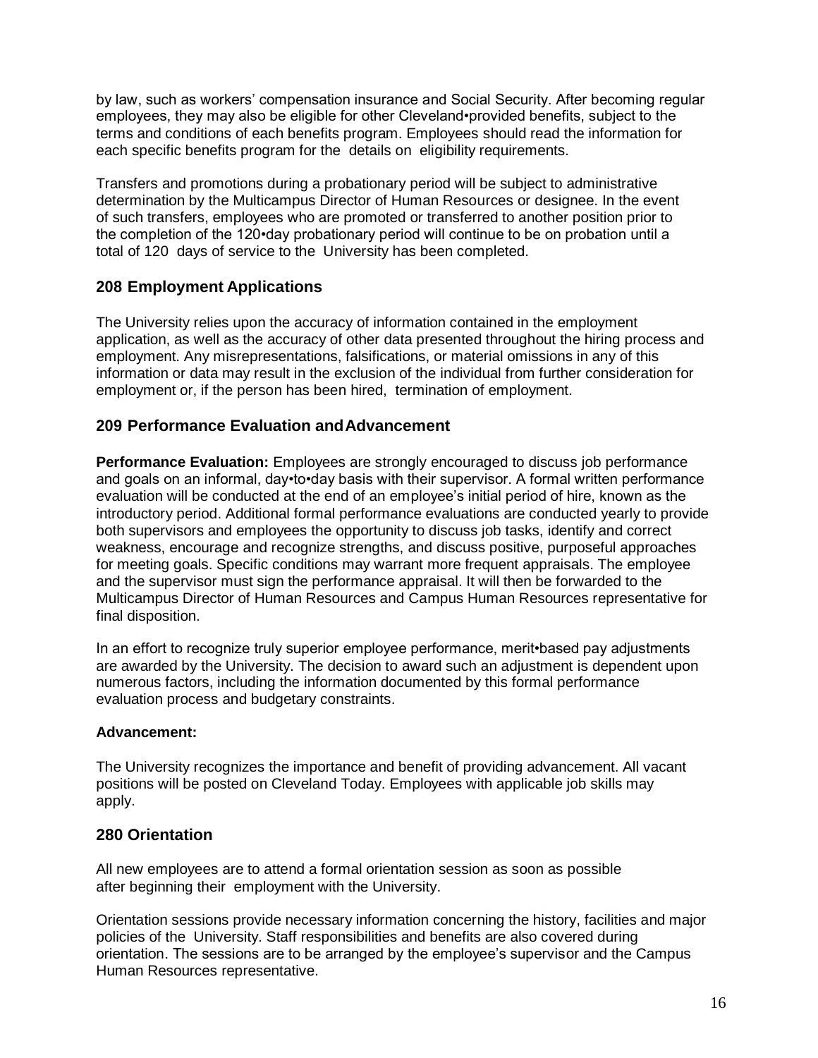by law, such as workers' compensation insurance and Social Security. After becoming regular employees, they may also be eligible for other Cleveland•provided benefits, subject to the terms and conditions of each benefits program. Employees should read the information for each specific benefits program for the details on eligibility requirements.

Transfers and promotions during a probationary period will be subject to administrative determination by the Multicampus Director of Human Resources or designee. In the event of such transfers, employees who are promoted or transferred to another position prior to the completion of the 120•day probationary period will continue to be on probation until a total of 120 days of service to the University has been completed.

## 208 Employment Applications

The University relies upon the accuracy of information contained in the employment application, as well as the accuracy of other data presented throughout the hiring process and employment. Any misrepresentations, falsifications, or material omissions in any of this information or data may result in the exclusion of the individual from further consideration for employment or, if the person has been hired, termination of employment.

## 209 Performance Evaluation and Advancement

**Performance Evaluation:** Employees are strongly encouraged to discuss job performance and goals on an informal, day•to•day basis with their supervisor. A formal written performance evaluation will be conducted at the end of an employee's initial period of hire, known as the introductory period. Additional formal performance evaluations are conducted yearly to provide both supervisors and employees the opportunity to discuss job tasks, identify and correct weakness, encourage and recognize strengths, and discuss positive, purposeful approaches for meeting goals. Specific conditions may warrant more frequent appraisals. The employee and the supervisor must sign the performance appraisal. It will then be forwarded to the Multicampus Director of Human Resources and Campus Human Resources representative for final disposition.

In an effort to recognize truly superior employee performance, merit•based pay adjustments are awarded by the University. The decision to award such an adjustment is dependent upon numerous factors, including the information documented by this formal performance evaluation process and budgetary constraints.

**Advancement:**

The University recognizes the importance and benefit of providing advancement. All vacant positions will be posted on Cleveland Today. Employees with applicable job skills may apply.

## 280 Orientation

All new employees are to attend a formal orientation session as soon as possible after beginning their employment with the University.

Orientation sessions provide necessary information concerning the history, facilities and major policies of the University. Staff responsibilities and benefits are also covered during orientation. The sessions are to be arranged by the employee's supervisor and the Campus Human Resources representative.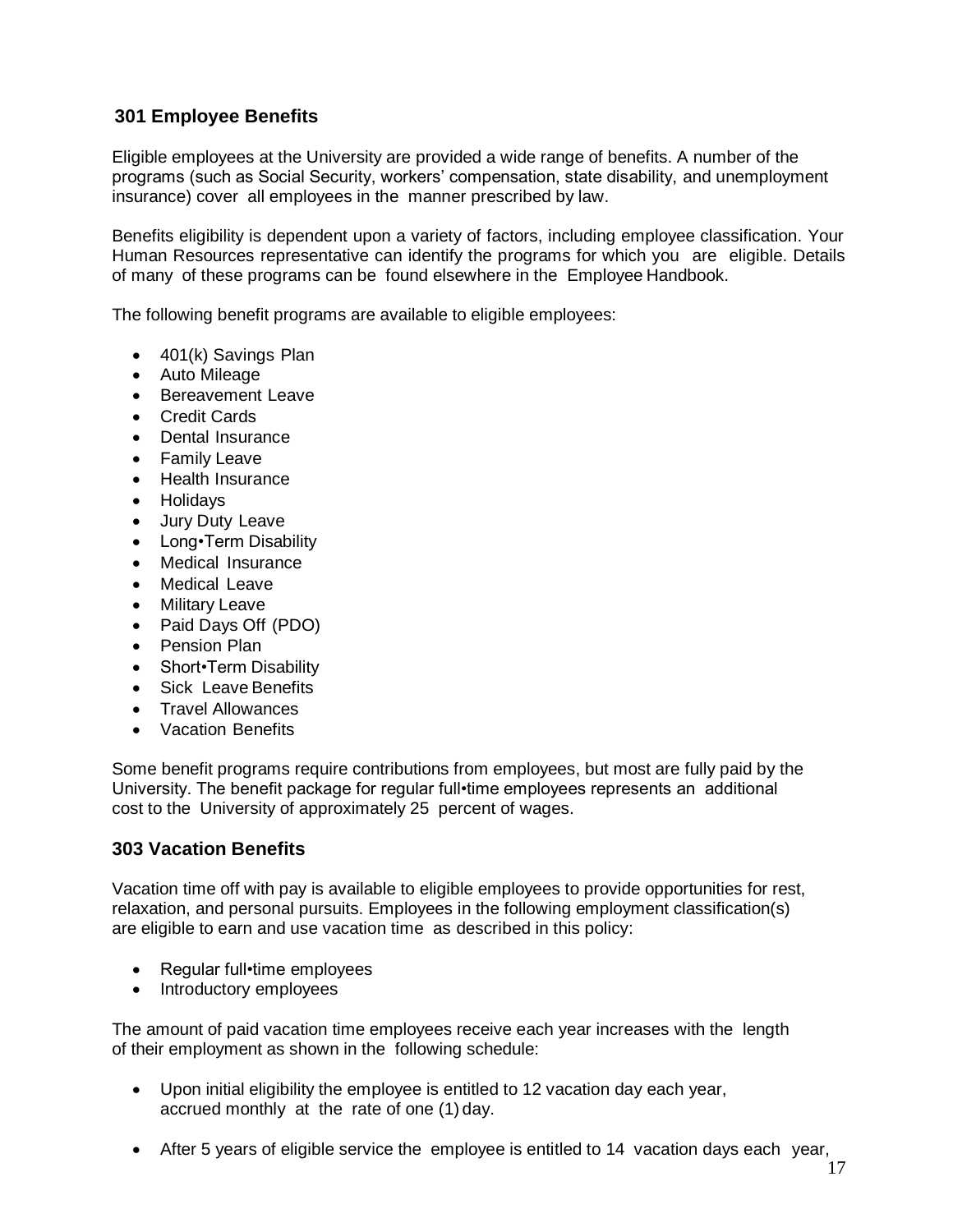## 301 Employee Benefits

Eligible employees at the University are provided a wide range of benefits. A number of the programs (such as Social Security, workers' compensation, state disability, and unemployment insurance) cover all employees in the manner prescribed by law.

Benefits eligibility is dependent upon a variety of factors, including employee classification. Your Human Resources representative can identify the programs for which you are eligible. Details of many of these programs can be found elsewhere in the Employee Handbook.

The following benefit programs are available to eligible employees:

- 401(k) Savings Plan
- Auto Mileage
- Bereavement Leave
- Credit Cards
- Dental Insurance
- Family Leave
- Health Insurance
- Holidays
- Jury Duty Leave
- Long•Term Disability
- Medical Insurance
- Medical Leave
- Military Leave
- Paid Days Off (PDO)
- Pension Plan
- Short•Term Disability
- Sick Leave Benefits
- Travel Allowances
- Vacation Benefits

Some benefit programs require contributions from employees, but most are fully paid by the University. The benefit package for regular full•time employees represents an additional cost to the University of approximately 25 percent of wages.

## 303 Vacation Benefits

Vacation time off with pay is available to eligible employees to provide opportunities for rest, relaxation, and personal pursuits. Employees in the following employment classification(s) are eligible to earn and use vacation time as described in this policy:

- Regular full•time employees
- Introductory employees

The amount of paid vacation time employees receive each year increases with the length of their employment as shown in the following schedule:

- Upon initial eligibility the employee is entitled to 12 vacation day each year, accrued monthly at the rate of one (1) day.
- After 5 years of eligible service the employee is entitled to 14 vacation days each year,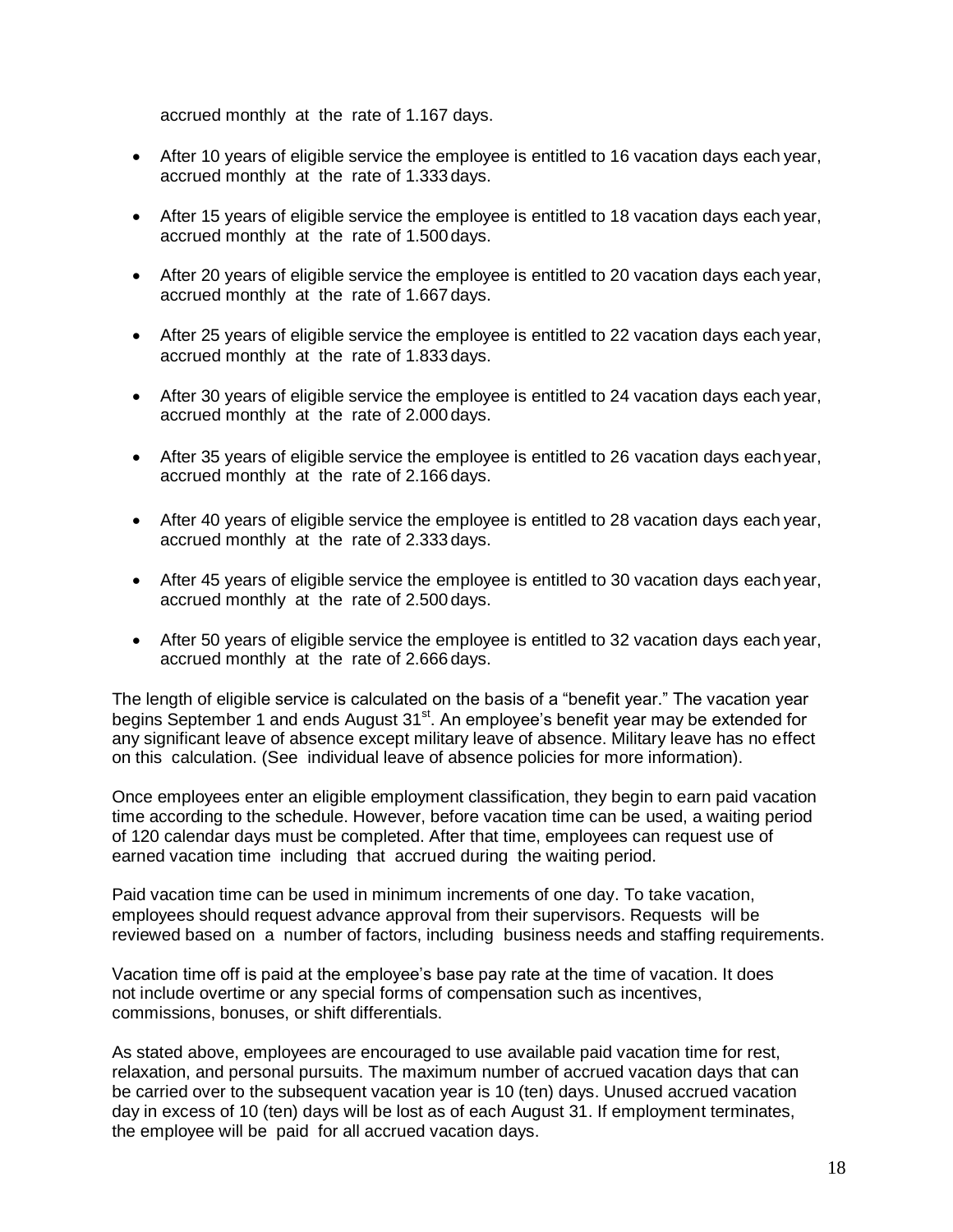accrued monthly at the rate of 1.167 days.

- After 10 years of eligible service the employee is entitled to 16 vacation days each year, accrued monthly at the rate of 1.333 days.
- After 15 years of eligible service the employee is entitled to 18 vacation days each year, accrued monthly at the rate of 1.500 days.
- After 20 years of eligible service the employee is entitled to 20 vacation days each year, accrued monthly at the rate of 1.667 days.
- After 25 years of eligible service the employee is entitled to 22 vacation days each year, accrued monthly at the rate of 1.833 days.
- After 30 years of eligible service the employee is entitled to 24 vacation days each year, accrued monthly at the rate of 2.000 days.
- After 35 years of eligible service the employee is entitled to 26 vacation days each year, accrued monthly at the rate of 2.166 days.
- After 40 years of eligible service the employee is entitled to 28 vacation days each year, accrued monthly at the rate of 2.333 days.
- After 45 years of eligible service the employee is entitled to 30 vacation days each year, accrued monthly at the rate of 2.500 days.
- After 50 years of eligible service the employee is entitled to 32 vacation days each year, accrued monthly at the rate of 2.666 days.

The length of eligible service is calculated on the basis of a "benefit year." The vacation year begins September 1 and ends August 31st. An employee's benefit year may be extended for any significant leave of absence except military leave of absence. Military leave has no effect on this calculation. (See individual leave of absence policies for more information).

Once employees enter an eligible employment classification, they begin to earn paid vacation time according to the schedule. However, before vacation time can be used, a waiting period of 120 calendar days must be completed. After that time, employees can request use of earned vacation time including that accrued during the waiting period.

Paid vacation time can be used in minimum increments of one day. To take vacation, employees should request advance approval from their supervisors. Requests will be reviewed based on a number of factors, including business needs and staffing requirements.

Vacation time off is paid at the employee's base pay rate at the time of vacation. It does not include overtime or any special forms of compensation such as incentives, commissions, bonuses, or shift differentials.

As stated above, employees are encouraged to use available paid vacation time for rest, relaxation, and personal pursuits. The maximum number of accrued vacation days that can be carried over to the subsequent vacation year is 10 (ten) days. Unused accrued vacation day in excess of 10 (ten) days will be lost as of each August 31. If employment terminates, the employee will be paid for all accrued vacation days.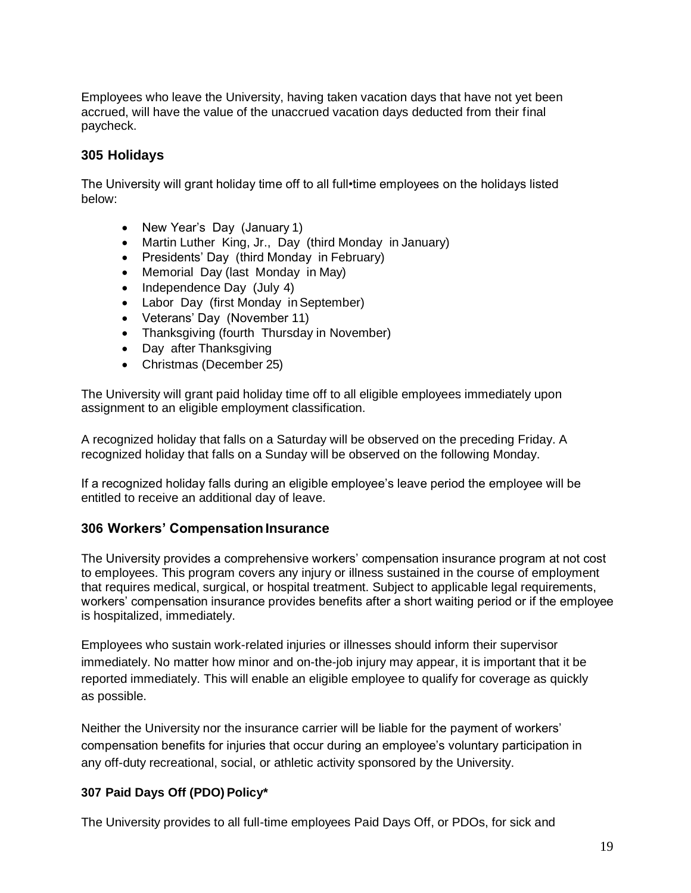Employees who leave the University, having taken vacation days that have not yet been accrued, will have the value of the unaccrued vacation days deducted from their final paycheck.

### 305 Holidays

The University will grant holiday time off to all full•time employees on the holidays listed below:

- New Year's Day (January 1)
- Martin Luther King, Jr., Day (third Monday in January)
- Presidents' Day (third Monday in February)
- Memorial Day (last Monday in May)
- Independence Day (July 4)
- Labor Day (first Monday in September)
- Veterans' Day (November 11)
- Thanksgiving (fourth Thursday in November)
- Day after Thanksgiving
- Christmas (December 25)

The University will grant paid holiday time off to all eligible employees immediately upon assignment to an eligible employment classification.

A recognized holiday that falls on a Saturday will be observed on the preceding Friday. A recognized holiday that falls on a Sunday will be observed on the following Monday.

If a recognized holiday falls during an eligible employee's leave period the employee will be entitled to receive an additional day of leave.

### 306 Workers' Compensation Insurance

The University provides a comprehensive workers' compensation insurance program at not cost to employees. This program covers any injury or illness sustained in the course of employment that requires medical, surgical, or hospital treatment. Subject to applicable legal requirements, workers' compensation insurance provides benefits after a short waiting period or if the employee is hospitalized, immediately.

Employees who sustain work-related injuries or illnesses should inform their supervisor immediately. No matter how minor and on-the-job injury may appear, it is important that it be reported immediately. This will enable an eligible employee to qualify for coverage as quickly as possible.

Neither the University nor the insurance carrier will be liable for the payment of workers' compensation benefits for injuries that occur during an employee's voluntary participation in any off-duty recreational, social, or athletic activity sponsored by the University.

#### 307 Paid Days Off (PDO) Policy*

The University provides to all full-time employees Paid Days Off, or PDOs, for sick and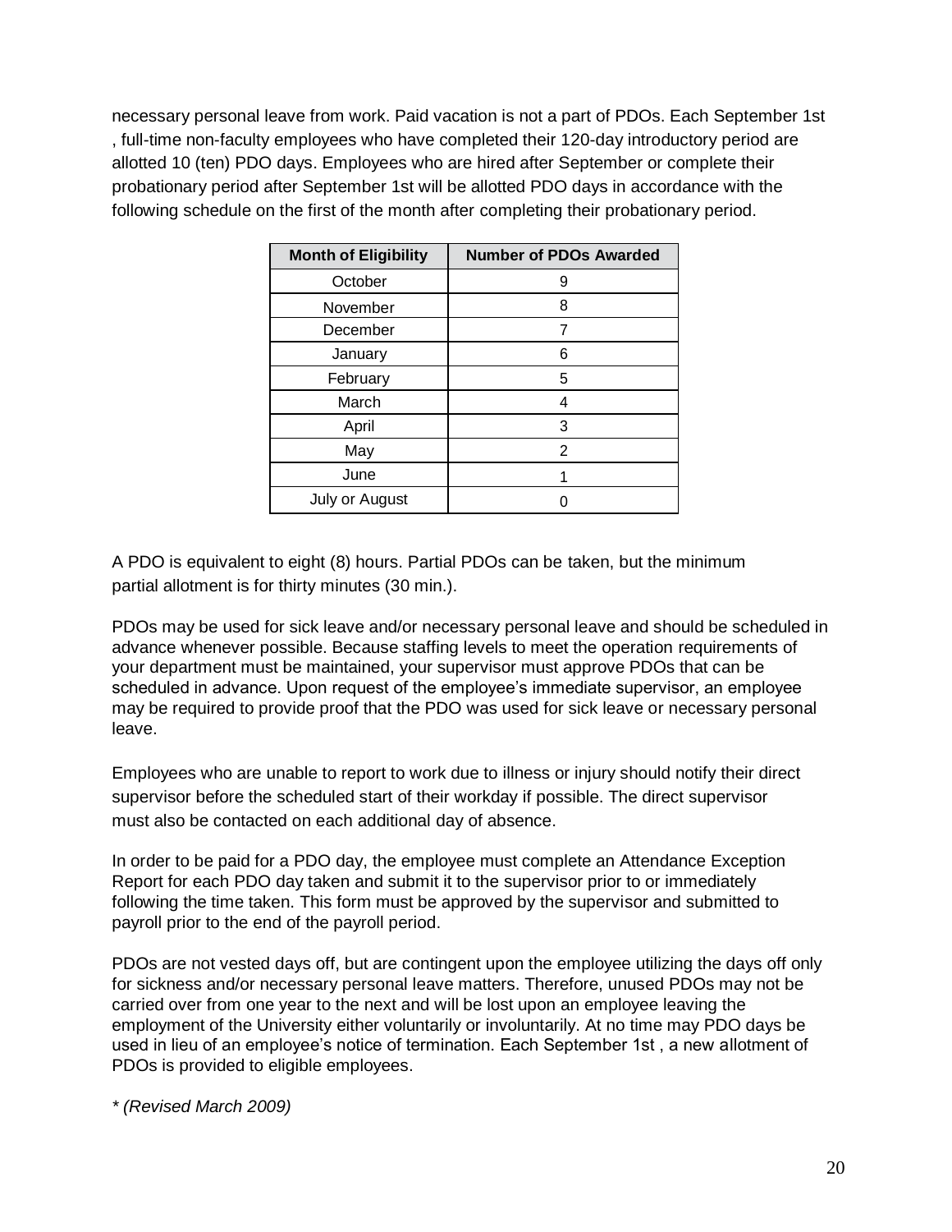necessary personal leave from work. Paid vacation is not a part of PDOs. Each September 1st , full-time non-faculty employees who have completed their 120-day introductory period are allotted 10 (ten) PDO days. Employees who are hired after September or complete their probationary period after September 1st will be allotted PDO days in accordance with the following schedule on the first of the month after completing their probationary period.

| Month of Eligibility | Number of PDOs Awarded |
| --- | --- |
| October | 9 |
| November | 8 |
| December | 7 |
| January | 6 |
| February | 5 |
| March | 4 |
| April | 3 |
| May | 2 |
| June | 1 |
| July or August | 0 |

A PDO is equivalent to eight (8) hours. Partial PDOs can be taken, but the minimum partial allotment is for thirty minutes (30 min.).

PDOs may be used for sick leave and/or necessary personal leave and should be scheduled in advance whenever possible. Because staffing levels to meet the operation requirements of your department must be maintained, your supervisor must approve PDOs that can be scheduled in advance. Upon request of the employee's immediate supervisor, an employee may be required to provide proof that the PDO was used for sick leave or necessary personal leave.

Employees who are unable to report to work due to illness or injury should notify their direct supervisor before the scheduled start of their workday if possible. The direct supervisor must also be contacted on each additional day of absence.

In order to be paid for a PDO day, the employee must complete an Attendance Exception Report for each PDO day taken and submit it to the supervisor prior to or immediately following the time taken. This form must be approved by the supervisor and submitted to payroll prior to the end of the payroll period.

PDOs are not vested days off, but are contingent upon the employee utilizing the days off only for sickness and/or necessary personal leave matters. Therefore, unused PDOs may not be carried over from one year to the next and will be lost upon an employee leaving the employment of the University either voluntarily or involuntarily. At no time may PDO days be used in lieu of an employee's notice of termination. Each September 1st , a new allotment of PDOs is provided to eligible employees.

*\* (Revised March 2009)*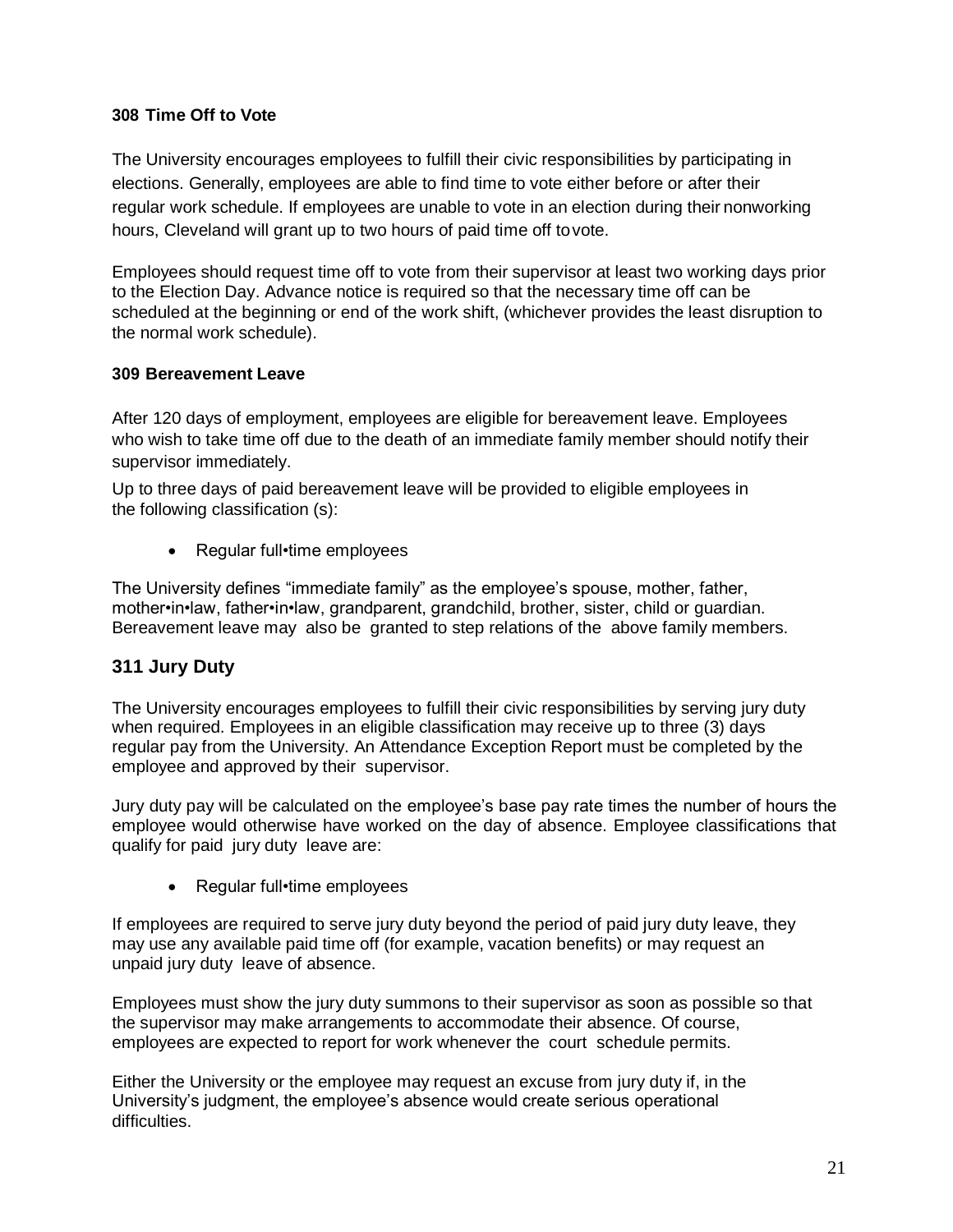### 308 Time Off to Vote

The University encourages employees to fulfill their civic responsibilities by participating in elections. Generally, employees are able to find time to vote either before or after their regular work schedule. If employees are unable to vote in an election during their nonworking hours, Cleveland will grant up to two hours of paid time off to vote.

Employees should request time off to vote from their supervisor at least two working days prior to the Election Day. Advance notice is required so that the necessary time off can be scheduled at the beginning or end of the work shift, (whichever provides the least disruption to the normal work schedule).

### 309 Bereavement Leave

After 120 days of employment, employees are eligible for bereavement leave. Employees who wish to take time off due to the death of an immediate family member should notify their supervisor immediately.

Up to three days of paid bereavement leave will be provided to eligible employees in the following classification (s):

- Regular full•time employees

The University defines "immediate family" as the employee's spouse, mother, father, mother•in•law, father•in•law, grandparent, grandchild, brother, sister, child or guardian. Bereavement leave may also be granted to step relations of the above family members.

## 311 Jury Duty

The University encourages employees to fulfill their civic responsibilities by serving jury duty when required. Employees in an eligible classification may receive up to three (3) days regular pay from the University. An Attendance Exception Report must be completed by the employee and approved by their supervisor.

Jury duty pay will be calculated on the employee's base pay rate times the number of hours the employee would otherwise have worked on the day of absence. Employee classifications that qualify for paid jury duty leave are:

- Regular full•time employees

If employees are required to serve jury duty beyond the period of paid jury duty leave, they may use any available paid time off (for example, vacation benefits) or may request an unpaid jury duty leave of absence.

Employees must show the jury duty summons to their supervisor as soon as possible so that the supervisor may make arrangements to accommodate their absence. Of course, employees are expected to report for work whenever the court schedule permits.

Either the University or the employee may request an excuse from jury duty if, in the University's judgment, the employee's absence would create serious operational difficulties.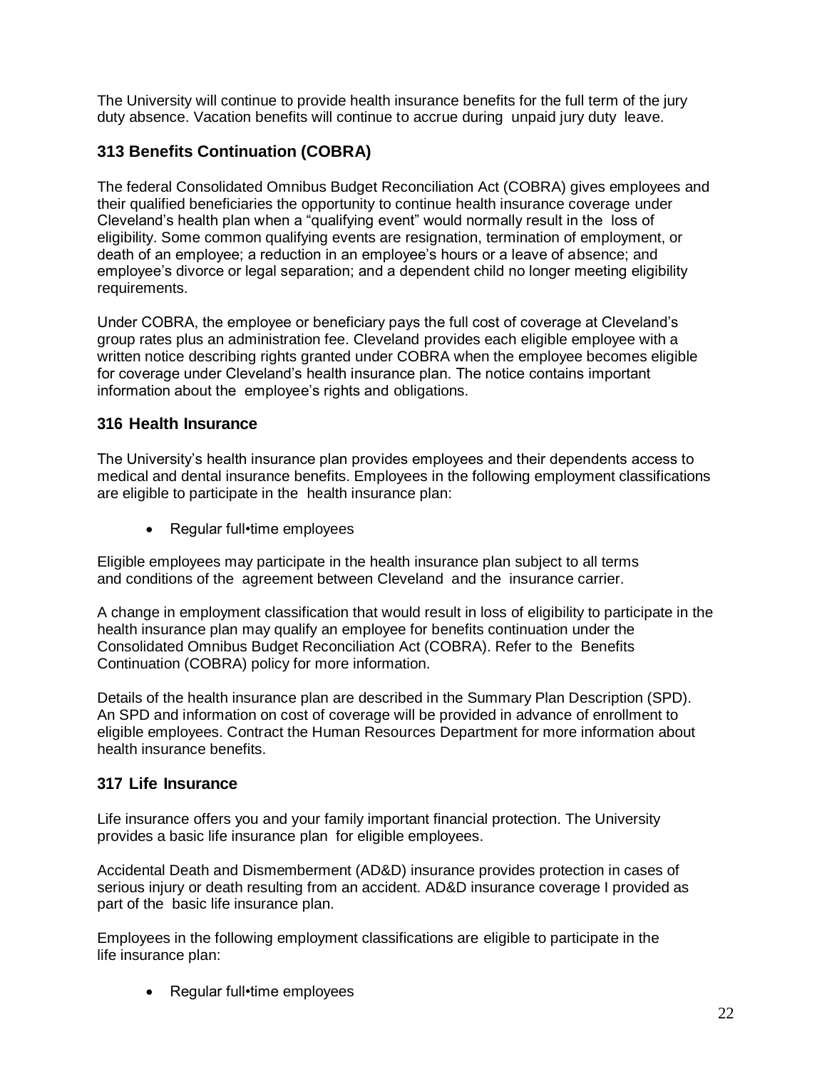The University will continue to provide health insurance benefits for the full term of the jury duty absence. Vacation benefits will continue to accrue during unpaid jury duty leave.

### 313 Benefits Continuation (COBRA)

The federal Consolidated Omnibus Budget Reconciliation Act (COBRA) gives employees and their qualified beneficiaries the opportunity to continue health insurance coverage under Cleveland's health plan when a "qualifying event" would normally result in the loss of eligibility. Some common qualifying events are resignation, termination of employment, or death of an employee; a reduction in an employee's hours or a leave of absence; and employee's divorce or legal separation; and a dependent child no longer meeting eligibility requirements.

Under COBRA, the employee or beneficiary pays the full cost of coverage at Cleveland's group rates plus an administration fee. Cleveland provides each eligible employee with a written notice describing rights granted under COBRA when the employee becomes eligible for coverage under Cleveland's health insurance plan. The notice contains important information about the employee's rights and obligations.

### 316 Health Insurance

The University's health insurance plan provides employees and their dependents access to medical and dental insurance benefits. Employees in the following employment classifications are eligible to participate in the health insurance plan:

- Regular full•time employees

Eligible employees may participate in the health insurance plan subject to all terms and conditions of the agreement between Cleveland and the insurance carrier.

A change in employment classification that would result in loss of eligibility to participate in the health insurance plan may qualify an employee for benefits continuation under the Consolidated Omnibus Budget Reconciliation Act (COBRA). Refer to the Benefits Continuation (COBRA) policy for more information.

Details of the health insurance plan are described in the Summary Plan Description (SPD). An SPD and information on cost of coverage will be provided in advance of enrollment to eligible employees. Contract the Human Resources Department for more information about health insurance benefits.

### 317 Life Insurance

Life insurance offers you and your family important financial protection. The University provides a basic life insurance plan for eligible employees.

Accidental Death and Dismemberment (AD&D) insurance provides protection in cases of serious injury or death resulting from an accident. AD&D insurance coverage I provided as part of the basic life insurance plan.

Employees in the following employment classifications are eligible to participate in the life insurance plan:

- Regular full•time employees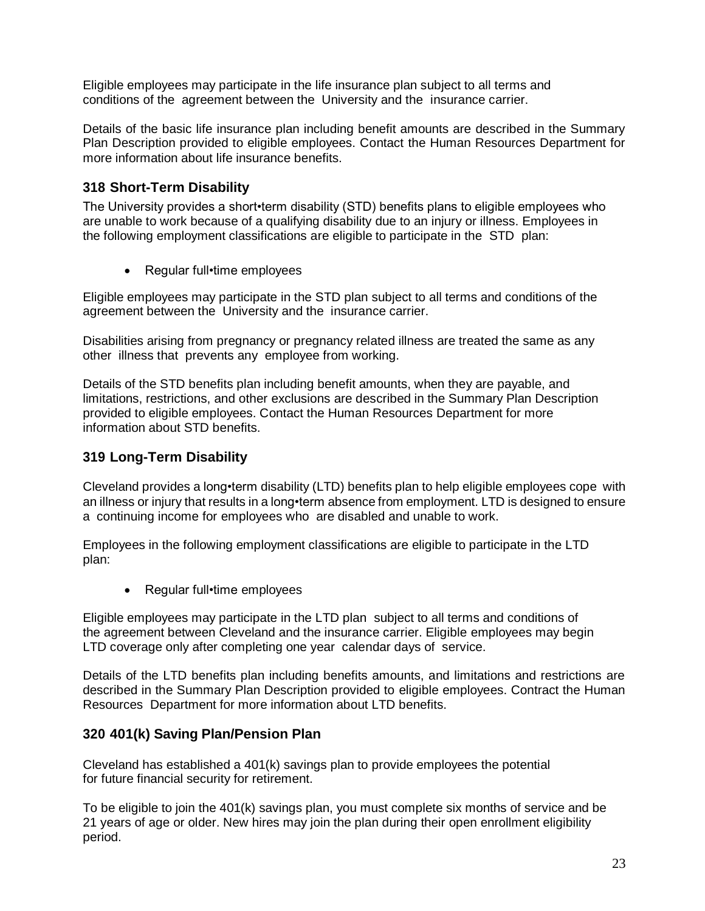Eligible employees may participate in the life insurance plan subject to all terms and conditions of the agreement between the University and the insurance carrier.

Details of the basic life insurance plan including benefit amounts are described in the Summary Plan Description provided to eligible employees. Contact the Human Resources Department for more information about life insurance benefits.

### 318 Short-Term Disability

The University provides a short•term disability (STD) benefits plans to eligible employees who are unable to work because of a qualifying disability due to an injury or illness. Employees in the following employment classifications are eligible to participate in the STD plan:

- Regular full•time employees

Eligible employees may participate in the STD plan subject to all terms and conditions of the agreement between the University and the insurance carrier.

Disabilities arising from pregnancy or pregnancy related illness are treated the same as any other illness that prevents any employee from working.

Details of the STD benefits plan including benefit amounts, when they are payable, and limitations, restrictions, and other exclusions are described in the Summary Plan Description provided to eligible employees. Contact the Human Resources Department for more information about STD benefits.

### 319 Long-Term Disability

Cleveland provides a long•term disability (LTD) benefits plan to help eligible employees cope with an illness or injury that results in a long•term absence from employment. LTD is designed to ensure a continuing income for employees who are disabled and unable to work.

Employees in the following employment classifications are eligible to participate in the LTD plan:

- Regular full•time employees

Eligible employees may participate in the LTD plan subject to all terms and conditions of the agreement between Cleveland and the insurance carrier. Eligible employees may begin LTD coverage only after completing one year calendar days of service.

Details of the LTD benefits plan including benefits amounts, and limitations and restrictions are described in the Summary Plan Description provided to eligible employees. Contract the Human Resources Department for more information about LTD benefits.

### 320 401(k) Saving Plan/Pension Plan

Cleveland has established a 401(k) savings plan to provide employees the potential for future financial security for retirement.

To be eligible to join the 401(k) savings plan, you must complete six months of service and be 21 years of age or older. New hires may join the plan during their open enrollment eligibility period.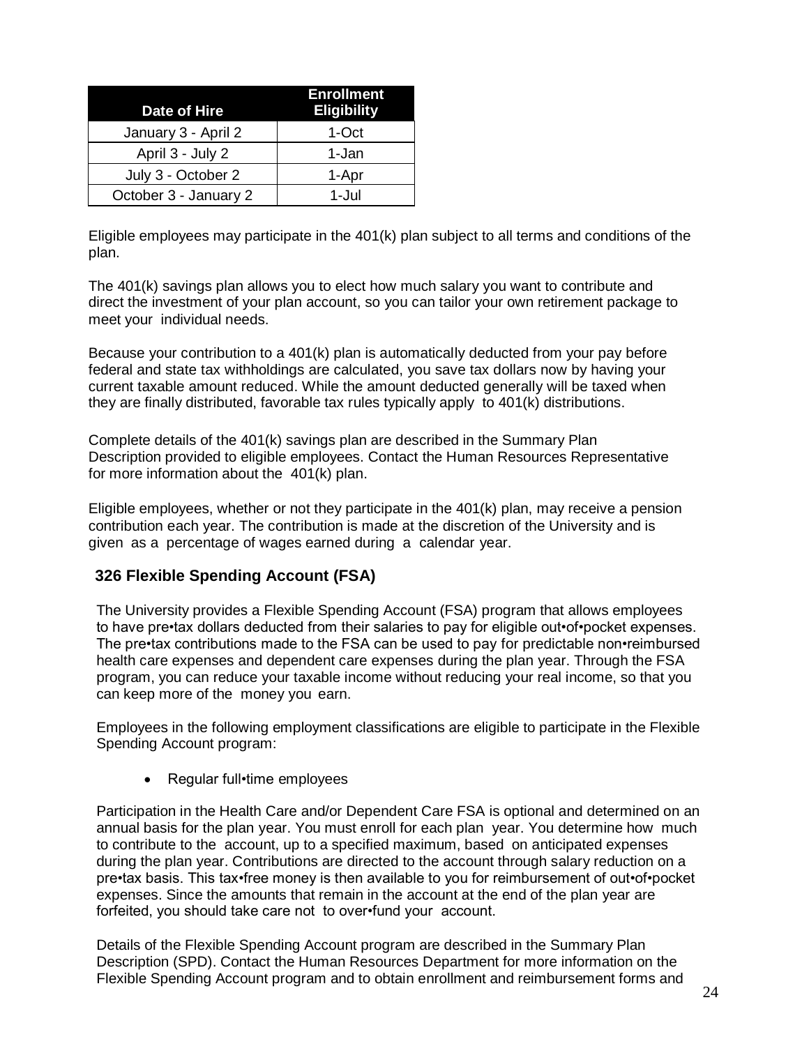| Date of Hire | Enrollment Eligibility |
| --- | --- |
| January 3 - April 2 | 1-Oct |
| April 3 - July 2 | 1-Jan |
| July 3 - October 2 | 1-Apr |
| October 3 - January 2 | 1-Jul |

Eligible employees may participate in the 401(k) plan subject to all terms and conditions of the plan.

The 401(k) savings plan allows you to elect how much salary you want to contribute and direct the investment of your plan account, so you can tailor your own retirement package to meet your individual needs.

Because your contribution to a 401(k) plan is automatically deducted from your pay before federal and state tax withholdings are calculated, you save tax dollars now by having your current taxable amount reduced. While the amount deducted generally will be taxed when they are finally distributed, favorable tax rules typically apply to 401(k) distributions.

Complete details of the 401(k) savings plan are described in the Summary Plan Description provided to eligible employees. Contact the Human Resources Representative for more information about the 401(k) plan.

Eligible employees, whether or not they participate in the 401(k) plan, may receive a pension contribution each year. The contribution is made at the discretion of the University and is given as a percentage of wages earned during a calendar year.

## 326 Flexible Spending Account (FSA)

The University provides a Flexible Spending Account (FSA) program that allows employees to have pre•tax dollars deducted from their salaries to pay for eligible out•of•pocket expenses. The pre•tax contributions made to the FSA can be used to pay for predictable non•reimbursed health care expenses and dependent care expenses during the plan year. Through the FSA program, you can reduce your taxable income without reducing your real income, so that you can keep more of the money you earn.

Employees in the following employment classifications are eligible to participate in the Flexible Spending Account program:

- Regular full•time employees

Participation in the Health Care and/or Dependent Care FSA is optional and determined on an annual basis for the plan year. You must enroll for each plan year. You determine how much to contribute to the account, up to a specified maximum, based on anticipated expenses during the plan year. Contributions are directed to the account through salary reduction on a pre•tax basis. This tax•free money is then available to you for reimbursement of out•of•pocket expenses. Since the amounts that remain in the account at the end of the plan year are forfeited, you should take care not to over•fund your account.

Details of the Flexible Spending Account program are described in the Summary Plan Description (SPD). Contact the Human Resources Department for more information on the Flexible Spending Account program and to obtain enrollment and reimbursement forms and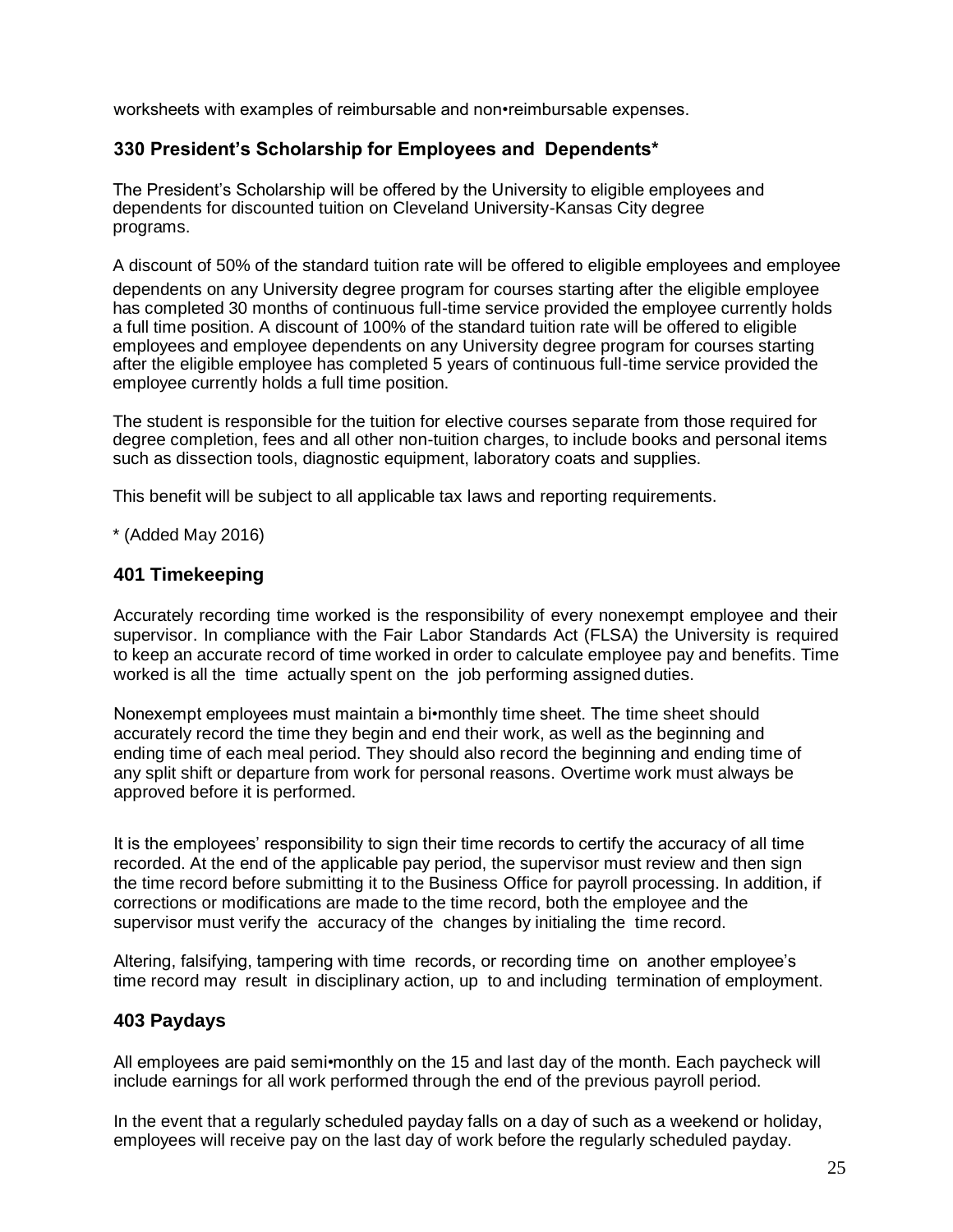worksheets with examples of reimbursable and non•reimbursable expenses.

## 330 President's Scholarship for Employees and Dependents*

The President's Scholarship will be offered by the University to eligible employees and dependents for discounted tuition on Cleveland University-Kansas City degree programs.

A discount of 50% of the standard tuition rate will be offered to eligible employees and employee dependents on any University degree program for courses starting after the eligible employee has completed 30 months of continuous full-time service provided the employee currently holds a full time position. A discount of 100% of the standard tuition rate will be offered to eligible employees and employee dependents on any University degree program for courses starting after the eligible employee has completed 5 years of continuous full-time service provided the employee currently holds a full time position.

The student is responsible for the tuition for elective courses separate from those required for degree completion, fees and all other non-tuition charges, to include books and personal items such as dissection tools, diagnostic equipment, laboratory coats and supplies.

This benefit will be subject to all applicable tax laws and reporting requirements.

* (Added May 2016)

## 401 Timekeeping

Accurately recording time worked is the responsibility of every nonexempt employee and their supervisor. In compliance with the Fair Labor Standards Act (FLSA) the University is required to keep an accurate record of time worked in order to calculate employee pay and benefits. Time worked is all the time actually spent on the job performing assigned duties.

Nonexempt employees must maintain a bi•monthly time sheet. The time sheet should accurately record the time they begin and end their work, as well as the beginning and ending time of each meal period. They should also record the beginning and ending time of any split shift or departure from work for personal reasons. Overtime work must always be approved before it is performed.

It is the employees' responsibility to sign their time records to certify the accuracy of all time recorded. At the end of the applicable pay period, the supervisor must review and then sign the time record before submitting it to the Business Office for payroll processing. In addition, if corrections or modifications are made to the time record, both the employee and the supervisor must verify the accuracy of the changes by initialing the time record.

Altering, falsifying, tampering with time records, or recording time on another employee's time record may result in disciplinary action, up to and including termination of employment.

## 403 Paydays

All employees are paid semi•monthly on the 15 and last day of the month. Each paycheck will include earnings for all work performed through the end of the previous payroll period.

In the event that a regularly scheduled payday falls on a day of such as a weekend or holiday, employees will receive pay on the last day of work before the regularly scheduled payday.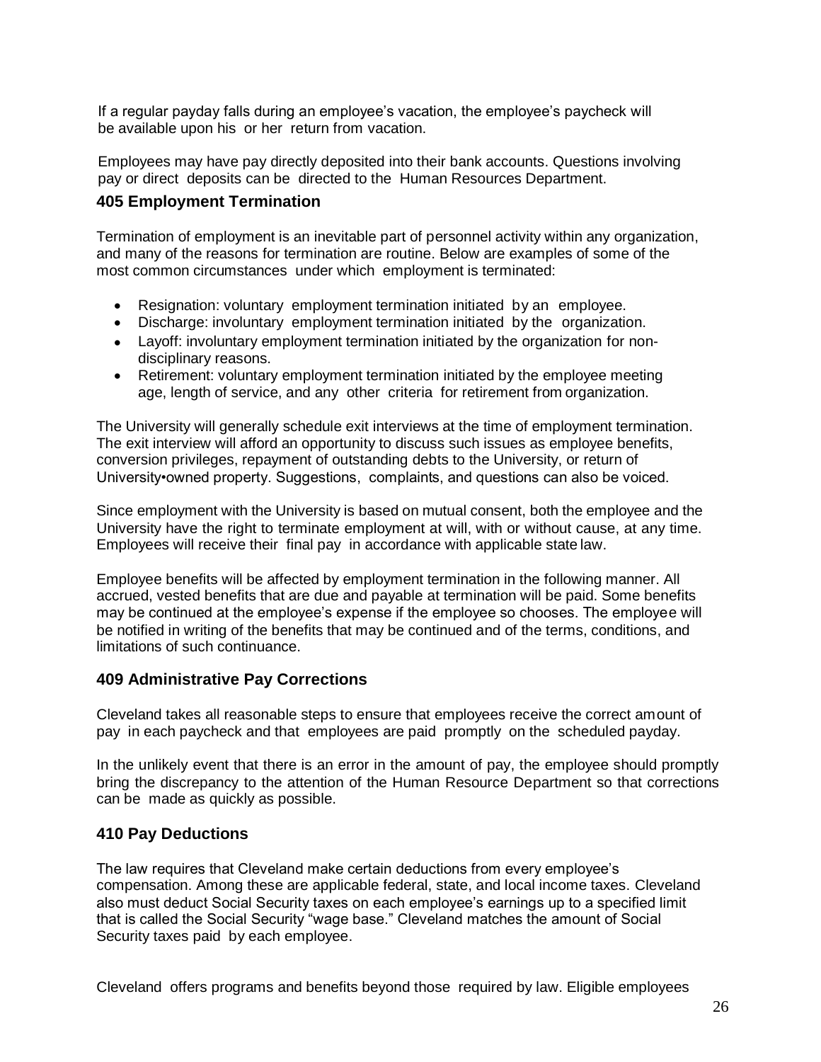If a regular payday falls during an employee's vacation, the employee's paycheck will be available upon his or her return from vacation.

Employees may have pay directly deposited into their bank accounts. Questions involving pay or direct deposits can be directed to the Human Resources Department.

### 405 Employment Termination

Termination of employment is an inevitable part of personnel activity within any organization, and many of the reasons for termination are routine. Below are examples of some of the most common circumstances under which employment is terminated:

- Resignation: voluntary employment termination initiated by an employee.
- Discharge: involuntary employment termination initiated by the organization.
- Layoff: involuntary employment termination initiated by the organization for non-disciplinary reasons.
- Retirement: voluntary employment termination initiated by the employee meeting age, length of service, and any other criteria for retirement from organization.

The University will generally schedule exit interviews at the time of employment termination. The exit interview will afford an opportunity to discuss such issues as employee benefits, conversion privileges, repayment of outstanding debts to the University, or return of University•owned property. Suggestions, complaints, and questions can also be voiced.

Since employment with the University is based on mutual consent, both the employee and the University have the right to terminate employment at will, with or without cause, at any time. Employees will receive their final pay in accordance with applicable state law.

Employee benefits will be affected by employment termination in the following manner. All accrued, vested benefits that are due and payable at termination will be paid. Some benefits may be continued at the employee's expense if the employee so chooses. The employee will be notified in writing of the benefits that may be continued and of the terms, conditions, and limitations of such continuance.

### 409 Administrative Pay Corrections

Cleveland takes all reasonable steps to ensure that employees receive the correct amount of pay in each paycheck and that employees are paid promptly on the scheduled payday.

In the unlikely event that there is an error in the amount of pay, the employee should promptly bring the discrepancy to the attention of the Human Resource Department so that corrections can be made as quickly as possible.

### 410 Pay Deductions

The law requires that Cleveland make certain deductions from every employee's compensation. Among these are applicable federal, state, and local income taxes. Cleveland also must deduct Social Security taxes on each employee's earnings up to a specified limit that is called the Social Security "wage base." Cleveland matches the amount of Social Security taxes paid by each employee.

Cleveland offers programs and benefits beyond those required by law. Eligible employees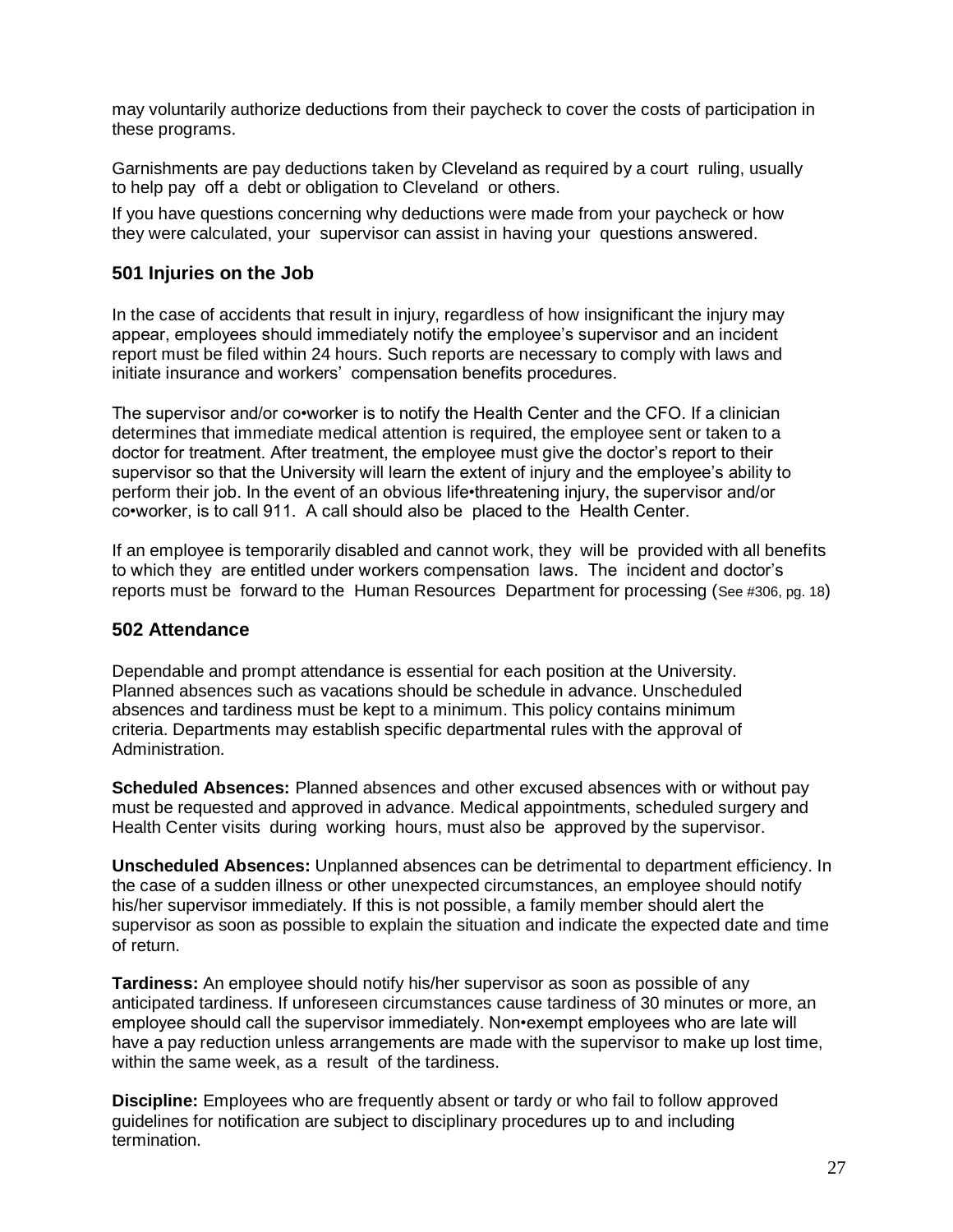may voluntarily authorize deductions from their paycheck to cover the costs of participation in these programs.

Garnishments are pay deductions taken by Cleveland as required by a court ruling, usually to help pay off a debt or obligation to Cleveland or others.

If you have questions concerning why deductions were made from your paycheck or how they were calculated, your supervisor can assist in having your questions answered.

## 501 Injuries on the Job

In the case of accidents that result in injury, regardless of how insignificant the injury may appear, employees should immediately notify the employee's supervisor and an incident report must be filed within 24 hours. Such reports are necessary to comply with laws and initiate insurance and workers' compensation benefits procedures.

The supervisor and/or co•worker is to notify the Health Center and the CFO. If a clinician determines that immediate medical attention is required, the employee sent or taken to a doctor for treatment. After treatment, the employee must give the doctor's report to their supervisor so that the University will learn the extent of injury and the employee's ability to perform their job. In the event of an obvious life•threatening injury, the supervisor and/or co•worker, is to call 911. A call should also be placed to the Health Center.

If an employee is temporarily disabled and cannot work, they will be provided with all benefits to which they are entitled under workers compensation laws. The incident and doctor's reports must be forward to the Human Resources Department for processing (See #306, pg. 18)

## 502 Attendance

Dependable and prompt attendance is essential for each position at the University. Planned absences such as vacations should be schedule in advance. Unscheduled absences and tardiness must be kept to a minimum. This policy contains minimum criteria. Departments may establish specific departmental rules with the approval of Administration.

**Scheduled Absences:** Planned absences and other excused absences with or without pay must be requested and approved in advance. Medical appointments, scheduled surgery and Health Center visits during working hours, must also be approved by the supervisor.

**Unscheduled Absences:** Unplanned absences can be detrimental to department efficiency. In the case of a sudden illness or other unexpected circumstances, an employee should notify his/her supervisor immediately. If this is not possible, a family member should alert the supervisor as soon as possible to explain the situation and indicate the expected date and time of return.

**Tardiness:** An employee should notify his/her supervisor as soon as possible of any anticipated tardiness. If unforeseen circumstances cause tardiness of 30 minutes or more, an employee should call the supervisor immediately. Non•exempt employees who are late will have a pay reduction unless arrangements are made with the supervisor to make up lost time, within the same week, as a result of the tardiness.

**Discipline:** Employees who are frequently absent or tardy or who fail to follow approved guidelines for notification are subject to disciplinary procedures up to and including termination.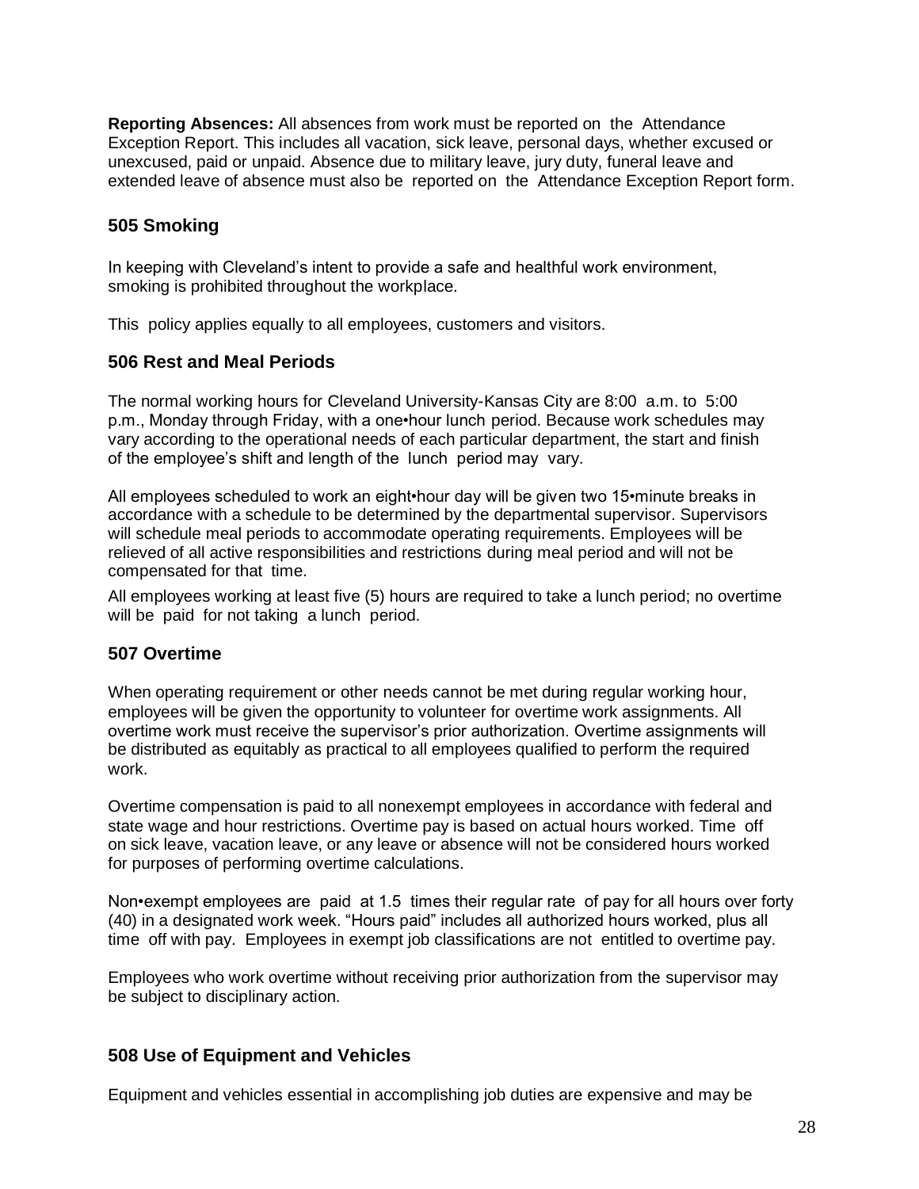**Reporting Absences:** All absences from work must be reported on the Attendance Exception Report. This includes all vacation, sick leave, personal days, whether excused or unexcused, paid or unpaid. Absence due to military leave, jury duty, funeral leave and extended leave of absence must also be reported on the Attendance Exception Report form.

## 505 Smoking

In keeping with Cleveland's intent to provide a safe and healthful work environment, smoking is prohibited throughout the workplace.

This policy applies equally to all employees, customers and visitors.

## 506 Rest and Meal Periods

The normal working hours for Cleveland University-Kansas City are 8:00 a.m. to 5:00 p.m., Monday through Friday, with a one•hour lunch period. Because work schedules may vary according to the operational needs of each particular department, the start and finish of the employee's shift and length of the lunch period may vary.

All employees scheduled to work an eight•hour day will be given two 15•minute breaks in accordance with a schedule to be determined by the departmental supervisor. Supervisors will schedule meal periods to accommodate operating requirements. Employees will be relieved of all active responsibilities and restrictions during meal period and will not be compensated for that time.

All employees working at least five (5) hours are required to take a lunch period; no overtime will be paid for not taking a lunch period.

## 507 Overtime

When operating requirement or other needs cannot be met during regular working hour, employees will be given the opportunity to volunteer for overtime work assignments. All overtime work must receive the supervisor's prior authorization. Overtime assignments will be distributed as equitably as practical to all employees qualified to perform the required work.

Overtime compensation is paid to all nonexempt employees in accordance with federal and state wage and hour restrictions. Overtime pay is based on actual hours worked. Time off on sick leave, vacation leave, or any leave or absence will not be considered hours worked for purposes of performing overtime calculations.

Non•exempt employees are paid at 1.5 times their regular rate of pay for all hours over forty (40) in a designated work week. "Hours paid" includes all authorized hours worked, plus all time off with pay. Employees in exempt job classifications are not entitled to overtime pay.

Employees who work overtime without receiving prior authorization from the supervisor may be subject to disciplinary action.

## 508 Use of Equipment and Vehicles

Equipment and vehicles essential in accomplishing job duties are expensive and may be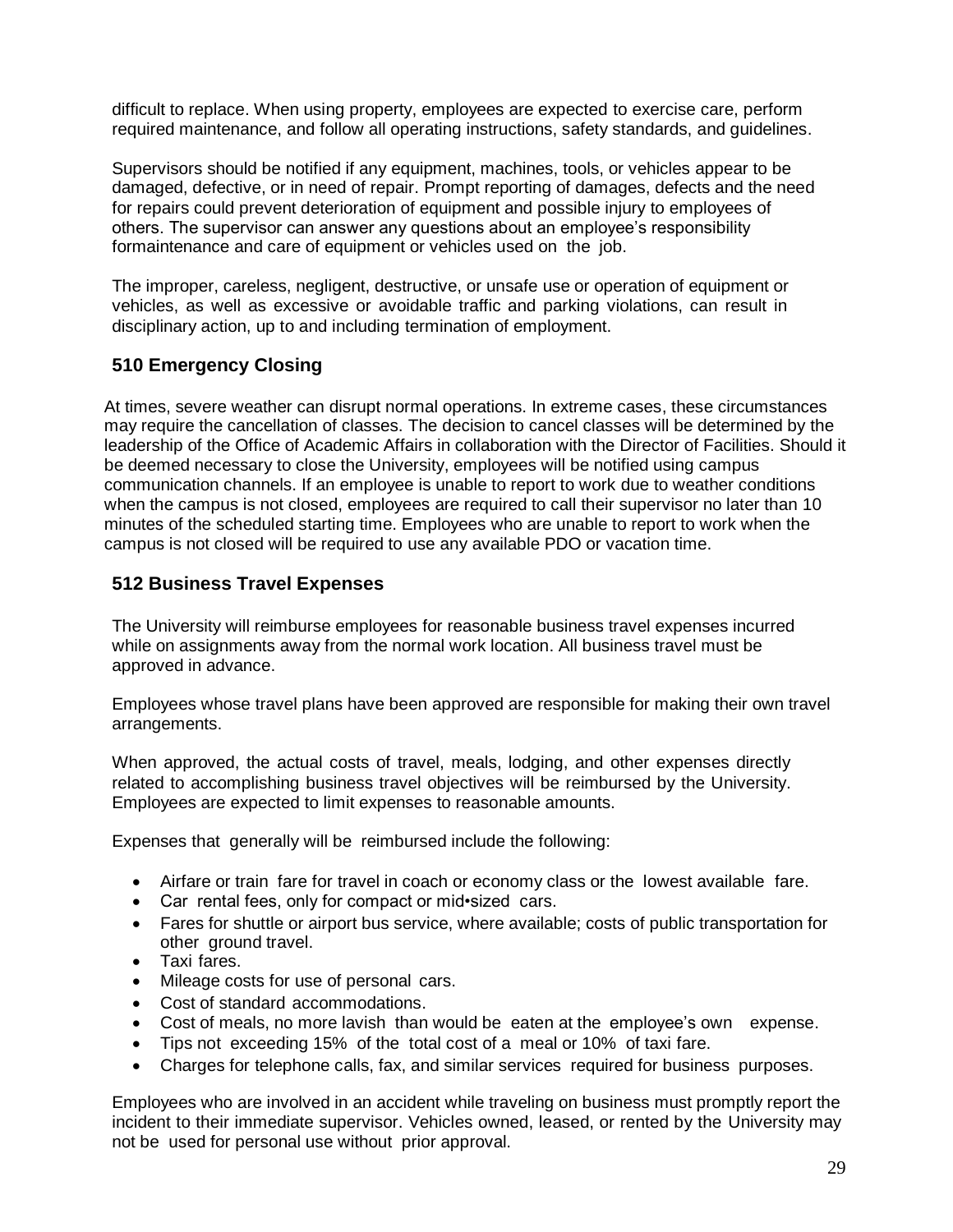difficult to replace. When using property, employees are expected to exercise care, perform required maintenance, and follow all operating instructions, safety standards, and guidelines.

Supervisors should be notified if any equipment, machines, tools, or vehicles appear to be damaged, defective, or in need of repair. Prompt reporting of damages, defects and the need for repairs could prevent deterioration of equipment and possible injury to employees of others. The supervisor can answer any questions about an employee's responsibility formaintenance and care of equipment or vehicles used on the job.

The improper, careless, negligent, destructive, or unsafe use or operation of equipment or vehicles, as well as excessive or avoidable traffic and parking violations, can result in disciplinary action, up to and including termination of employment.

## 510 Emergency Closing

At times, severe weather can disrupt normal operations. In extreme cases, these circumstances may require the cancellation of classes. The decision to cancel classes will be determined by the leadership of the Office of Academic Affairs in collaboration with the Director of Facilities. Should it be deemed necessary to close the University, employees will be notified using campus communication channels. If an employee is unable to report to work due to weather conditions when the campus is not closed, employees are required to call their supervisor no later than 10 minutes of the scheduled starting time. Employees who are unable to report to work when the campus is not closed will be required to use any available PDO or vacation time.

## 512 Business Travel Expenses

The University will reimburse employees for reasonable business travel expenses incurred while on assignments away from the normal work location. All business travel must be approved in advance.

Employees whose travel plans have been approved are responsible for making their own travel arrangements.

When approved, the actual costs of travel, meals, lodging, and other expenses directly related to accomplishing business travel objectives will be reimbursed by the University. Employees are expected to limit expenses to reasonable amounts.

Expenses that generally will be reimbursed include the following:

- Airfare or train fare for travel in coach or economy class or the lowest available fare.
- Car rental fees, only for compact or mid•sized cars.
- Fares for shuttle or airport bus service, where available; costs of public transportation for other ground travel.
- Taxi fares.
- Mileage costs for use of personal cars.
- Cost of standard accommodations.
- Cost of meals, no more lavish than would be eaten at the employee's own expense.
- Tips not exceeding 15% of the total cost of a meal or 10% of taxi fare.
- Charges for telephone calls, fax, and similar services required for business purposes.

Employees who are involved in an accident while traveling on business must promptly report the incident to their immediate supervisor. Vehicles owned, leased, or rented by the University may not be used for personal use without prior approval.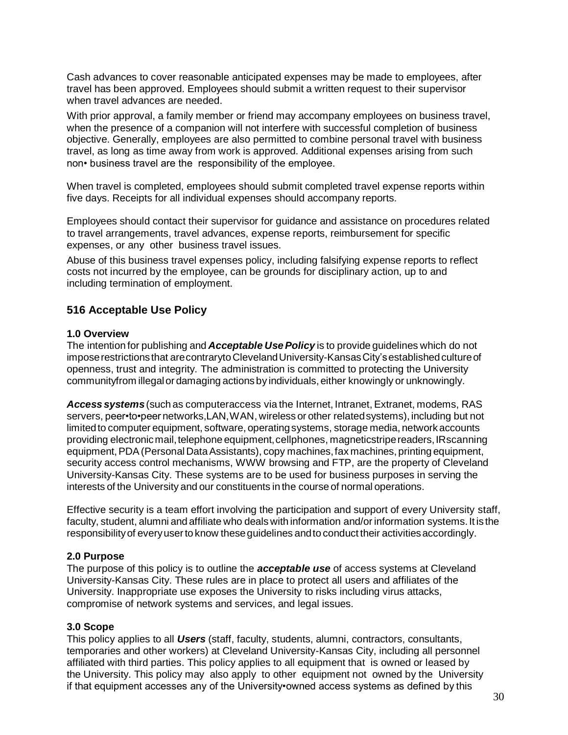Cash advances to cover reasonable anticipated expenses may be made to employees, after travel has been approved. Employees should submit a written request to their supervisor when travel advances are needed.

With prior approval, a family member or friend may accompany employees on business travel, when the presence of a companion will not interfere with successful completion of business objective. Generally, employees are also permitted to combine personal travel with business travel, as long as time away from work is approved. Additional expenses arising from such non• business travel are the responsibility of the employee.

When travel is completed, employees should submit completed travel expense reports within five days. Receipts for all individual expenses should accompany reports.

Employees should contact their supervisor for guidance and assistance on procedures related to travel arrangements, travel advances, expense reports, reimbursement for specific expenses, or any other business travel issues.

Abuse of this business travel expenses policy, including falsifying expense reports to reflect costs not incurred by the employee, can be grounds for disciplinary action, up to and including termination of employment.

## 516 Acceptable Use Policy

### 1.0 Overview

The intention for publishing and ***Acceptable Use Policy*** is to provide guidelines which do not impose restrictions that are contrary to Cleveland University-Kansas City's established culture of openness, trust and integrity. The administration is committed to protecting the University community from illegal or damaging actions by individuals, either knowingly or unknowingly.

***Access systems*** (such as computer access via the Internet, Intranet, Extranet, modems, RAS servers, peer•to•peer networks, LAN, WAN, wireless or other related systems), including but not limited to computer equipment, software, operating systems, storage media, network accounts providing electronic mail, telephone equipment, cellphones, magnetic stripe readers, IR scanning equipment, PDA (Personal Data Assistants), copy machines, fax machines, printing equipment, security access control mechanisms, WWW browsing and FTP, are the property of Cleveland University-Kansas City. These systems are to be used for business purposes in serving the interests of the University and our constituents in the course of normal operations.

Effective security is a team effort involving the participation and support of every University staff, faculty, student, alumni and affiliate who deals with information and/or information systems. It is the responsibility of every user to know these guidelines and to conduct their activities accordingly.

### 2.0 Purpose

The purpose of this policy is to outline the ***acceptable use*** of access systems at Cleveland University-Kansas City. These rules are in place to protect all users and affiliates of the University. Inappropriate use exposes the University to risks including virus attacks, compromise of network systems and services, and legal issues.

### 3.0 Scope

This policy applies to all ***Users*** (staff, faculty, students, alumni, contractors, consultants, temporaries and other workers) at Cleveland University-Kansas City, including all personnel affiliated with third parties. This policy applies to all equipment that is owned or leased by the University. This policy may also apply to other equipment not owned by the University if that equipment accesses any of the University•owned access systems as defined by this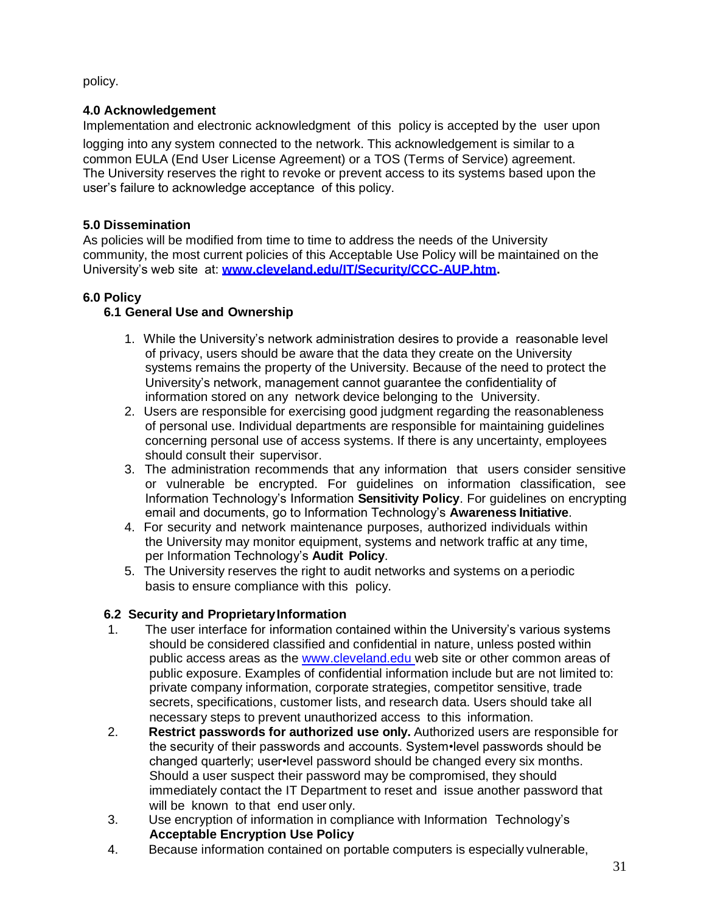policy.

### 4.0 Acknowledgement

Implementation and electronic acknowledgment of this policy is accepted by the user upon logging into any system connected to the network. This acknowledgement is similar to a common EULA (End User License Agreement) or a TOS (Terms of Service) agreement. The University reserves the right to revoke or prevent access to its systems based upon the user's failure to acknowledge acceptance of this policy.

### 5.0 Dissemination

As policies will be modified from time to time to address the needs of the University community, the most current policies of this Acceptable Use Policy will be maintained on the University's web site at: **www.cleveland.edu/IT/Security/CCC-AUP.htm.**

### 6.0 Policy

#### 6.1 General Use and Ownership

1. While the University's network administration desires to provide a reasonable level of privacy, users should be aware that the data they create on the University systems remains the property of the University. Because of the need to protect the University's network, management cannot guarantee the confidentiality of information stored on any network device belonging to the University.
2. Users are responsible for exercising good judgment regarding the reasonableness of personal use. Individual departments are responsible for maintaining guidelines concerning personal use of access systems. If there is any uncertainty, employees should consult their supervisor.
3. The administration recommends that any information that users consider sensitive or vulnerable be encrypted. For guidelines on information classification, see Information Technology's Information **Sensitivity Policy**. For guidelines on encrypting email and documents, go to Information Technology's **Awareness Initiative**.
4. For security and network maintenance purposes, authorized individuals within the University may monitor equipment, systems and network traffic at any time, per Information Technology's **Audit Policy**.
5. The University reserves the right to audit networks and systems on a periodic basis to ensure compliance with this policy.

#### 6.2 Security and Proprietary Information

1. The user interface for information contained within the University's various systems should be considered classified and confidential in nature, unless posted within public access areas as the www.cleveland.edu web site or other common areas of public exposure. Examples of confidential information include but are not limited to: private company information, corporate strategies, competitor sensitive, trade secrets, specifications, customer lists, and research data. Users should take all necessary steps to prevent unauthorized access to this information.
2. **Restrict passwords for authorized use only.** Authorized users are responsible for the security of their passwords and accounts. System•level passwords should be changed quarterly; user•level password should be changed every six months. Should a user suspect their password may be compromised, they should immediately contact the IT Department to reset and issue another password that will be known to that end user only.
3. Use encryption of information in compliance with Information Technology's **Acceptable Encryption Use Policy**
4. Because information contained on portable computers is especially vulnerable,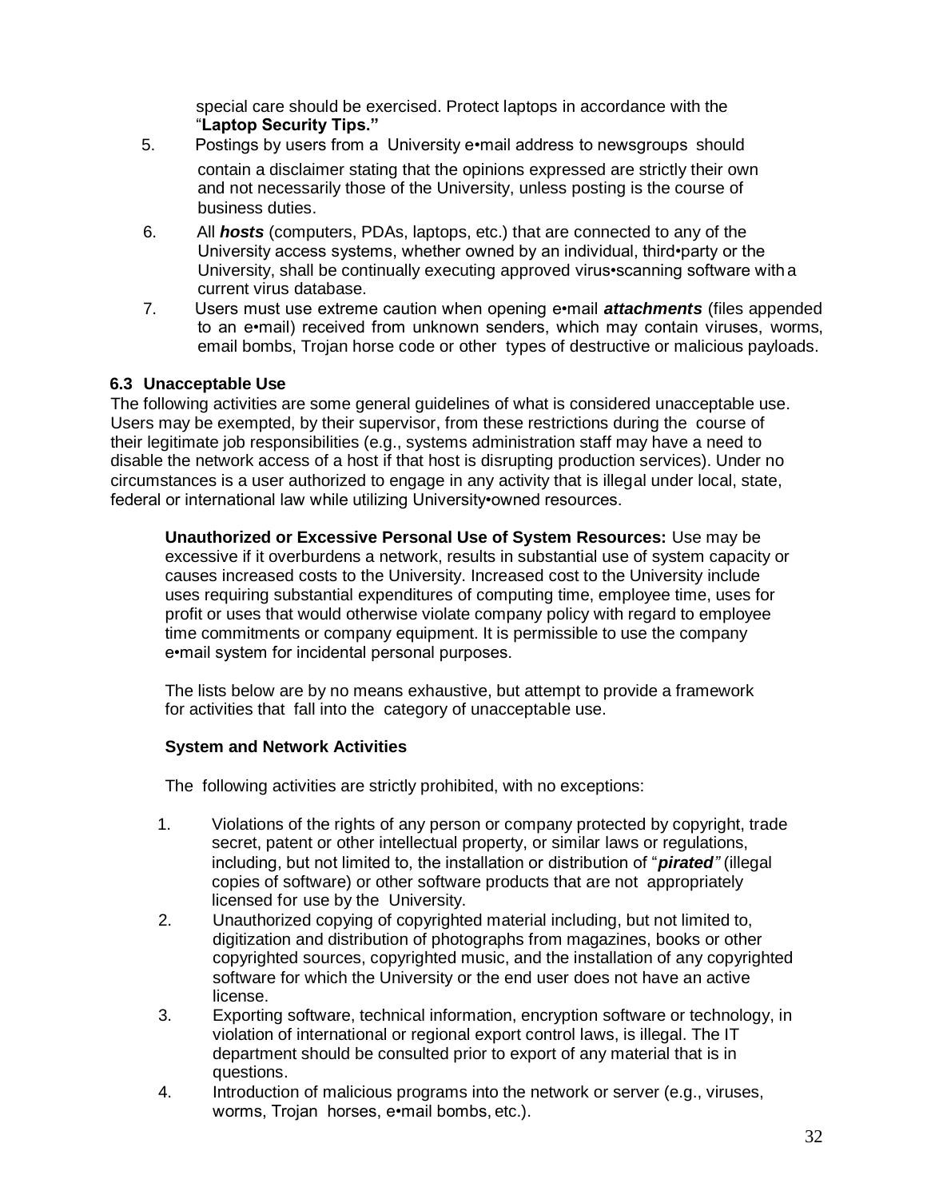special care should be exercised. Protect laptops in accordance with the "**Laptop Security Tips."**

5. Postings by users from a University e•mail address to newsgroups should contain a disclaimer stating that the opinions expressed are strictly their own and not necessarily those of the University, unless posting is the course of business duties.
6. All ***hosts*** (computers, PDAs, laptops, etc.) that are connected to any of the University access systems, whether owned by an individual, third•party or the University, shall be continually executing approved virus•scanning software with a current virus database.
7. Users must use extreme caution when opening e•mail ***attachments*** (files appended to an e•mail) received from unknown senders, which may contain viruses, worms, email bombs, Trojan horse code or other types of destructive or malicious payloads.

### 6.3 Unacceptable Use

The following activities are some general guidelines of what is considered unacceptable use. Users may be exempted, by their supervisor, from these restrictions during the course of their legitimate job responsibilities (e.g., systems administration staff may have a need to disable the network access of a host if that host is disrupting production services). Under no circumstances is a user authorized to engage in any activity that is illegal under local, state, federal or international law while utilizing University•owned resources.

**Unauthorized or Excessive Personal Use of System Resources:** Use may be excessive if it overburdens a network, results in substantial use of system capacity or causes increased costs to the University. Increased cost to the University include uses requiring substantial expenditures of computing time, employee time, uses for profit or uses that would otherwise violate company policy with regard to employee time commitments or company equipment. It is permissible to use the company e•mail system for incidental personal purposes.

The lists below are by no means exhaustive, but attempt to provide a framework for activities that fall into the category of unacceptable use.

**System and Network Activities**

The following activities are strictly prohibited, with no exceptions:

1. Violations of the rights of any person or company protected by copyright, trade secret, patent or other intellectual property, or similar laws or regulations, including, but not limited to, the installation or distribution of "***pirated"*** (illegal copies of software) or other software products that are not appropriately licensed for use by the University.
2. Unauthorized copying of copyrighted material including, but not limited to, digitization and distribution of photographs from magazines, books or other copyrighted sources, copyrighted music, and the installation of any copyrighted software for which the University or the end user does not have an active license.
3. Exporting software, technical information, encryption software or technology, in violation of international or regional export control laws, is illegal. The IT department should be consulted prior to export of any material that is in questions.
4. Introduction of malicious programs into the network or server (e.g., viruses, worms, Trojan horses, e•mail bombs, etc.).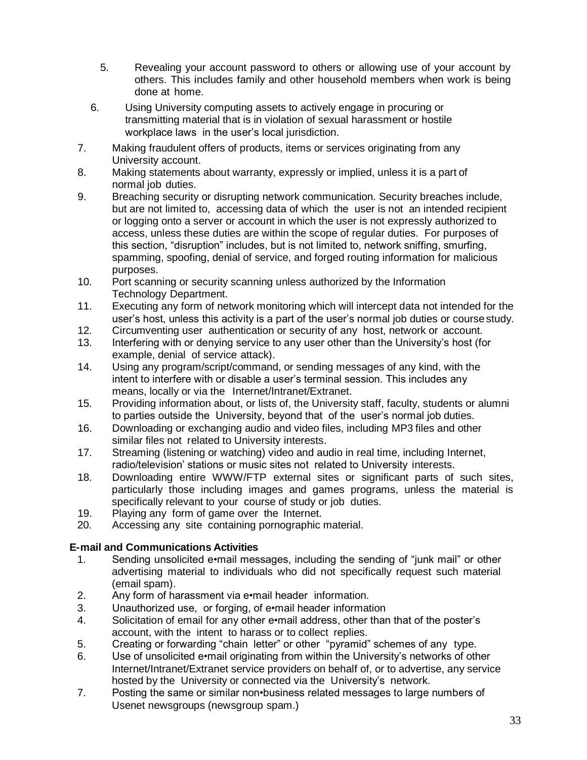5. Revealing your account password to others or allowing use of your account by others. This includes family and other household members when work is being done at home.
6. Using University computing assets to actively engage in procuring or transmitting material that is in violation of sexual harassment or hostile workplace laws in the user's local jurisdiction.
7. Making fraudulent offers of products, items or services originating from any University account.
8. Making statements about warranty, expressly or implied, unless it is a part of normal job duties.
9. Breaching security or disrupting network communication. Security breaches include, but are not limited to, accessing data of which the user is not an intended recipient or logging onto a server or account in which the user is not expressly authorized to access, unless these duties are within the scope of regular duties. For purposes of this section, "disruption" includes, but is not limited to, network sniffing, smurfing, spamming, spoofing, denial of service, and forged routing information for malicious purposes.
10. Port scanning or security scanning unless authorized by the Information Technology Department.
11. Executing any form of network monitoring which will intercept data not intended for the user's host, unless this activity is a part of the user's normal job duties or course study.
12. Circumventing user authentication or security of any host, network or account.
13. Interfering with or denying service to any user other than the University's host (for example, denial of service attack).
14. Using any program/script/command, or sending messages of any kind, with the intent to interfere with or disable a user's terminal session. This includes any means, locally or via the Internet/Intranet/Extranet.
15. Providing information about, or lists of, the University staff, faculty, students or alumni to parties outside the University, beyond that of the user's normal job duties.
16. Downloading or exchanging audio and video files, including MP3 files and other similar files not related to University interests.
17. Streaming (listening or watching) video and audio in real time, including Internet, radio/television' stations or music sites not related to University interests.
18. Downloading entire WWW/FTP external sites or significant parts of such sites, particularly those including images and games programs, unless the material is specifically relevant to your course of study or job duties.
19. Playing any form of game over the Internet.
20. Accessing any site containing pornographic material.

**E-mail and Communications Activities**

1. Sending unsolicited e•mail messages, including the sending of "junk mail" or other advertising material to individuals who did not specifically request such material (email spam).
2. Any form of harassment via e•mail header information.
3. Unauthorized use, or forging, of e•mail header information
4. Solicitation of email for any other e•mail address, other than that of the poster's account, with the intent to harass or to collect replies.
5. Creating or forwarding "chain letter" or other "pyramid" schemes of any type.
6. Use of unsolicited e•mail originating from within the University's networks of other Internet/Intranet/Extranet service providers on behalf of, or to advertise, any service hosted by the University or connected via the University's network.
7. Posting the same or similar non•business related messages to large numbers of Usenet newsgroups (newsgroup spam.)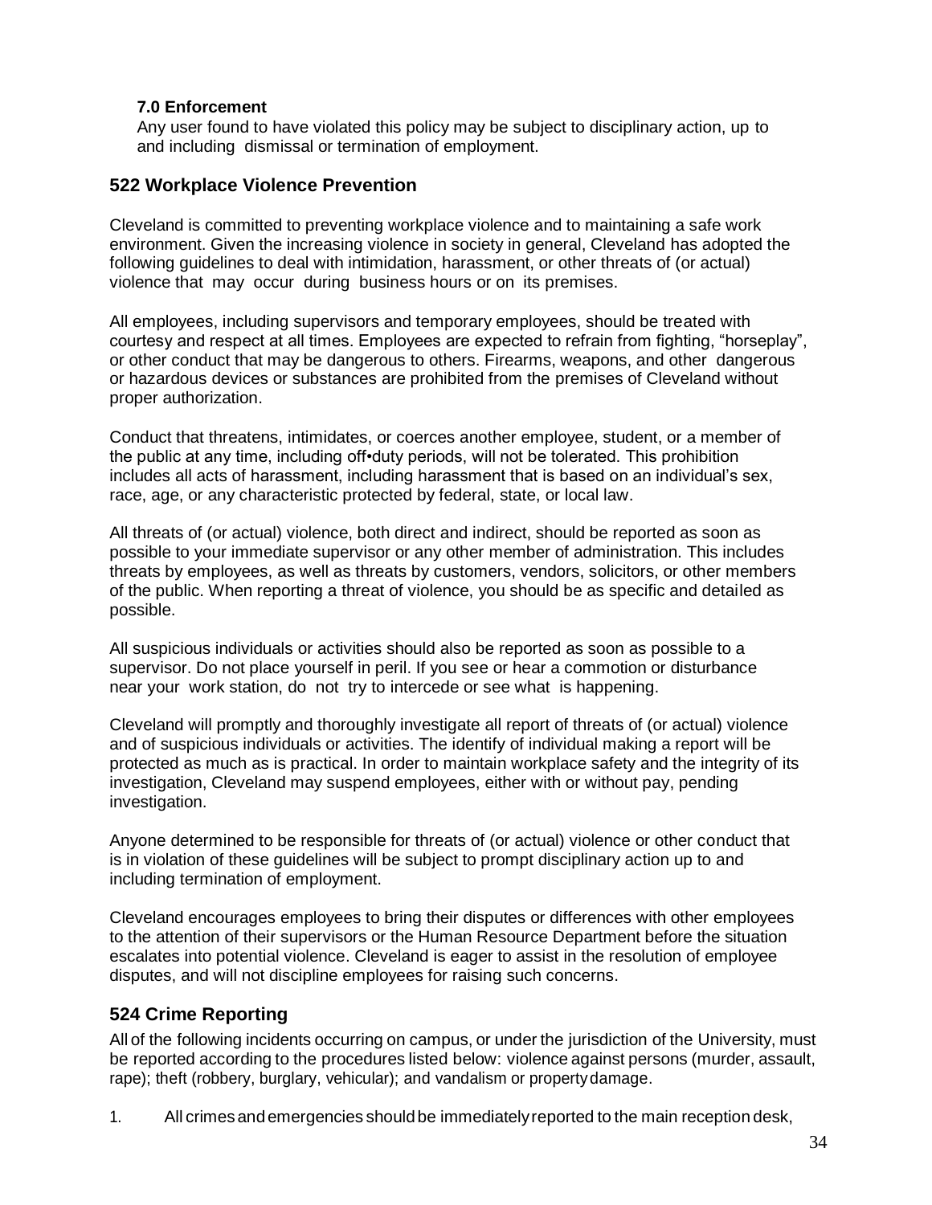**7.0 Enforcement**

Any user found to have violated this policy may be subject to disciplinary action, up to and including dismissal or termination of employment.

## 522 Workplace Violence Prevention

Cleveland is committed to preventing workplace violence and to maintaining a safe work environment. Given the increasing violence in society in general, Cleveland has adopted the following guidelines to deal with intimidation, harassment, or other threats of (or actual) violence that may occur during business hours or on its premises.

All employees, including supervisors and temporary employees, should be treated with courtesy and respect at all times. Employees are expected to refrain from fighting, "horseplay", or other conduct that may be dangerous to others. Firearms, weapons, and other dangerous or hazardous devices or substances are prohibited from the premises of Cleveland without proper authorization.

Conduct that threatens, intimidates, or coerces another employee, student, or a member of the public at any time, including off•duty periods, will not be tolerated. This prohibition includes all acts of harassment, including harassment that is based on an individual's sex, race, age, or any characteristic protected by federal, state, or local law.

All threats of (or actual) violence, both direct and indirect, should be reported as soon as possible to your immediate supervisor or any other member of administration. This includes threats by employees, as well as threats by customers, vendors, solicitors, or other members of the public. When reporting a threat of violence, you should be as specific and detailed as possible.

All suspicious individuals or activities should also be reported as soon as possible to a supervisor. Do not place yourself in peril. If you see or hear a commotion or disturbance near your work station, do not try to intercede or see what is happening.

Cleveland will promptly and thoroughly investigate all report of threats of (or actual) violence and of suspicious individuals or activities. The identify of individual making a report will be protected as much as is practical. In order to maintain workplace safety and the integrity of its investigation, Cleveland may suspend employees, either with or without pay, pending investigation.

Anyone determined to be responsible for threats of (or actual) violence or other conduct that is in violation of these guidelines will be subject to prompt disciplinary action up to and including termination of employment.

Cleveland encourages employees to bring their disputes or differences with other employees to the attention of their supervisors or the Human Resource Department before the situation escalates into potential violence. Cleveland is eager to assist in the resolution of employee disputes, and will not discipline employees for raising such concerns.

## 524 Crime Reporting

All of the following incidents occurring on campus, or under the jurisdiction of the University, must be reported according to the procedures listed below: violence against persons (murder, assault, rape); theft (robbery, burglary, vehicular); and vandalism or property damage.

1. All crimes and emergencies should be immediately reported to the main reception desk,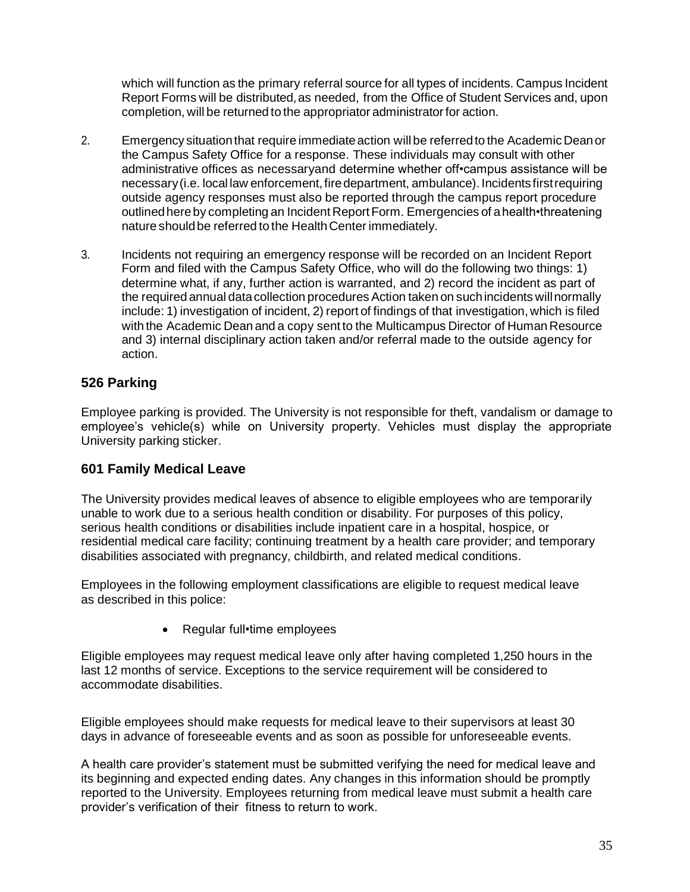which will function as the primary referral source for all types of incidents. Campus Incident Report Forms will be distributed, as needed, from the Office of Student Services and, upon completion, will be returned to the appropriator administrator for action.

2. Emergency situation that require immediate action will be referred to the Academic Dean or the Campus Safety Office for a response. These individuals may consult with other administrative offices as necessaryand determine whether off•campus assistance will be necessary (i.e. local law enforcement, fire department, ambulance). Incidents first requiring outside agency responses must also be reported through the campus report procedure outlined here by completing an Incident Report Form. Emergencies of a health•threatening nature should be referred to the Health Center immediately.

3. Incidents not requiring an emergency response will be recorded on an Incident Report Form and filed with the Campus Safety Office, who will do the following two things: 1) determine what, if any, further action is warranted, and 2) record the incident as part of the required annual data collection procedures Action taken on such incidents will normally include: 1) investigation of incident, 2) report of findings of that investigation, which is filed with the Academic Dean and a copy sent to the Multicampus Director of Human Resource and 3) internal disciplinary action taken and/or referral made to the outside agency for action.

## 526 Parking

Employee parking is provided. The University is not responsible for theft, vandalism or damage to employee's vehicle(s) while on University property. Vehicles must display the appropriate University parking sticker.

## 601 Family Medical Leave

The University provides medical leaves of absence to eligible employees who are temporarily unable to work due to a serious health condition or disability. For purposes of this policy, serious health conditions or disabilities include inpatient care in a hospital, hospice, or residential medical care facility; continuing treatment by a health care provider; and temporary disabilities associated with pregnancy, childbirth, and related medical conditions.

Employees in the following employment classifications are eligible to request medical leave as described in this police:

- Regular full•time employees

Eligible employees may request medical leave only after having completed 1,250 hours in the last 12 months of service. Exceptions to the service requirement will be considered to accommodate disabilities.

Eligible employees should make requests for medical leave to their supervisors at least 30 days in advance of foreseeable events and as soon as possible for unforeseeable events.

A health care provider's statement must be submitted verifying the need for medical leave and its beginning and expected ending dates. Any changes in this information should be promptly reported to the University. Employees returning from medical leave must submit a health care provider's verification of their fitness to return to work.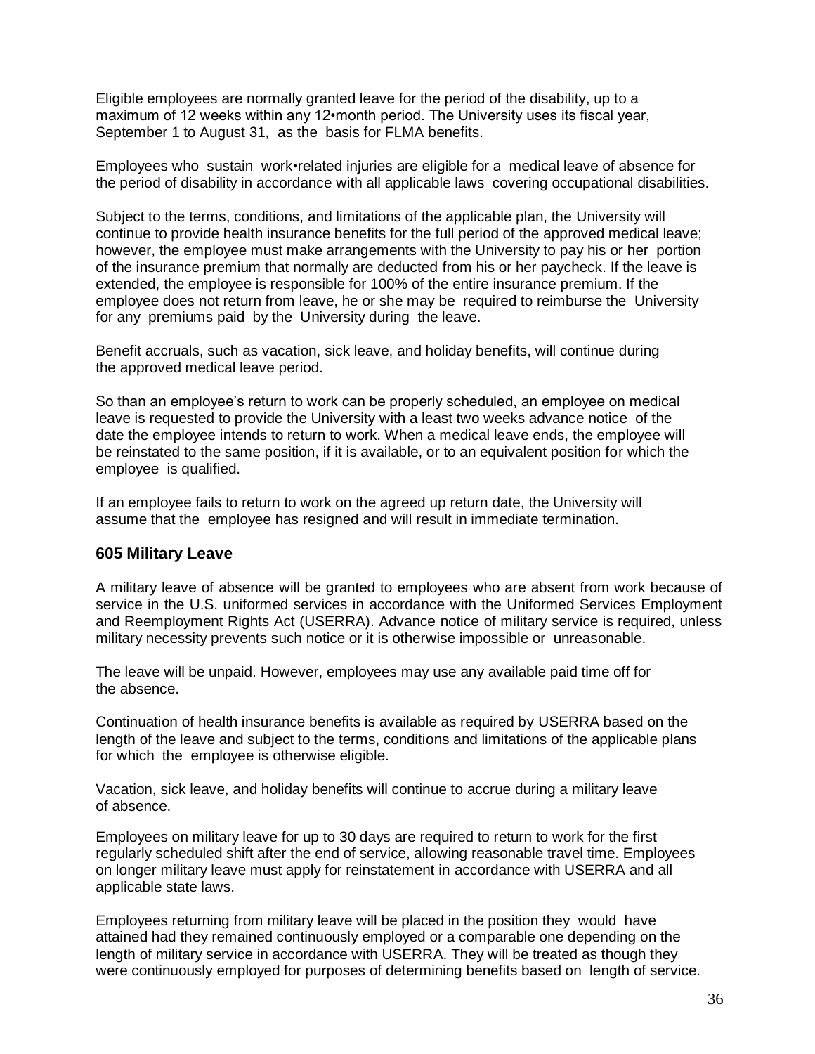Eligible employees are normally granted leave for the period of the disability, up to a maximum of 12 weeks within any 12•month period. The University uses its fiscal year, September 1 to August 31, as the basis for FLMA benefits.

Employees who sustain work•related injuries are eligible for a medical leave of absence for the period of disability in accordance with all applicable laws covering occupational disabilities.

Subject to the terms, conditions, and limitations of the applicable plan, the University will continue to provide health insurance benefits for the full period of the approved medical leave; however, the employee must make arrangements with the University to pay his or her portion of the insurance premium that normally are deducted from his or her paycheck. If the leave is extended, the employee is responsible for 100% of the entire insurance premium. If the employee does not return from leave, he or she may be required to reimburse the University for any premiums paid by the University during the leave.

Benefit accruals, such as vacation, sick leave, and holiday benefits, will continue during the approved medical leave period.

So than an employee's return to work can be properly scheduled, an employee on medical leave is requested to provide the University with a least two weeks advance notice of the date the employee intends to return to work. When a medical leave ends, the employee will be reinstated to the same position, if it is available, or to an equivalent position for which the employee is qualified.

If an employee fails to return to work on the agreed up return date, the University will assume that the employee has resigned and will result in immediate termination.

### 605 Military Leave

A military leave of absence will be granted to employees who are absent from work because of service in the U.S. uniformed services in accordance with the Uniformed Services Employment and Reemployment Rights Act (USERRA). Advance notice of military service is required, unless military necessity prevents such notice or it is otherwise impossible or unreasonable.

The leave will be unpaid. However, employees may use any available paid time off for the absence.

Continuation of health insurance benefits is available as required by USERRA based on the length of the leave and subject to the terms, conditions and limitations of the applicable plans for which the employee is otherwise eligible.

Vacation, sick leave, and holiday benefits will continue to accrue during a military leave of absence.

Employees on military leave for up to 30 days are required to return to work for the first regularly scheduled shift after the end of service, allowing reasonable travel time. Employees on longer military leave must apply for reinstatement in accordance with USERRA and all applicable state laws.

Employees returning from military leave will be placed in the position they would have attained had they remained continuously employed or a comparable one depending on the length of military service in accordance with USERRA. They will be treated as though they were continuously employed for purposes of determining benefits based on length of service.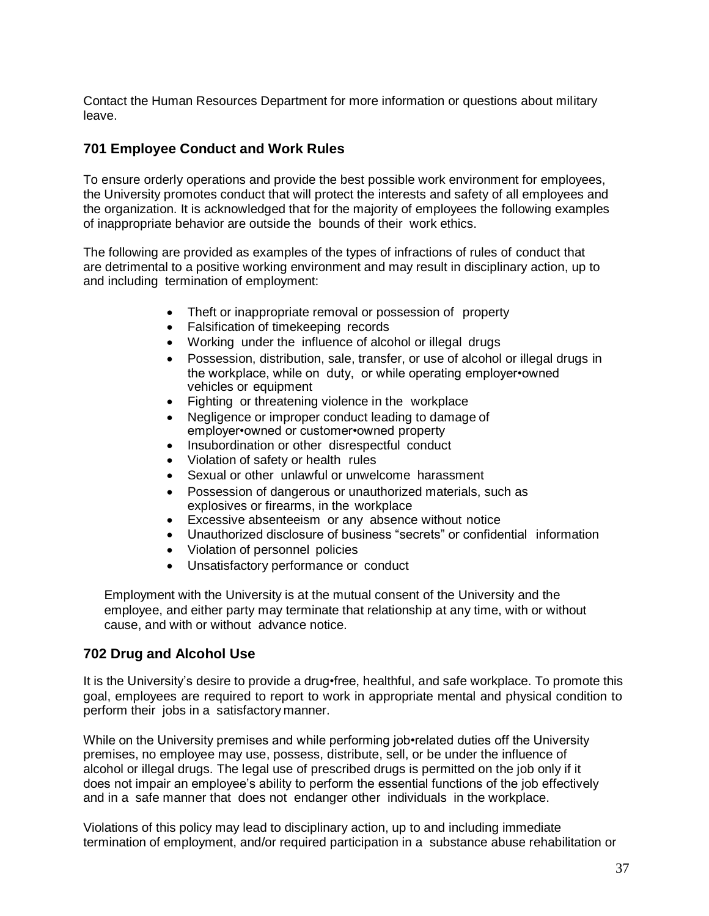Contact the Human Resources Department for more information or questions about military leave.

## 701 Employee Conduct and Work Rules

To ensure orderly operations and provide the best possible work environment for employees, the University promotes conduct that will protect the interests and safety of all employees and the organization. It is acknowledged that for the majority of employees the following examples of inappropriate behavior are outside the bounds of their work ethics.

The following are provided as examples of the types of infractions of rules of conduct that are detrimental to a positive working environment and may result in disciplinary action, up to and including termination of employment:

- Theft or inappropriate removal or possession of property
- Falsification of timekeeping records
- Working under the influence of alcohol or illegal drugs
- Possession, distribution, sale, transfer, or use of alcohol or illegal drugs in the workplace, while on duty, or while operating employer•owned vehicles or equipment
- Fighting or threatening violence in the workplace
- Negligence or improper conduct leading to damage of employer•owned or customer•owned property
- Insubordination or other disrespectful conduct
- Violation of safety or health rules
- Sexual or other unlawful or unwelcome harassment
- Possession of dangerous or unauthorized materials, such as explosives or firearms, in the workplace
- Excessive absenteeism or any absence without notice
- Unauthorized disclosure of business "secrets" or confidential information
- Violation of personnel policies
- Unsatisfactory performance or conduct

Employment with the University is at the mutual consent of the University and the employee, and either party may terminate that relationship at any time, with or without cause, and with or without advance notice.

## 702 Drug and Alcohol Use

It is the University's desire to provide a drug•free, healthful, and safe workplace. To promote this goal, employees are required to report to work in appropriate mental and physical condition to perform their jobs in a satisfactory manner.

While on the University premises and while performing job•related duties off the University premises, no employee may use, possess, distribute, sell, or be under the influence of alcohol or illegal drugs. The legal use of prescribed drugs is permitted on the job only if it does not impair an employee's ability to perform the essential functions of the job effectively and in a safe manner that does not endanger other individuals in the workplace.

Violations of this policy may lead to disciplinary action, up to and including immediate termination of employment, and/or required participation in a substance abuse rehabilitation or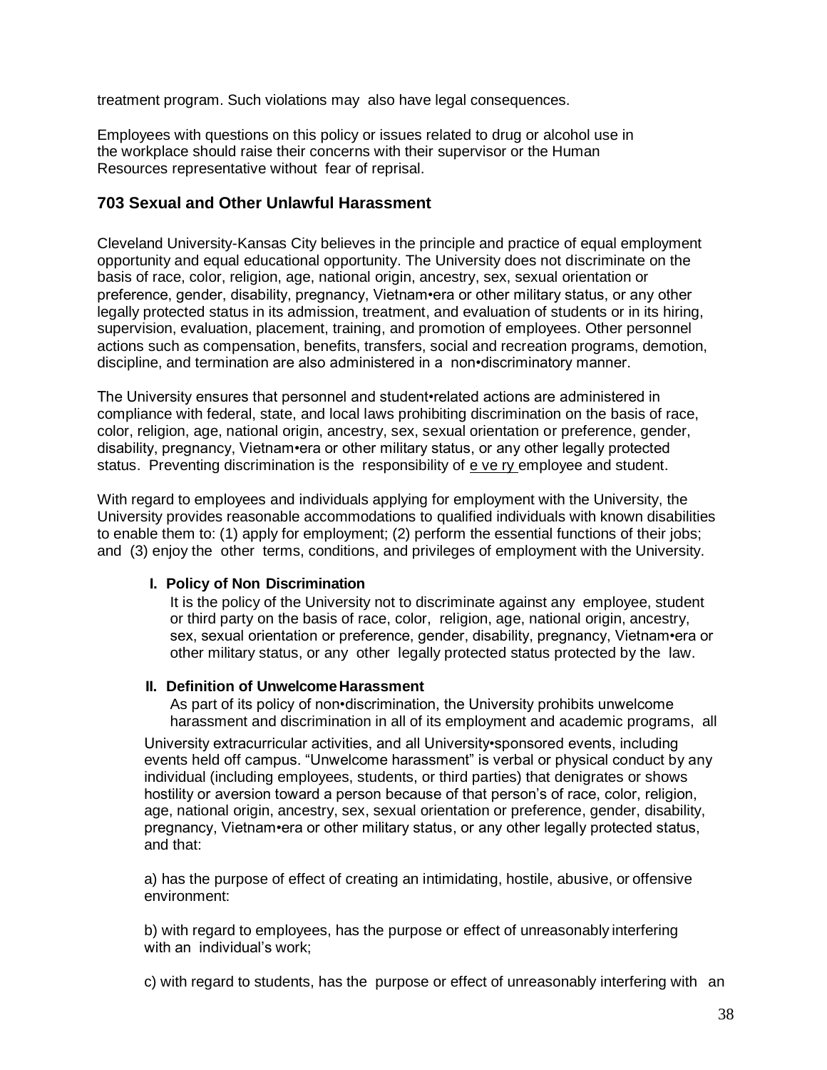treatment program. Such violations may also have legal consequences.

Employees with questions on this policy or issues related to drug or alcohol use in the workplace should raise their concerns with their supervisor or the Human Resources representative without fear of reprisal.

## 703 Sexual and Other Unlawful Harassment

Cleveland University-Kansas City believes in the principle and practice of equal employment opportunity and equal educational opportunity. The University does not discriminate on the basis of race, color, religion, age, national origin, ancestry, sex, sexual orientation or preference, gender, disability, pregnancy, Vietnam•era or other military status, or any other legally protected status in its admission, treatment, and evaluation of students or in its hiring, supervision, evaluation, placement, training, and promotion of employees. Other personnel actions such as compensation, benefits, transfers, social and recreation programs, demotion, discipline, and termination are also administered in a non•discriminatory manner.

The University ensures that personnel and student•related actions are administered in compliance with federal, state, and local laws prohibiting discrimination on the basis of race, color, religion, age, national origin, ancestry, sex, sexual orientation or preference, gender, disability, pregnancy, Vietnam•era or other military status, or any other legally protected status. Preventing discrimination is the responsibility of every employee and student.

With regard to employees and individuals applying for employment with the University, the University provides reasonable accommodations to qualified individuals with known disabilities to enable them to: (1) apply for employment; (2) perform the essential functions of their jobs; and (3) enjoy the other terms, conditions, and privileges of employment with the University.

**I. Policy of Non Discrimination**

It is the policy of the University not to discriminate against any employee, student or third party on the basis of race, color, religion, age, national origin, ancestry, sex, sexual orientation or preference, gender, disability, pregnancy, Vietnam•era or other military status, or any other legally protected status protected by the law.

**II. Definition of Unwelcome Harassment**

As part of its policy of non•discrimination, the University prohibits unwelcome harassment and discrimination in all of its employment and academic programs, all University extracurricular activities, and all University•sponsored events, including events held off campus. "Unwelcome harassment" is verbal or physical conduct by any individual (including employees, students, or third parties) that denigrates or shows hostility or aversion toward a person because of that person's of race, color, religion, age, national origin, ancestry, sex, sexual orientation or preference, gender, disability, pregnancy, Vietnam•era or other military status, or any other legally protected status, and that:

a) has the purpose of effect of creating an intimidating, hostile, abusive, or offensive environment:

b) with regard to employees, has the purpose or effect of unreasonably interfering with an individual's work;

c) with regard to students, has the purpose or effect of unreasonably interfering with an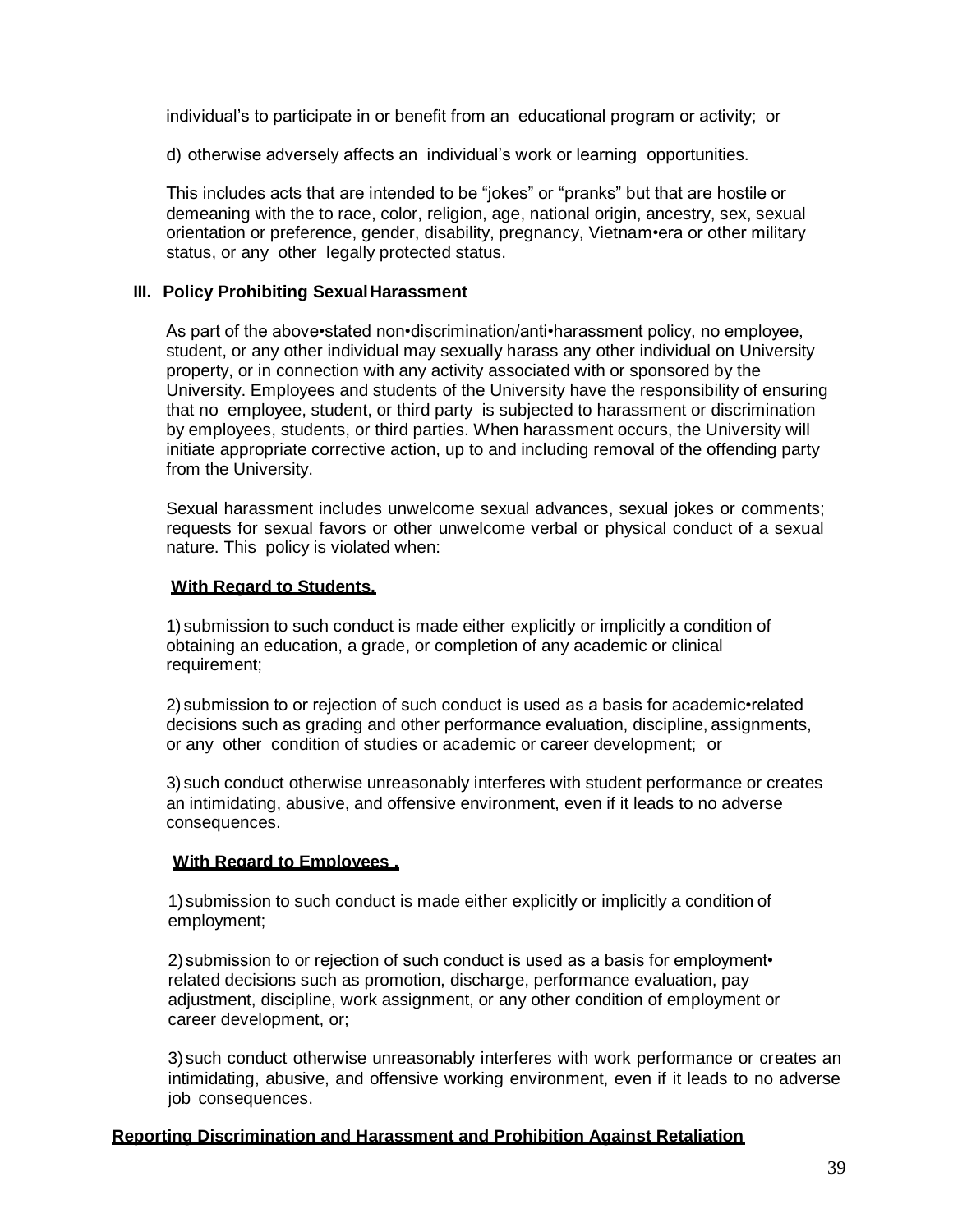individual's to participate in or benefit from an educational program or activity; or

d) otherwise adversely affects an individual's work or learning opportunities.

This includes acts that are intended to be "jokes" or "pranks" but that are hostile or demeaning with the to race, color, religion, age, national origin, ancestry, sex, sexual orientation or preference, gender, disability, pregnancy, Vietnam•era or other military status, or any other legally protected status.

### III. Policy Prohibiting Sexual Harassment

As part of the above•stated non•discrimination/anti•harassment policy, no employee, student, or any other individual may sexually harass any other individual on University property, or in connection with any activity associated with or sponsored by the University. Employees and students of the University have the responsibility of ensuring that no employee, student, or third party is subjected to harassment or discrimination by employees, students, or third parties. When harassment occurs, the University will initiate appropriate corrective action, up to and including removal of the offending party from the University.

Sexual harassment includes unwelcome sexual advances, sexual jokes or comments; requests for sexual favors or other unwelcome verbal or physical conduct of a sexual nature. This policy is violated when:

**With Regard to Students.**

1) submission to such conduct is made either explicitly or implicitly a condition of obtaining an education, a grade, or completion of any academic or clinical requirement;

2) submission to or rejection of such conduct is used as a basis for academic•related decisions such as grading and other performance evaluation, discipline, assignments, or any other condition of studies or academic or career development; or

3) such conduct otherwise unreasonably interferes with student performance or creates an intimidating, abusive, and offensive environment, even if it leads to no adverse consequences.

**With Regard to Employees .**

1) submission to such conduct is made either explicitly or implicitly a condition of employment;

2) submission to or rejection of such conduct is used as a basis for employment• related decisions such as promotion, discharge, performance evaluation, pay adjustment, discipline, work assignment, or any other condition of employment or career development, or;

3) such conduct otherwise unreasonably interferes with work performance or creates an intimidating, abusive, and offensive working environment, even if it leads to no adverse job consequences.

**Reporting Discrimination and Harassment and Prohibition Against Retaliation**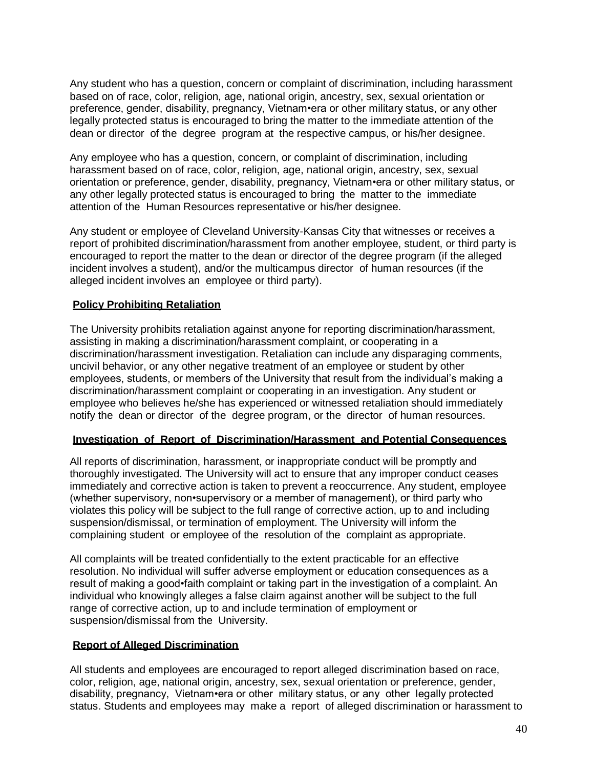Any student who has a question, concern or complaint of discrimination, including harassment based on of race, color, religion, age, national origin, ancestry, sex, sexual orientation or preference, gender, disability, pregnancy, Vietnam•era or other military status, or any other legally protected status is encouraged to bring the matter to the immediate attention of the dean or director of the degree program at the respective campus, or his/her designee.

Any employee who has a question, concern, or complaint of discrimination, including harassment based on of race, color, religion, age, national origin, ancestry, sex, sexual orientation or preference, gender, disability, pregnancy, Vietnam•era or other military status, or any other legally protected status is encouraged to bring the matter to the immediate attention of the Human Resources representative or his/her designee.

Any student or employee of Cleveland University-Kansas City that witnesses or receives a report of prohibited discrimination/harassment from another employee, student, or third party is encouraged to report the matter to the dean or director of the degree program (if the alleged incident involves a student), and/or the multicampus director of human resources (if the alleged incident involves an employee or third party).

**Policy Prohibiting Retaliation**

The University prohibits retaliation against anyone for reporting discrimination/harassment, assisting in making a discrimination/harassment complaint, or cooperating in a discrimination/harassment investigation. Retaliation can include any disparaging comments, uncivil behavior, or any other negative treatment of an employee or student by other employees, students, or members of the University that result from the individual's making a discrimination/harassment complaint or cooperating in an investigation. Any student or employee who believes he/she has experienced or witnessed retaliation should immediately notify the dean or director of the degree program, or the director of human resources.

**Investigation of Report of Discrimination/Harassment and Potential Consequences**

All reports of discrimination, harassment, or inappropriate conduct will be promptly and thoroughly investigated. The University will act to ensure that any improper conduct ceases immediately and corrective action is taken to prevent a reoccurrence. Any student, employee (whether supervisory, non•supervisory or a member of management), or third party who violates this policy will be subject to the full range of corrective action, up to and including suspension/dismissal, or termination of employment. The University will inform the complaining student or employee of the resolution of the complaint as appropriate.

All complaints will be treated confidentially to the extent practicable for an effective resolution. No individual will suffer adverse employment or education consequences as a result of making a good•faith complaint or taking part in the investigation of a complaint. An individual who knowingly alleges a false claim against another will be subject to the full range of corrective action, up to and include termination of employment or suspension/dismissal from the University.

**Report of Alleged Discrimination**

All students and employees are encouraged to report alleged discrimination based on race, color, religion, age, national origin, ancestry, sex, sexual orientation or preference, gender, disability, pregnancy, Vietnam•era or other military status, or any other legally protected status. Students and employees may make a report of alleged discrimination or harassment to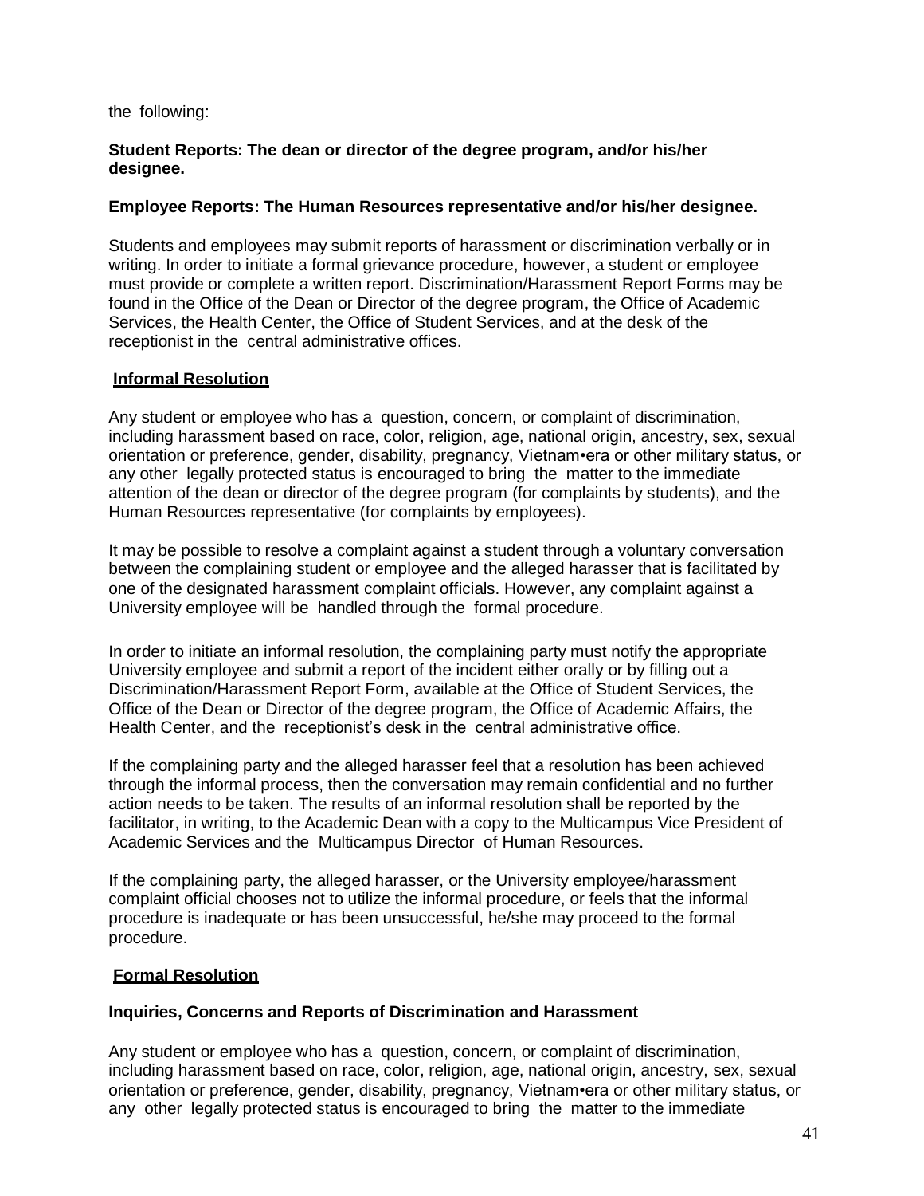the following:

**Student Reports: The dean or director of the degree program, and/or his/her designee.**

**Employee Reports: The Human Resources representative and/or his/her designee.**

Students and employees may submit reports of harassment or discrimination verbally or in writing. In order to initiate a formal grievance procedure, however, a student or employee must provide or complete a written report. Discrimination/Harassment Report Forms may be found in the Office of the Dean or Director of the degree program, the Office of Academic Services, the Health Center, the Office of Student Services, and at the desk of the receptionist in the central administrative offices.

**Informal Resolution**

Any student or employee who has a question, concern, or complaint of discrimination, including harassment based on race, color, religion, age, national origin, ancestry, sex, sexual orientation or preference, gender, disability, pregnancy, Vietnam•era or other military status, or any other legally protected status is encouraged to bring the matter to the immediate attention of the dean or director of the degree program (for complaints by students), and the Human Resources representative (for complaints by employees).

It may be possible to resolve a complaint against a student through a voluntary conversation between the complaining student or employee and the alleged harasser that is facilitated by one of the designated harassment complaint officials. However, any complaint against a University employee will be handled through the formal procedure.

In order to initiate an informal resolution, the complaining party must notify the appropriate University employee and submit a report of the incident either orally or by filling out a Discrimination/Harassment Report Form, available at the Office of Student Services, the Office of the Dean or Director of the degree program, the Office of Academic Affairs, the Health Center, and the receptionist's desk in the central administrative office.

If the complaining party and the alleged harasser feel that a resolution has been achieved through the informal process, then the conversation may remain confidential and no further action needs to be taken. The results of an informal resolution shall be reported by the facilitator, in writing, to the Academic Dean with a copy to the Multicampus Vice President of Academic Services and the Multicampus Director of Human Resources.

If the complaining party, the alleged harasser, or the University employee/harassment complaint official chooses not to utilize the informal procedure, or feels that the informal procedure is inadequate or has been unsuccessful, he/she may proceed to the formal procedure.

**Formal Resolution**

**Inquiries, Concerns and Reports of Discrimination and Harassment**

Any student or employee who has a question, concern, or complaint of discrimination, including harassment based on race, color, religion, age, national origin, ancestry, sex, sexual orientation or preference, gender, disability, pregnancy, Vietnam•era or other military status, or any other legally protected status is encouraged to bring the matter to the immediate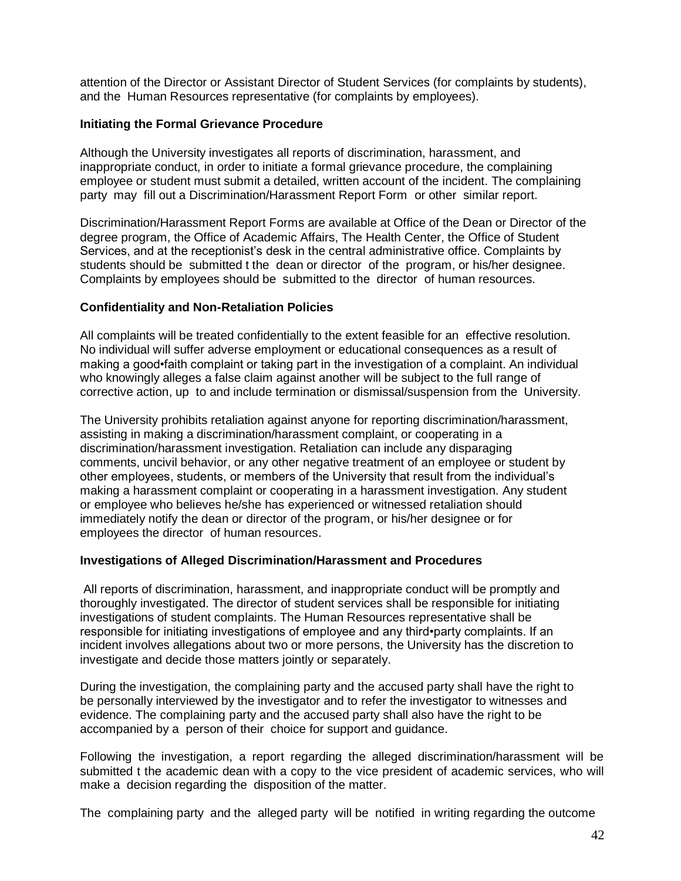attention of the Director or Assistant Director of Student Services (for complaints by students), and the Human Resources representative (for complaints by employees).

**Initiating the Formal Grievance Procedure**

Although the University investigates all reports of discrimination, harassment, and inappropriate conduct, in order to initiate a formal grievance procedure, the complaining employee or student must submit a detailed, written account of the incident. The complaining party may fill out a Discrimination/Harassment Report Form or other similar report.

Discrimination/Harassment Report Forms are available at Office of the Dean or Director of the degree program, the Office of Academic Affairs, The Health Center, the Office of Student Services, and at the receptionist's desk in the central administrative office. Complaints by students should be submitted t the dean or director of the program, or his/her designee. Complaints by employees should be submitted to the director of human resources.

**Confidentiality and Non-Retaliation Policies**

All complaints will be treated confidentially to the extent feasible for an effective resolution. No individual will suffer adverse employment or educational consequences as a result of making a good•faith complaint or taking part in the investigation of a complaint. An individual who knowingly alleges a false claim against another will be subject to the full range of corrective action, up to and include termination or dismissal/suspension from the University.

The University prohibits retaliation against anyone for reporting discrimination/harassment, assisting in making a discrimination/harassment complaint, or cooperating in a discrimination/harassment investigation. Retaliation can include any disparaging comments, uncivil behavior, or any other negative treatment of an employee or student by other employees, students, or members of the University that result from the individual's making a harassment complaint or cooperating in a harassment investigation. Any student or employee who believes he/she has experienced or witnessed retaliation should immediately notify the dean or director of the program, or his/her designee or for employees the director of human resources.

**Investigations of Alleged Discrimination/Harassment and Procedures**

All reports of discrimination, harassment, and inappropriate conduct will be promptly and thoroughly investigated. The director of student services shall be responsible for initiating investigations of student complaints. The Human Resources representative shall be responsible for initiating investigations of employee and any third•party complaints. If an incident involves allegations about two or more persons, the University has the discretion to investigate and decide those matters jointly or separately.

During the investigation, the complaining party and the accused party shall have the right to be personally interviewed by the investigator and to refer the investigator to witnesses and evidence. The complaining party and the accused party shall also have the right to be accompanied by a person of their choice for support and guidance.

Following the investigation, a report regarding the alleged discrimination/harassment will be submitted t the academic dean with a copy to the vice president of academic services, who will make a decision regarding the disposition of the matter.

The complaining party and the alleged party will be notified in writing regarding the outcome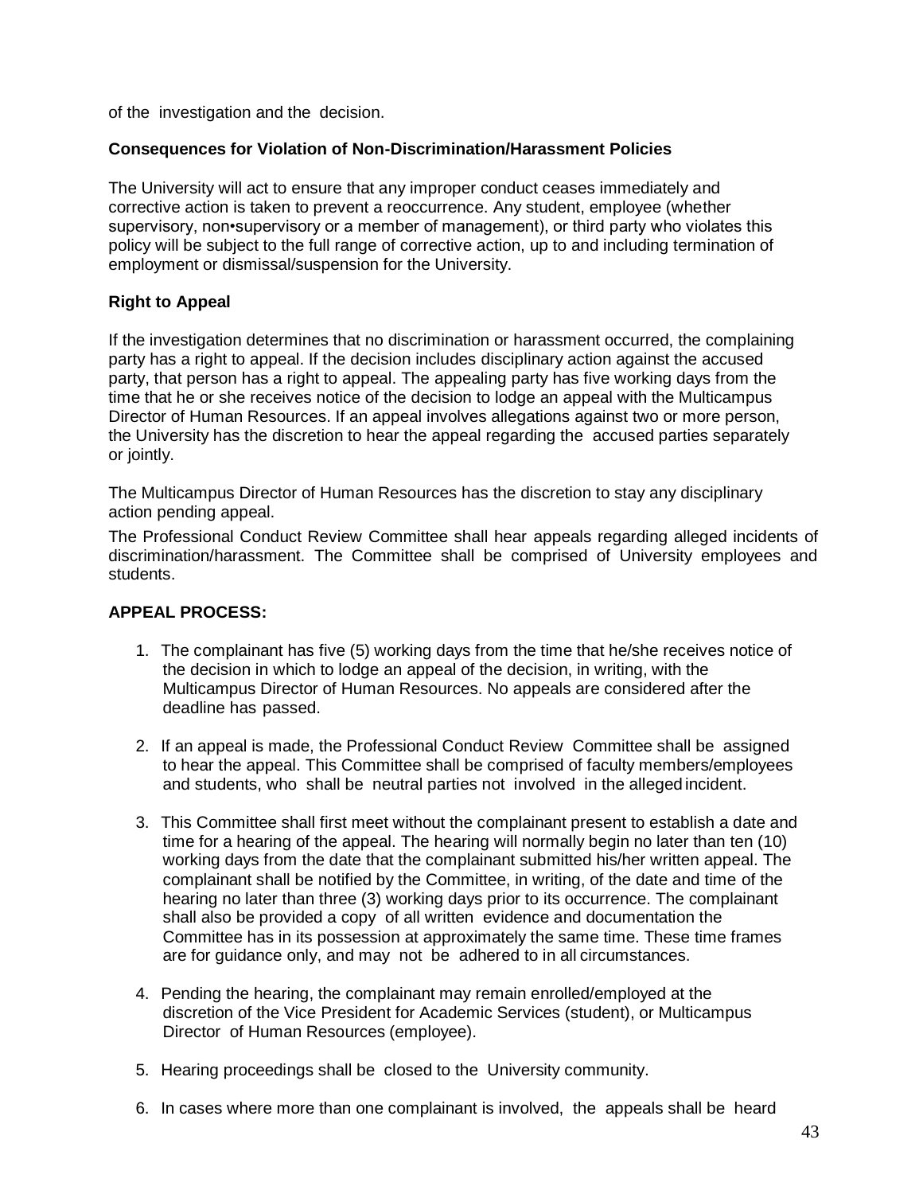of the investigation and the decision.

**Consequences for Violation of Non-Discrimination/Harassment Policies**

The University will act to ensure that any improper conduct ceases immediately and corrective action is taken to prevent a reoccurrence. Any student, employee (whether supervisory, non•supervisory or a member of management), or third party who violates this policy will be subject to the full range of corrective action, up to and including termination of employment or dismissal/suspension for the University.

**Right to Appeal**

If the investigation determines that no discrimination or harassment occurred, the complaining party has a right to appeal. If the decision includes disciplinary action against the accused party, that person has a right to appeal. The appealing party has five working days from the time that he or she receives notice of the decision to lodge an appeal with the Multicampus Director of Human Resources. If an appeal involves allegations against two or more person, the University has the discretion to hear the appeal regarding the accused parties separately or jointly.

The Multicampus Director of Human Resources has the discretion to stay any disciplinary action pending appeal.

The Professional Conduct Review Committee shall hear appeals regarding alleged incidents of discrimination/harassment. The Committee shall be comprised of University employees and students.

**APPEAL PROCESS:**

1. The complainant has five (5) working days from the time that he/she receives notice of the decision in which to lodge an appeal of the decision, in writing, with the Multicampus Director of Human Resources. No appeals are considered after the deadline has passed.

2. If an appeal is made, the Professional Conduct Review Committee shall be assigned to hear the appeal. This Committee shall be comprised of faculty members/employees and students, who shall be neutral parties not involved in the alleged incident.

3. This Committee shall first meet without the complainant present to establish a date and time for a hearing of the appeal. The hearing will normally begin no later than ten (10) working days from the date that the complainant submitted his/her written appeal. The complainant shall be notified by the Committee, in writing, of the date and time of the hearing no later than three (3) working days prior to its occurrence. The complainant shall also be provided a copy of all written evidence and documentation the Committee has in its possession at approximately the same time. These time frames are for guidance only, and may not be adhered to in all circumstances.

4. Pending the hearing, the complainant may remain enrolled/employed at the discretion of the Vice President for Academic Services (student), or Multicampus Director of Human Resources (employee).

5. Hearing proceedings shall be closed to the University community.

6. In cases where more than one complainant is involved, the appeals shall be heard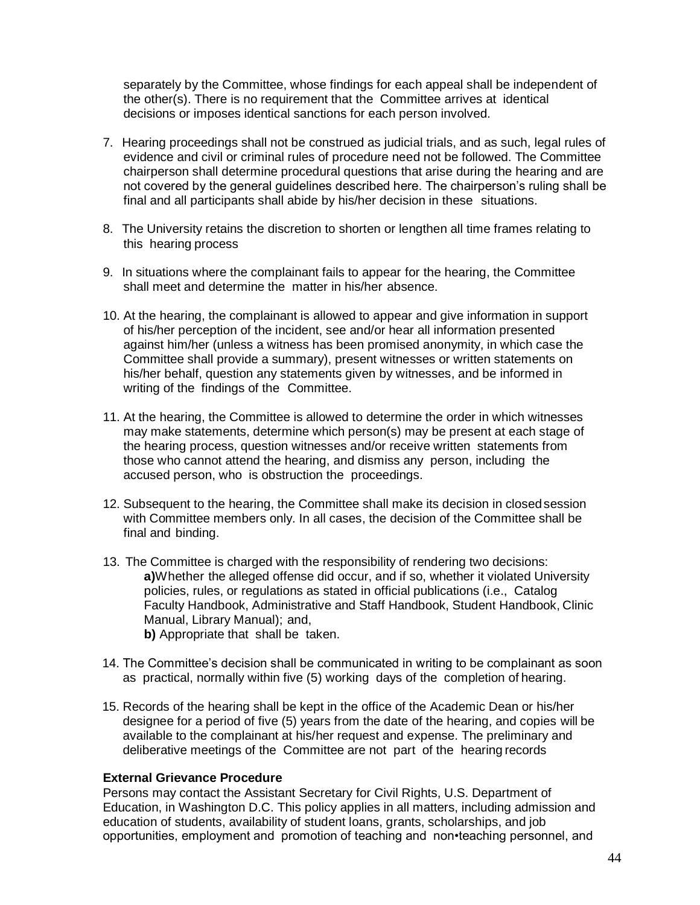separately by the Committee, whose findings for each appeal shall be independent of the other(s). There is no requirement that the Committee arrives at identical decisions or imposes identical sanctions for each person involved.

7. Hearing proceedings shall not be construed as judicial trials, and as such, legal rules of evidence and civil or criminal rules of procedure need not be followed. The Committee chairperson shall determine procedural questions that arise during the hearing and are not covered by the general guidelines described here. The chairperson's ruling shall be final and all participants shall abide by his/her decision in these situations.

8. The University retains the discretion to shorten or lengthen all time frames relating to this hearing process

9. In situations where the complainant fails to appear for the hearing, the Committee shall meet and determine the matter in his/her absence.

10. At the hearing, the complainant is allowed to appear and give information in support of his/her perception of the incident, see and/or hear all information presented against him/her (unless a witness has been promised anonymity, in which case the Committee shall provide a summary), present witnesses or written statements on his/her behalf, question any statements given by witnesses, and be informed in writing of the findings of the Committee.

11. At the hearing, the Committee is allowed to determine the order in which witnesses may make statements, determine which person(s) may be present at each stage of the hearing process, question witnesses and/or receive written statements from those who cannot attend the hearing, and dismiss any person, including the accused person, who is obstruction the proceedings.

12. Subsequent to the hearing, the Committee shall make its decision in closed session with Committee members only. In all cases, the decision of the Committee shall be final and binding.

13. The Committee is charged with the responsibility of rendering two decisions:
    **a)** Whether the alleged offense did occur, and if so, whether it violated University policies, rules, or regulations as stated in official publications (i.e., Catalog Faculty Handbook, Administrative and Staff Handbook, Student Handbook, Clinic Manual, Library Manual); and,
    **b)** Appropriate that shall be taken.

14. The Committee's decision shall be communicated in writing to be complainant as soon as practical, normally within five (5) working days of the completion of hearing.

15. Records of the hearing shall be kept in the office of the Academic Dean or his/her designee for a period of five (5) years from the date of the hearing, and copies will be available to the complainant at his/her request and expense. The preliminary and deliberative meetings of the Committee are not part of the hearing records

**External Grievance Procedure**

Persons may contact the Assistant Secretary for Civil Rights, U.S. Department of Education, in Washington D.C. This policy applies in all matters, including admission and education of students, availability of student loans, grants, scholarships, and job opportunities, employment and promotion of teaching and non•teaching personnel, and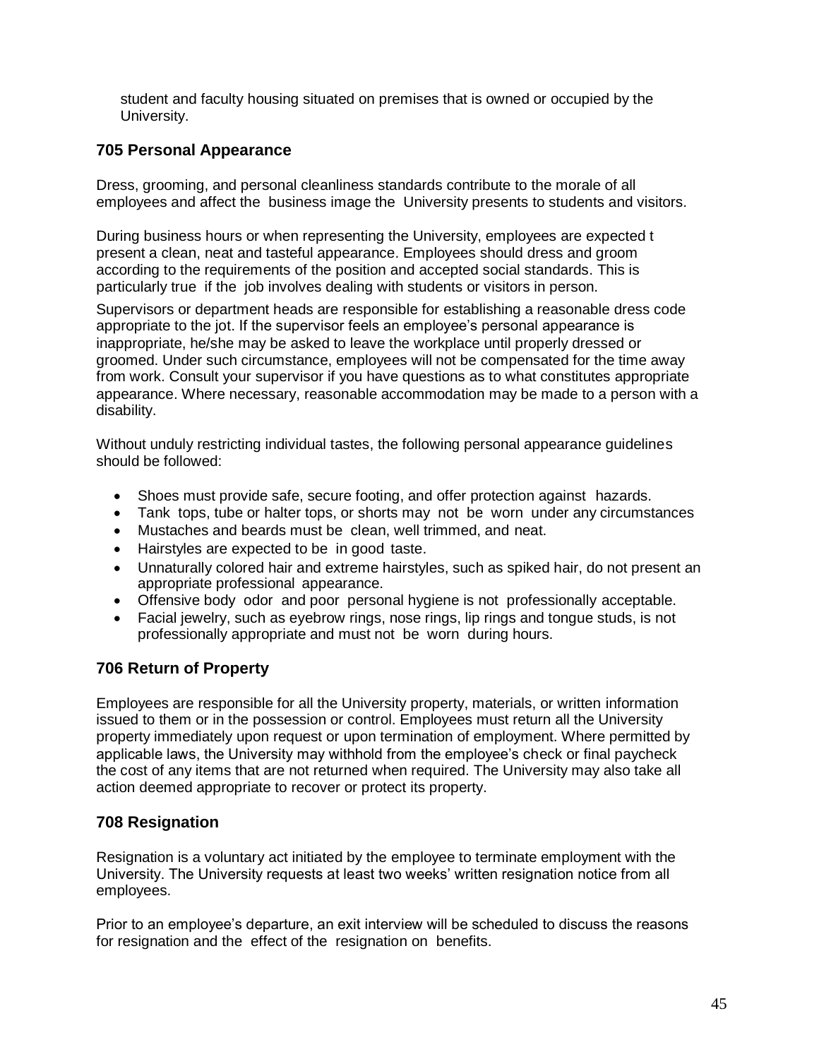student and faculty housing situated on premises that is owned or occupied by the University.

## 705 Personal Appearance

Dress, grooming, and personal cleanliness standards contribute to the morale of all employees and affect the business image the University presents to students and visitors.

During business hours or when representing the University, employees are expected t present a clean, neat and tasteful appearance. Employees should dress and groom according to the requirements of the position and accepted social standards. This is particularly true if the job involves dealing with students or visitors in person.

Supervisors or department heads are responsible for establishing a reasonable dress code appropriate to the jot. If the supervisor feels an employee's personal appearance is inappropriate, he/she may be asked to leave the workplace until properly dressed or groomed. Under such circumstance, employees will not be compensated for the time away from work. Consult your supervisor if you have questions as to what constitutes appropriate appearance. Where necessary, reasonable accommodation may be made to a person with a disability.

Without unduly restricting individual tastes, the following personal appearance guidelines should be followed:

- Shoes must provide safe, secure footing, and offer protection against hazards.
- Tank tops, tube or halter tops, or shorts may not be worn under any circumstances
- Mustaches and beards must be clean, well trimmed, and neat.
- Hairstyles are expected to be in good taste.
- Unnaturally colored hair and extreme hairstyles, such as spiked hair, do not present an appropriate professional appearance.
- Offensive body odor and poor personal hygiene is not professionally acceptable.
- Facial jewelry, such as eyebrow rings, nose rings, lip rings and tongue studs, is not professionally appropriate and must not be worn during hours.

## 706 Return of Property

Employees are responsible for all the University property, materials, or written information issued to them or in the possession or control. Employees must return all the University property immediately upon request or upon termination of employment. Where permitted by applicable laws, the University may withhold from the employee's check or final paycheck the cost of any items that are not returned when required. The University may also take all action deemed appropriate to recover or protect its property.

## 708 Resignation

Resignation is a voluntary act initiated by the employee to terminate employment with the University. The University requests at least two weeks' written resignation notice from all employees.

Prior to an employee's departure, an exit interview will be scheduled to discuss the reasons for resignation and the effect of the resignation on benefits.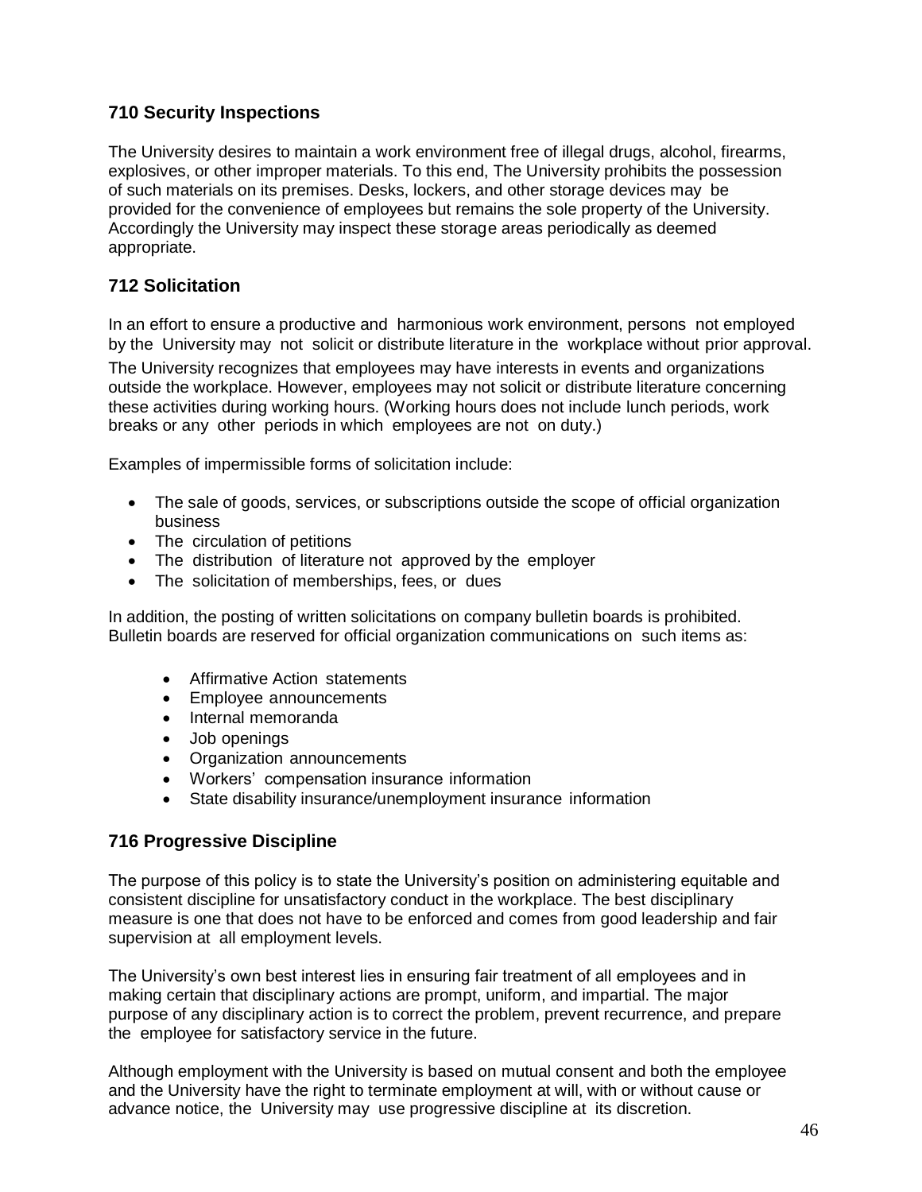## 710 Security Inspections

The University desires to maintain a work environment free of illegal drugs, alcohol, firearms, explosives, or other improper materials. To this end, The University prohibits the possession of such materials on its premises. Desks, lockers, and other storage devices may be provided for the convenience of employees but remains the sole property of the University. Accordingly the University may inspect these storage areas periodically as deemed appropriate.

## 712 Solicitation

In an effort to ensure a productive and harmonious work environment, persons not employed by the University may not solicit or distribute literature in the workplace without prior approval.

The University recognizes that employees may have interests in events and organizations outside the workplace. However, employees may not solicit or distribute literature concerning these activities during working hours. (Working hours does not include lunch periods, work breaks or any other periods in which employees are not on duty.)

Examples of impermissible forms of solicitation include:

- The sale of goods, services, or subscriptions outside the scope of official organization business
- The circulation of petitions
- The distribution of literature not approved by the employer
- The solicitation of memberships, fees, or dues

In addition, the posting of written solicitations on company bulletin boards is prohibited. Bulletin boards are reserved for official organization communications on such items as:

- Affirmative Action statements
- Employee announcements
- Internal memoranda
- Job openings
- Organization announcements
- Workers' compensation insurance information
- State disability insurance/unemployment insurance information

## 716 Progressive Discipline

The purpose of this policy is to state the University's position on administering equitable and consistent discipline for unsatisfactory conduct in the workplace. The best disciplinary measure is one that does not have to be enforced and comes from good leadership and fair supervision at all employment levels.

The University's own best interest lies in ensuring fair treatment of all employees and in making certain that disciplinary actions are prompt, uniform, and impartial. The major purpose of any disciplinary action is to correct the problem, prevent recurrence, and prepare the employee for satisfactory service in the future.

Although employment with the University is based on mutual consent and both the employee and the University have the right to terminate employment at will, with or without cause or advance notice, the University may use progressive discipline at its discretion.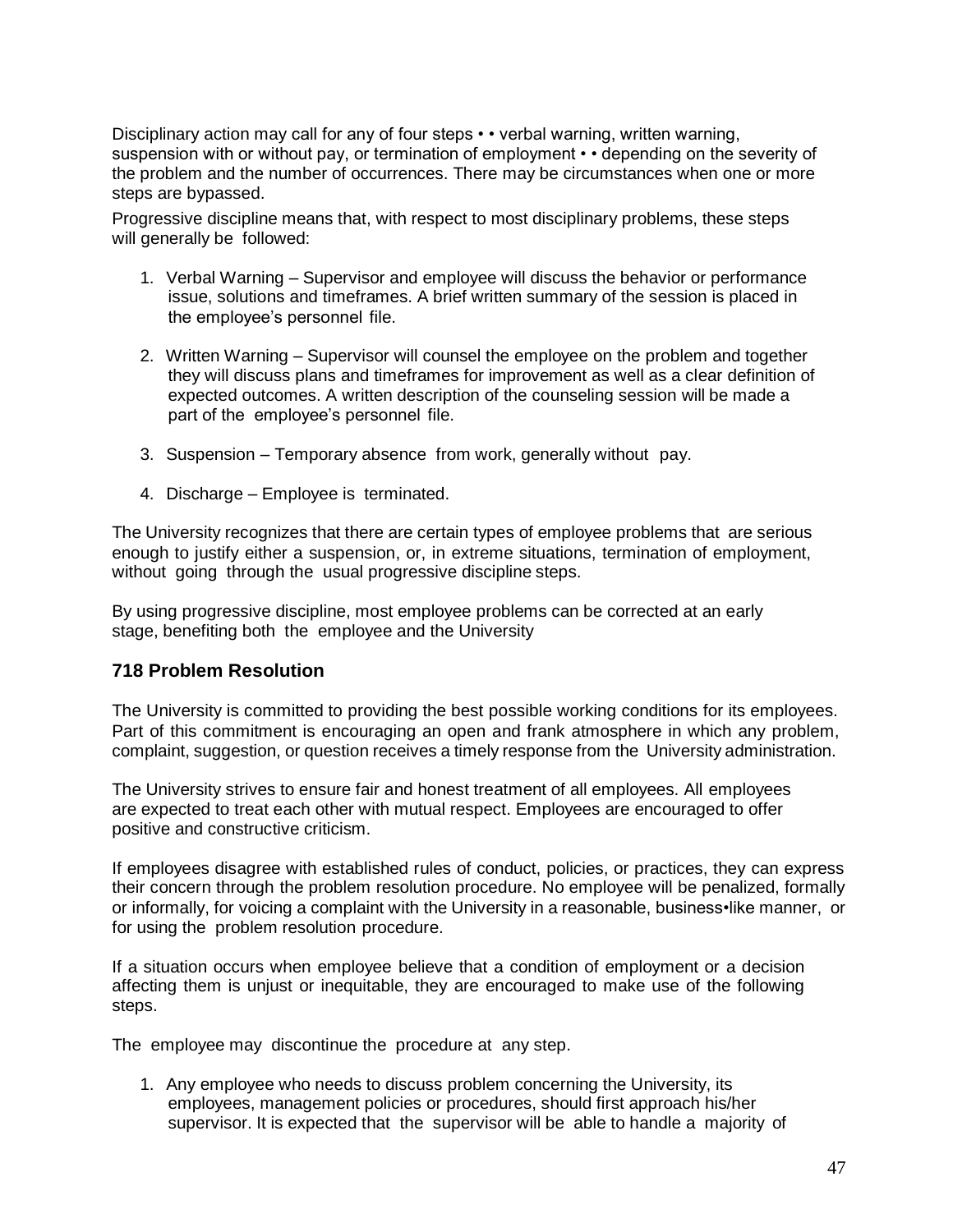Disciplinary action may call for any of four steps • • verbal warning, written warning, suspension with or without pay, or termination of employment • • depending on the severity of the problem and the number of occurrences. There may be circumstances when one or more steps are bypassed.

Progressive discipline means that, with respect to most disciplinary problems, these steps will generally be followed:

1. Verbal Warning – Supervisor and employee will discuss the behavior or performance issue, solutions and timeframes. A brief written summary of the session is placed in the employee's personnel file.

2. Written Warning – Supervisor will counsel the employee on the problem and together they will discuss plans and timeframes for improvement as well as a clear definition of expected outcomes. A written description of the counseling session will be made a part of the employee's personnel file.

3. Suspension – Temporary absence from work, generally without pay.

4. Discharge – Employee is terminated.

The University recognizes that there are certain types of employee problems that are serious enough to justify either a suspension, or, in extreme situations, termination of employment, without going through the usual progressive discipline steps.

By using progressive discipline, most employee problems can be corrected at an early stage, benefiting both the employee and the University

## 718 Problem Resolution

The University is committed to providing the best possible working conditions for its employees. Part of this commitment is encouraging an open and frank atmosphere in which any problem, complaint, suggestion, or question receives a timely response from the University administration.

The University strives to ensure fair and honest treatment of all employees. All employees are expected to treat each other with mutual respect. Employees are encouraged to offer positive and constructive criticism.

If employees disagree with established rules of conduct, policies, or practices, they can express their concern through the problem resolution procedure. No employee will be penalized, formally or informally, for voicing a complaint with the University in a reasonable, business•like manner, or for using the problem resolution procedure.

If a situation occurs when employee believe that a condition of employment or a decision affecting them is unjust or inequitable, they are encouraged to make use of the following steps.

The employee may discontinue the procedure at any step.

1. Any employee who needs to discuss problem concerning the University, its employees, management policies or procedures, should first approach his/her supervisor. It is expected that the supervisor will be able to handle a majority of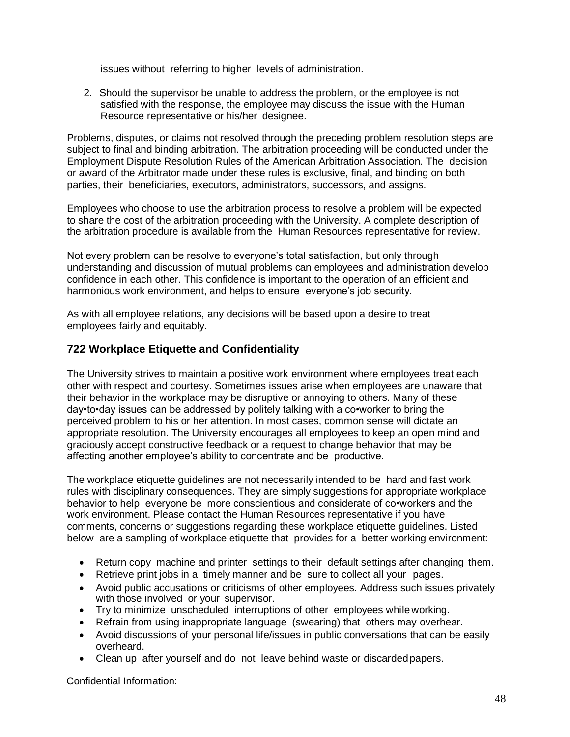issues without referring to higher levels of administration.

2. Should the supervisor be unable to address the problem, or the employee is not satisfied with the response, the employee may discuss the issue with the Human Resource representative or his/her designee.

Problems, disputes, or claims not resolved through the preceding problem resolution steps are subject to final and binding arbitration. The arbitration proceeding will be conducted under the Employment Dispute Resolution Rules of the American Arbitration Association. The decision or award of the Arbitrator made under these rules is exclusive, final, and binding on both parties, their beneficiaries, executors, administrators, successors, and assigns.

Employees who choose to use the arbitration process to resolve a problem will be expected to share the cost of the arbitration proceeding with the University. A complete description of the arbitration procedure is available from the Human Resources representative for review.

Not every problem can be resolve to everyone's total satisfaction, but only through understanding and discussion of mutual problems can employees and administration develop confidence in each other. This confidence is important to the operation of an efficient and harmonious work environment, and helps to ensure everyone's job security.

As with all employee relations, any decisions will be based upon a desire to treat employees fairly and equitably.

### 722 Workplace Etiquette and Confidentiality

The University strives to maintain a positive work environment where employees treat each other with respect and courtesy. Sometimes issues arise when employees are unaware that their behavior in the workplace may be disruptive or annoying to others. Many of these day•to•day issues can be addressed by politely talking with a co•worker to bring the perceived problem to his or her attention. In most cases, common sense will dictate an appropriate resolution. The University encourages all employees to keep an open mind and graciously accept constructive feedback or a request to change behavior that may be affecting another employee's ability to concentrate and be productive.

The workplace etiquette guidelines are not necessarily intended to be hard and fast work rules with disciplinary consequences. They are simply suggestions for appropriate workplace behavior to help everyone be more conscientious and considerate of co•workers and the work environment. Please contact the Human Resources representative if you have comments, concerns or suggestions regarding these workplace etiquette guidelines. Listed below are a sampling of workplace etiquette that provides for a better working environment:

- Return copy machine and printer settings to their default settings after changing them.
- Retrieve print jobs in a timely manner and be sure to collect all your pages.
- Avoid public accusations or criticisms of other employees. Address such issues privately with those involved or your supervisor.
- Try to minimize unscheduled interruptions of other employees while working.
- Refrain from using inappropriate language (swearing) that others may overhear.
- Avoid discussions of your personal life/issues in public conversations that can be easily overheard.
- Clean up after yourself and do not leave behind waste or discarded papers.

Confidential Information: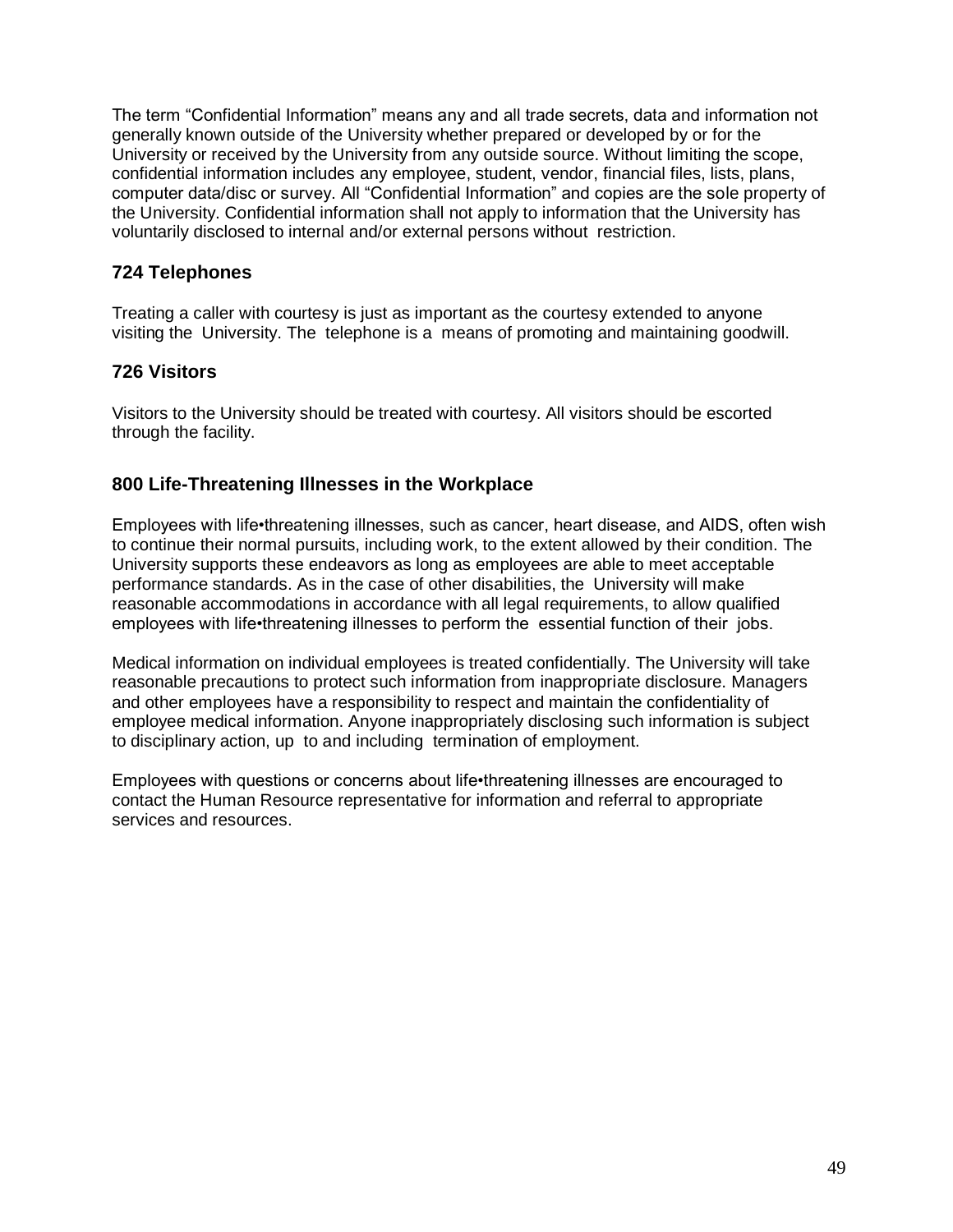The term "Confidential Information" means any and all trade secrets, data and information not generally known outside of the University whether prepared or developed by or for the University or received by the University from any outside source. Without limiting the scope, confidential information includes any employee, student, vendor, financial files, lists, plans, computer data/disc or survey. All "Confidential Information" and copies are the sole property of the University. Confidential information shall not apply to information that the University has voluntarily disclosed to internal and/or external persons without restriction.

### 724 Telephones

Treating a caller with courtesy is just as important as the courtesy extended to anyone visiting the University. The telephone is a means of promoting and maintaining goodwill.

### 726 Visitors

Visitors to the University should be treated with courtesy. All visitors should be escorted through the facility.

### 800 Life-Threatening Illnesses in the Workplace

Employees with life•threatening illnesses, such as cancer, heart disease, and AIDS, often wish to continue their normal pursuits, including work, to the extent allowed by their condition. The University supports these endeavors as long as employees are able to meet acceptable performance standards. As in the case of other disabilities, the University will make reasonable accommodations in accordance with all legal requirements, to allow qualified employees with life•threatening illnesses to perform the essential function of their jobs.

Medical information on individual employees is treated confidentially. The University will take reasonable precautions to protect such information from inappropriate disclosure. Managers and other employees have a responsibility to respect and maintain the confidentiality of employee medical information. Anyone inappropriately disclosing such information is subject to disciplinary action, up to and including termination of employment.

Employees with questions or concerns about life•threatening illnesses are encouraged to contact the Human Resource representative for information and referral to appropriate services and resources.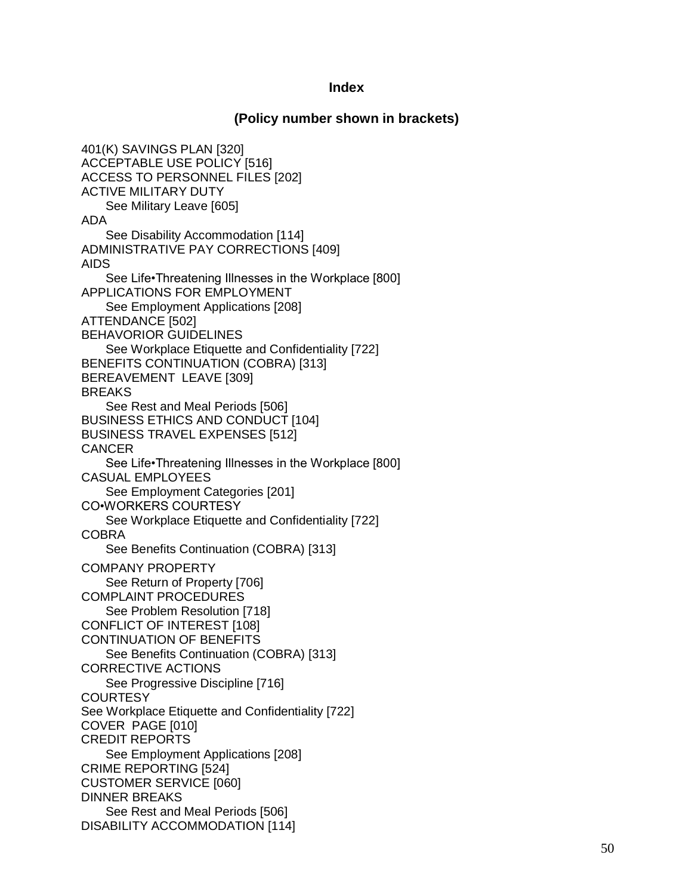**Index**

**(Policy number shown in brackets)**

401(K) SAVINGS PLAN [320]
ACCEPTABLE USE POLICY [516]
ACCESS TO PERSONNEL FILES [202]
ACTIVE MILITARY DUTY
    See Military Leave [605]
ADA
    See Disability Accommodation [114]
ADMINISTRATIVE PAY CORRECTIONS [409]
AIDS
    See Life•Threatening Illnesses in the Workplace [800]
APPLICATIONS FOR EMPLOYMENT
    See Employment Applications [208]
ATTENDANCE [502]
BEHAVORIOR GUIDELINES
    See Workplace Etiquette and Confidentiality [722]
BENEFITS CONTINUATION (COBRA) [313]
BEREAVEMENT LEAVE [309]
BREAKS
    See Rest and Meal Periods [506]
BUSINESS ETHICS AND CONDUCT [104]
BUSINESS TRAVEL EXPENSES [512]
CANCER
    See Life•Threatening Illnesses in the Workplace [800]
CASUAL EMPLOYEES
    See Employment Categories [201]
CO•WORKERS COURTESY
    See Workplace Etiquette and Confidentiality [722]
COBRA
    See Benefits Continuation (COBRA) [313]
COMPANY PROPERTY
    See Return of Property [706]
COMPLAINT PROCEDURES
    See Problem Resolution [718]
CONFLICT OF INTEREST [108]
CONTINUATION OF BENEFITS
    See Benefits Continuation (COBRA) [313]
CORRECTIVE ACTIONS
    See Progressive Discipline [716]
COURTESY
See Workplace Etiquette and Confidentiality [722]
COVER PAGE [010]
CREDIT REPORTS
    See Employment Applications [208]
CRIME REPORTING [524]
CUSTOMER SERVICE [060]
DINNER BREAKS
    See Rest and Meal Periods [506]
DISABILITY ACCOMMODATION [114]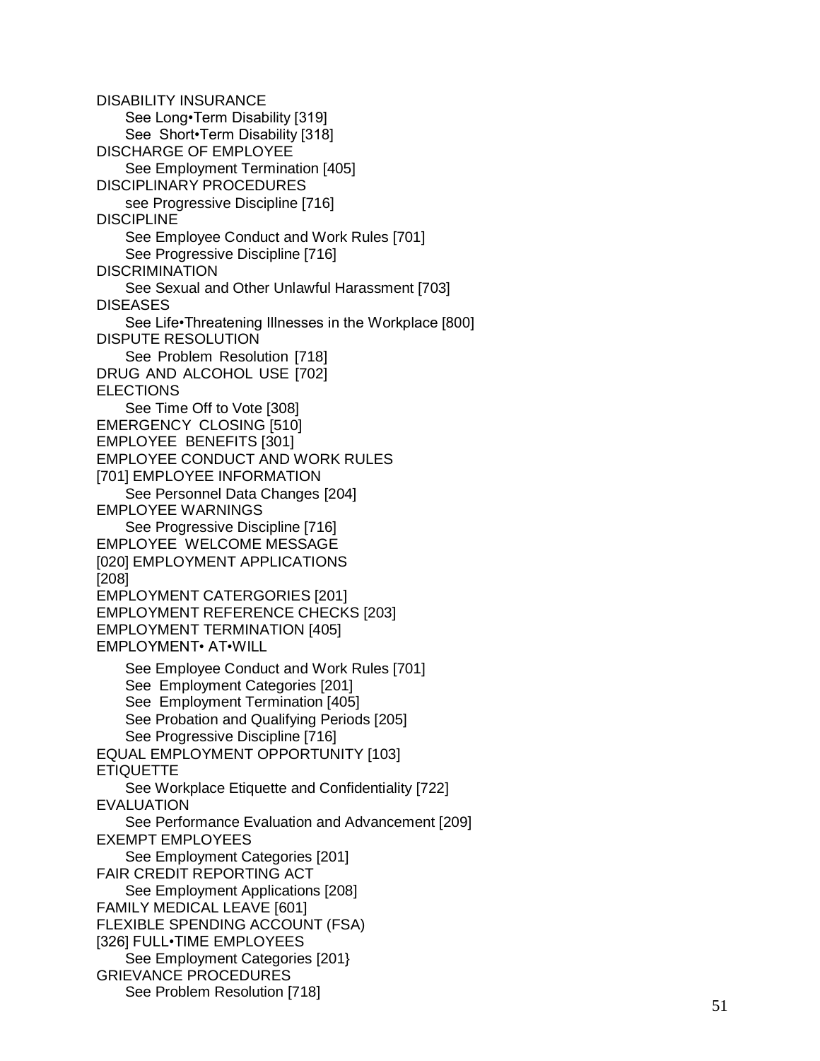DISABILITY INSURANCE
    See Long•Term Disability [319]
    See  Short•Term Disability [318]
DISCHARGE OF EMPLOYEE
    See Employment Termination [405]
DISCIPLINARY PROCEDURES
    see Progressive Discipline [716]
DISCIPLINE
    See Employee Conduct and Work Rules [701]
    See Progressive Discipline [716]
DISCRIMINATION
    See Sexual and Other Unlawful Harassment [703]
DISEASES
    See Life•Threatening Illnesses in the Workplace [800]
DISPUTE RESOLUTION
    See  Problem  Resolution  [718]
DRUG  AND  ALCOHOL  USE  [702]
ELECTIONS
    See Time Off to Vote [308]
EMERGENCY  CLOSING [510]
EMPLOYEE  BENEFITS [301]
EMPLOYEE CONDUCT AND WORK RULES
[701] EMPLOYEE INFORMATION
    See Personnel Data Changes [204]
EMPLOYEE WARNINGS
    See Progressive Discipline [716]
EMPLOYEE  WELCOME MESSAGE
[020] EMPLOYMENT APPLICATIONS
[208]
EMPLOYMENT CATERGORIES [201]
EMPLOYMENT REFERENCE CHECKS [203]
EMPLOYMENT TERMINATION [405]
EMPLOYMENT• AT•WILL
    See Employee Conduct and Work Rules [701]
    See  Employment Categories [201]
    See  Employment Termination [405]
    See Probation and Qualifying Periods [205]
    See Progressive Discipline [716]
EQUAL EMPLOYMENT OPPORTUNITY [103]
ETIQUETTE
    See Workplace Etiquette and Confidentiality [722]
EVALUATION
    See Performance Evaluation and Advancement [209]
EXEMPT EMPLOYEES
    See Employment Categories [201]
FAIR CREDIT REPORTING ACT
    See Employment Applications [208]
FAMILY MEDICAL LEAVE [601]
FLEXIBLE SPENDING ACCOUNT (FSA)
[326] FULL•TIME EMPLOYEES
    See Employment Categories [201}
GRIEVANCE PROCEDURES
    See Problem Resolution [718]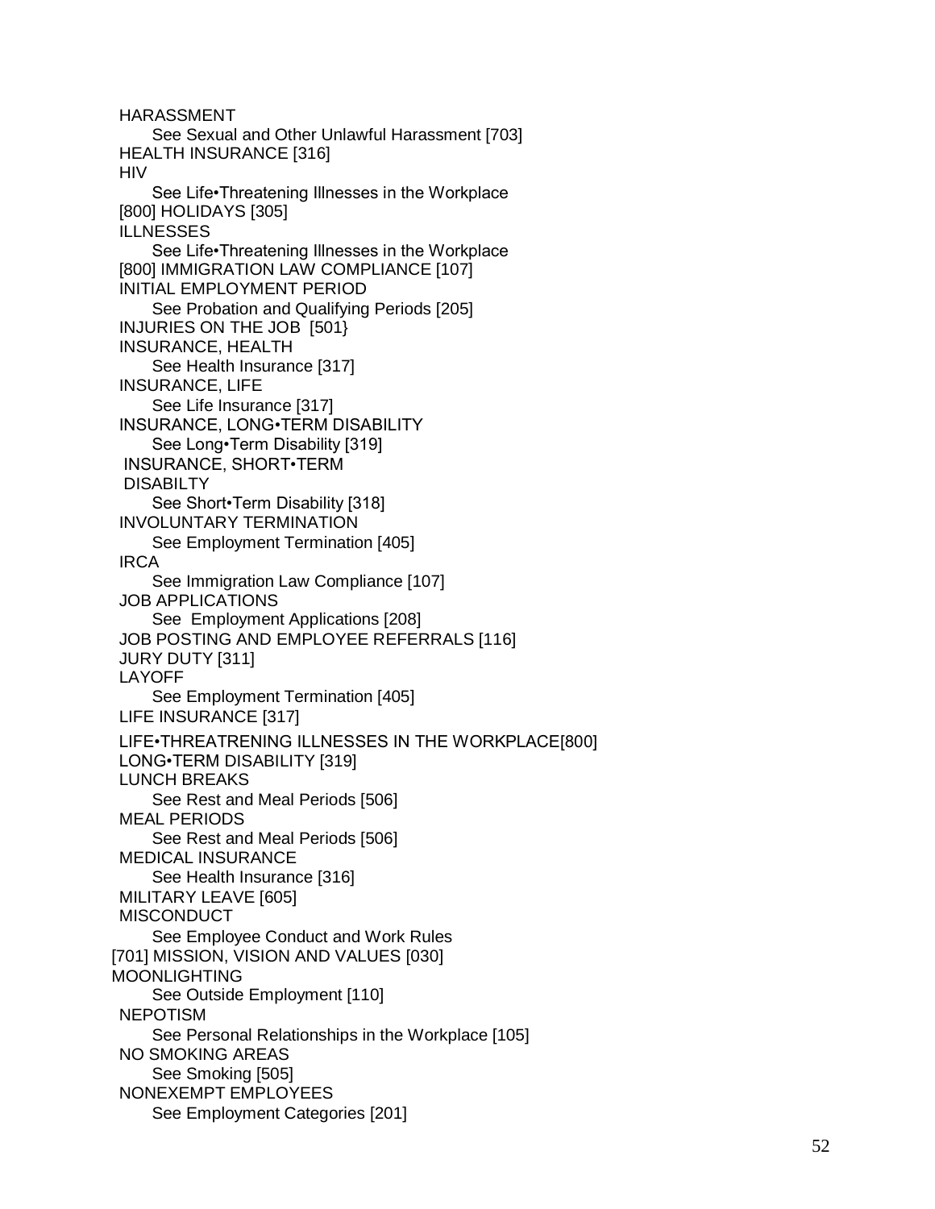HARASSMENT
  See Sexual and Other Unlawful Harassment [703]
HEALTH INSURANCE [316]
HIV
  See Life•Threatening Illnesses in the Workplace
[800] HOLIDAYS [305]
ILLNESSES
  See Life•Threatening Illnesses in the Workplace
[800] IMMIGRATION LAW COMPLIANCE [107]
INITIAL EMPLOYMENT PERIOD
  See Probation and Qualifying Periods [205]
INJURIES ON THE JOB [501}
INSURANCE, HEALTH
  See Health Insurance [317]
INSURANCE, LIFE
  See Life Insurance [317]
INSURANCE, LONG•TERM DISABILITY
  See Long•Term Disability [319]
INSURANCE, SHORT•TERM
DISABILTY
  See Short•Term Disability [318]
INVOLUNTARY TERMINATION
  See Employment Termination [405]
IRCA
  See Immigration Law Compliance [107]
JOB APPLICATIONS
  See Employment Applications [208]
JOB POSTING AND EMPLOYEE REFERRALS [116]
JURY DUTY [311]
LAYOFF
  See Employment Termination [405]
LIFE INSURANCE [317]
LIFE•THREATRENING ILLNESSES IN THE WORKPLACE[800]
LONG•TERM DISABILITY [319]
LUNCH BREAKS
  See Rest and Meal Periods [506]
MEAL PERIODS
  See Rest and Meal Periods [506]
MEDICAL INSURANCE
  See Health Insurance [316]
MILITARY LEAVE [605]
MISCONDUCT
  See Employee Conduct and Work Rules
[701] MISSION, VISION AND VALUES [030]
MOONLIGHTING
  See Outside Employment [110]
NEPOTISM
  See Personal Relationships in the Workplace [105]
NO SMOKING AREAS
  See Smoking [505]
NONEXEMPT EMPLOYEES
  See Employment Categories [201]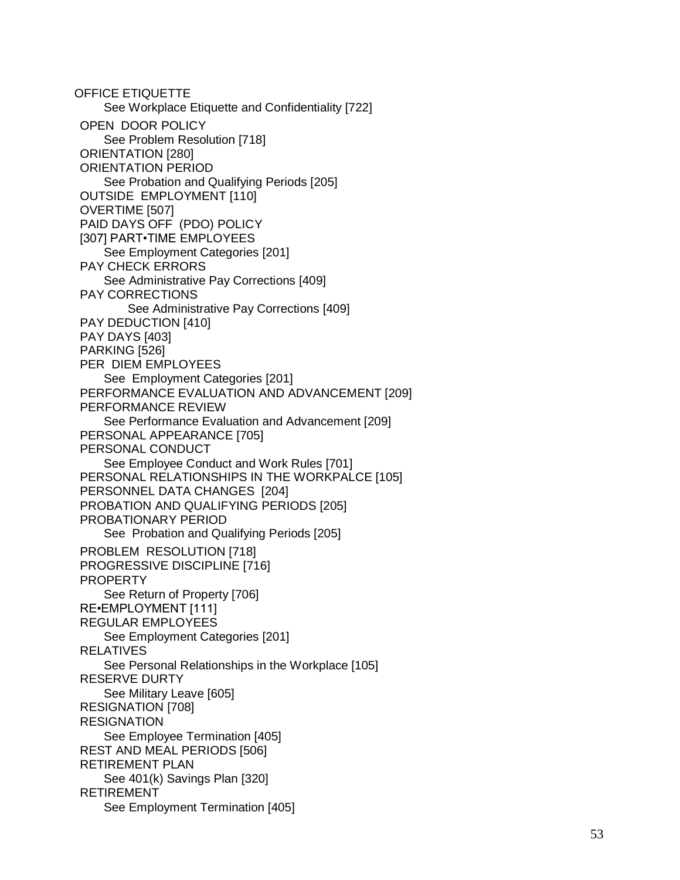OFFICE ETIQUETTE
    See Workplace Etiquette and Confidentiality [722]
OPEN DOOR POLICY
    See Problem Resolution [718]
ORIENTATION [280]
ORIENTATION PERIOD
    See Probation and Qualifying Periods [205]
OUTSIDE EMPLOYMENT [110]
OVERTIME [507]
PAID DAYS OFF (PDO) POLICY
[307] PART•TIME EMPLOYEES
    See Employment Categories [201]
PAY CHECK ERRORS
    See Administrative Pay Corrections [409]
PAY CORRECTIONS
    See Administrative Pay Corrections [409]
PAY DEDUCTION [410]
PAY DAYS [403]
PARKING [526]
PER DIEM EMPLOYEES
    See Employment Categories [201]
PERFORMANCE EVALUATION AND ADVANCEMENT [209]
PERFORMANCE REVIEW
    See Performance Evaluation and Advancement [209]
PERSONAL APPEARANCE [705]
PERSONAL CONDUCT
    See Employee Conduct and Work Rules [701]
PERSONAL RELATIONSHIPS IN THE WORKPALCE [105]
PERSONNEL DATA CHANGES [204]
PROBATION AND QUALIFYING PERIODS [205]
PROBATIONARY PERIOD
    See Probation and Qualifying Periods [205]
PROBLEM RESOLUTION [718]
PROGRESSIVE DISCIPLINE [716]
PROPERTY
    See Return of Property [706]
RE•EMPLOYMENT [111]
REGULAR EMPLOYEES
    See Employment Categories [201]
RELATIVES
    See Personal Relationships in the Workplace [105]
RESERVE DURTY
    See Military Leave [605]
RESIGNATION [708]
RESIGNATION
    See Employee Termination [405]
REST AND MEAL PERIODS [506]
RETIREMENT PLAN
    See 401(k) Savings Plan [320]
RETIREMENT
    See Employment Termination [405]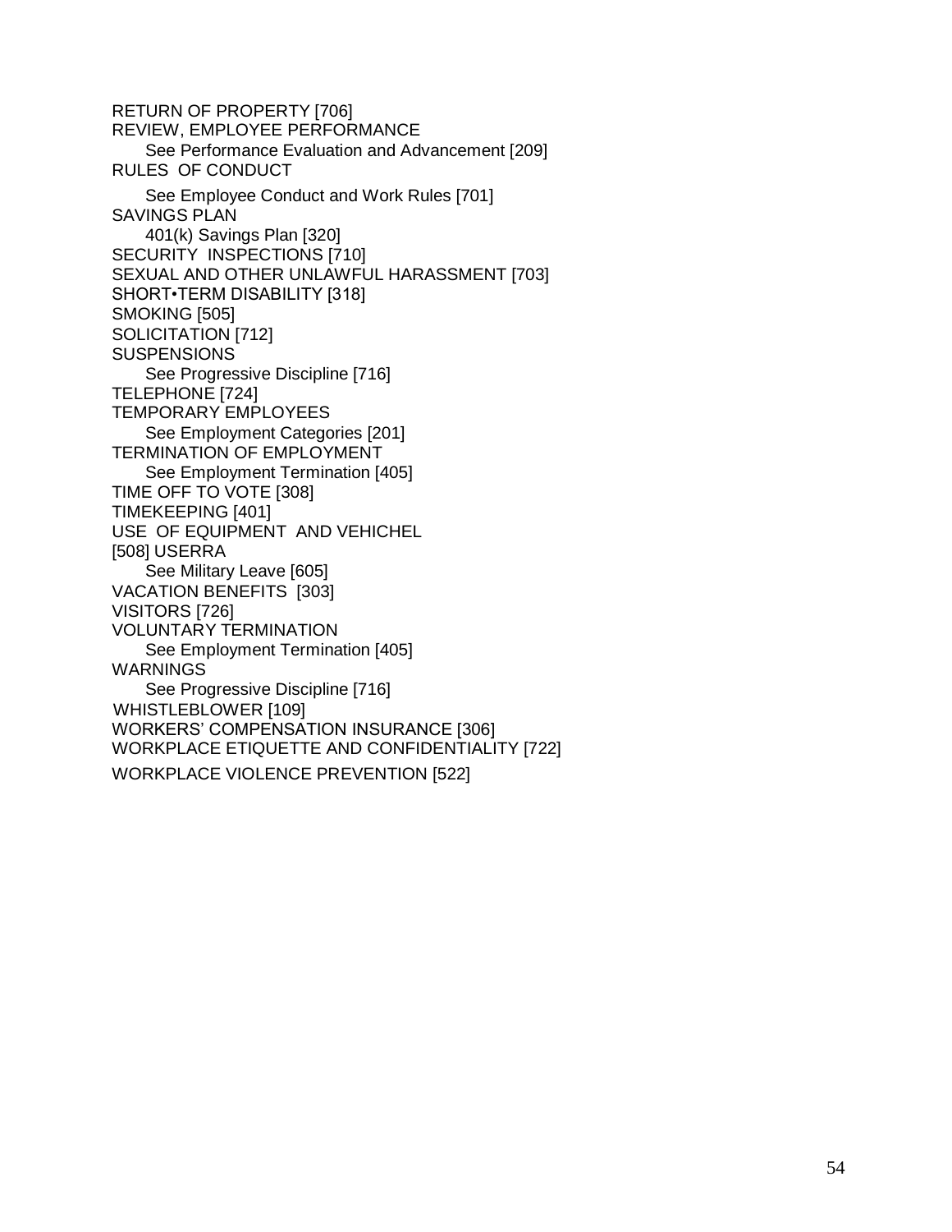RETURN OF PROPERTY [706]
REVIEW, EMPLOYEE PERFORMANCE
    See Performance Evaluation and Advancement [209]
RULES OF CONDUCT
    See Employee Conduct and Work Rules [701]
SAVINGS PLAN
    401(k) Savings Plan [320]
SECURITY INSPECTIONS [710]
SEXUAL AND OTHER UNLAWFUL HARASSMENT [703]
SHORT•TERM DISABILITY [318]
SMOKING [505]
SOLICITATION [712]
SUSPENSIONS
    See Progressive Discipline [716]
TELEPHONE [724]
TEMPORARY EMPLOYEES
    See Employment Categories [201]
TERMINATION OF EMPLOYMENT
    See Employment Termination [405]
TIME OFF TO VOTE [308]
TIMEKEEPING [401]
USE OF EQUIPMENT AND VEHICHEL
[508] USERRA
    See Military Leave [605]
VACATION BENEFITS [303]
VISITORS [726]
VOLUNTARY TERMINATION
    See Employment Termination [405]
WARNINGS
    See Progressive Discipline [716]
WHISTLEBLOWER [109]
WORKERS' COMPENSATION INSURANCE [306]
WORKPLACE ETIQUETTE AND CONFIDENTIALITY [722]
WORKPLACE VIOLENCE PREVENTION [522]